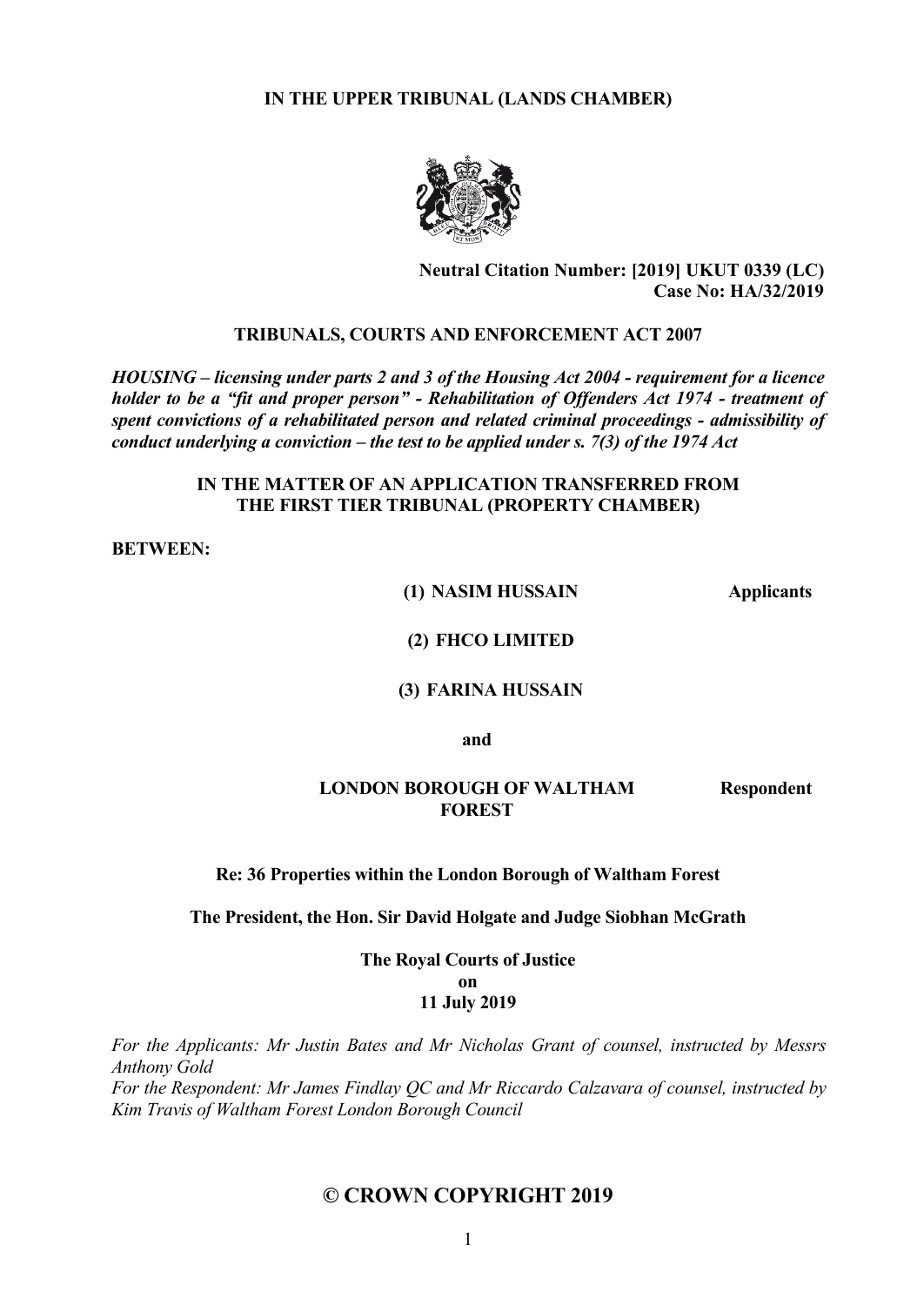**IN THE UPPER TRIBUNAL (LANDS CHAMBER)**

**Neutral Citation Number: [2019] UKUT 0339 (LC)**
**Case No: HA/32/2019**

**TRIBUNALS, COURTS AND ENFORCEMENT ACT 2007**

***HOUSING – licensing under parts 2 and 3 of the Housing Act 2004 - requirement for a licence holder to be a "fit and proper person" - Rehabilitation of Offenders Act 1974 - treatment of spent convictions of a rehabilitated person and related criminal proceedings - admissibility of conduct underlying a conviction – the test to be applied under s. 7(3) of the 1974 Act***

**IN THE MATTER OF AN APPLICATION TRANSFERRED FROM THE FIRST TIER TRIBUNAL (PROPERTY CHAMBER)**

**BETWEEN:**

**(1) NASIM HUSSAIN** — **Applicants**

**(2) FHCO LIMITED**

**(3) FARINA HUSSAIN**

**and**

**LONDON BOROUGH OF WALTHAM FOREST** — **Respondent**

**Re: 36 Properties within the London Borough of Waltham Forest**

**The President, the Hon. Sir David Holgate and Judge Siobhan McGrath**

**The Royal Courts of Justice**
**on**
**11 July 2019**

*For the Applicants: Mr Justin Bates and Mr Nicholas Grant of counsel, instructed by Messrs Anthony Gold*

*For the Respondent: Mr James Findlay QC and Mr Riccardo Calzavara of counsel, instructed by Kim Travis of Waltham Forest London Borough Council*

**© CROWN COPYRIGHT 2019**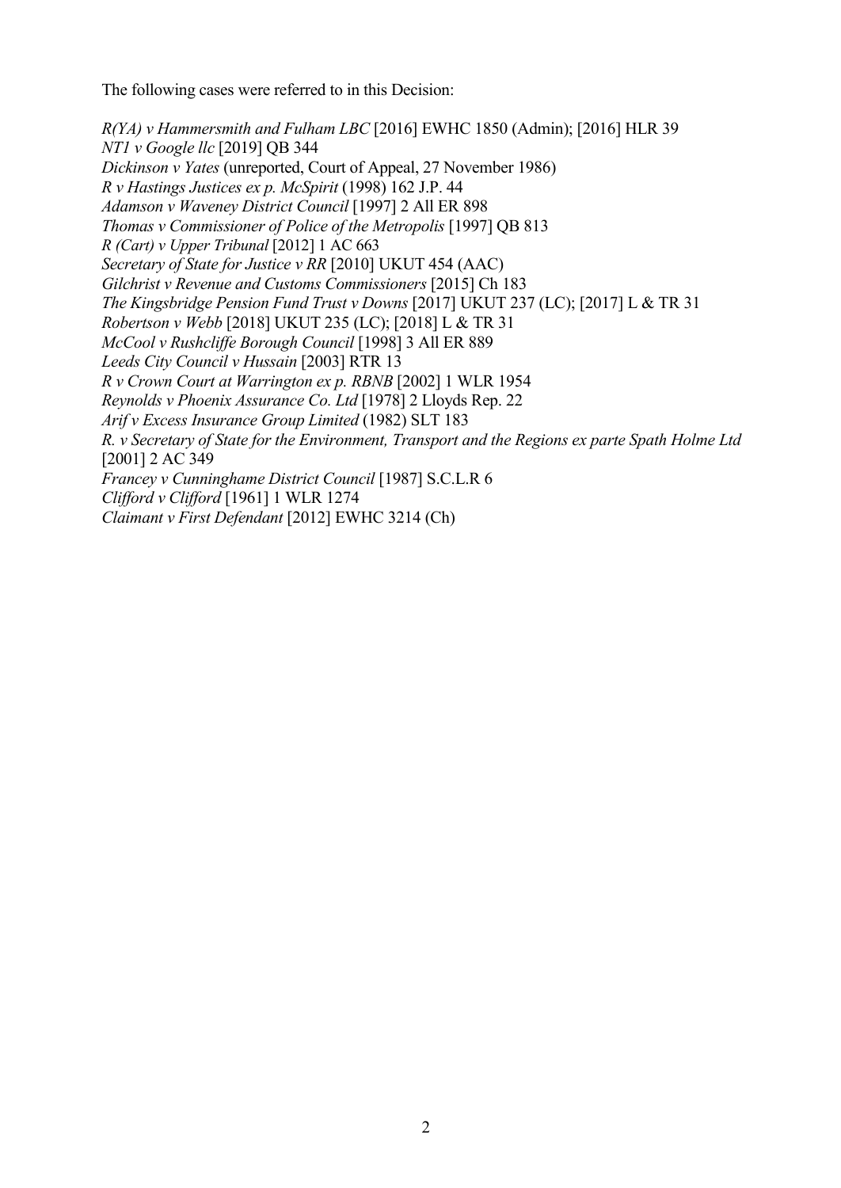The following cases were referred to in this Decision:

*R(YA) v Hammersmith and Fulham LBC* [2016] EWHC 1850 (Admin); [2016] HLR 39
*NT1 v Google llc* [2019] QB 344
*Dickinson v Yates* (unreported, Court of Appeal, 27 November 1986)
*R v Hastings Justices ex p. McSpirit* (1998) 162 J.P. 44
*Adamson v Waveney District Council* [1997] 2 All ER 898
*Thomas v Commissioner of Police of the Metropolis* [1997] QB 813
*R (Cart) v Upper Tribunal* [2012] 1 AC 663
*Secretary of State for Justice v RR* [2010] UKUT 454 (AAC)
*Gilchrist v Revenue and Customs Commissioners* [2015] Ch 183
*The Kingsbridge Pension Fund Trust v Downs* [2017] UKUT 237 (LC); [2017] L & TR 31
*Robertson v Webb* [2018] UKUT 235 (LC); [2018] L & TR 31
*McCool v Rushcliffe Borough Council* [1998] 3 All ER 889
*Leeds City Council v Hussain* [2003] RTR 13
*R v Crown Court at Warrington ex p. RBNB* [2002] 1 WLR 1954
*Reynolds v Phoenix Assurance Co. Ltd* [1978] 2 Lloyds Rep. 22
*Arif v Excess Insurance Group Limited* (1982) SLT 183
*R. v Secretary of State for the Environment, Transport and the Regions ex parte Spath Holme Ltd* [2001] 2 AC 349
*Francey v Cunninghame District Council* [1987] S.C.L.R 6
*Clifford v Clifford* [1961] 1 WLR 1274
*Claimant v First Defendant* [2012] EWHC 3214 (Ch)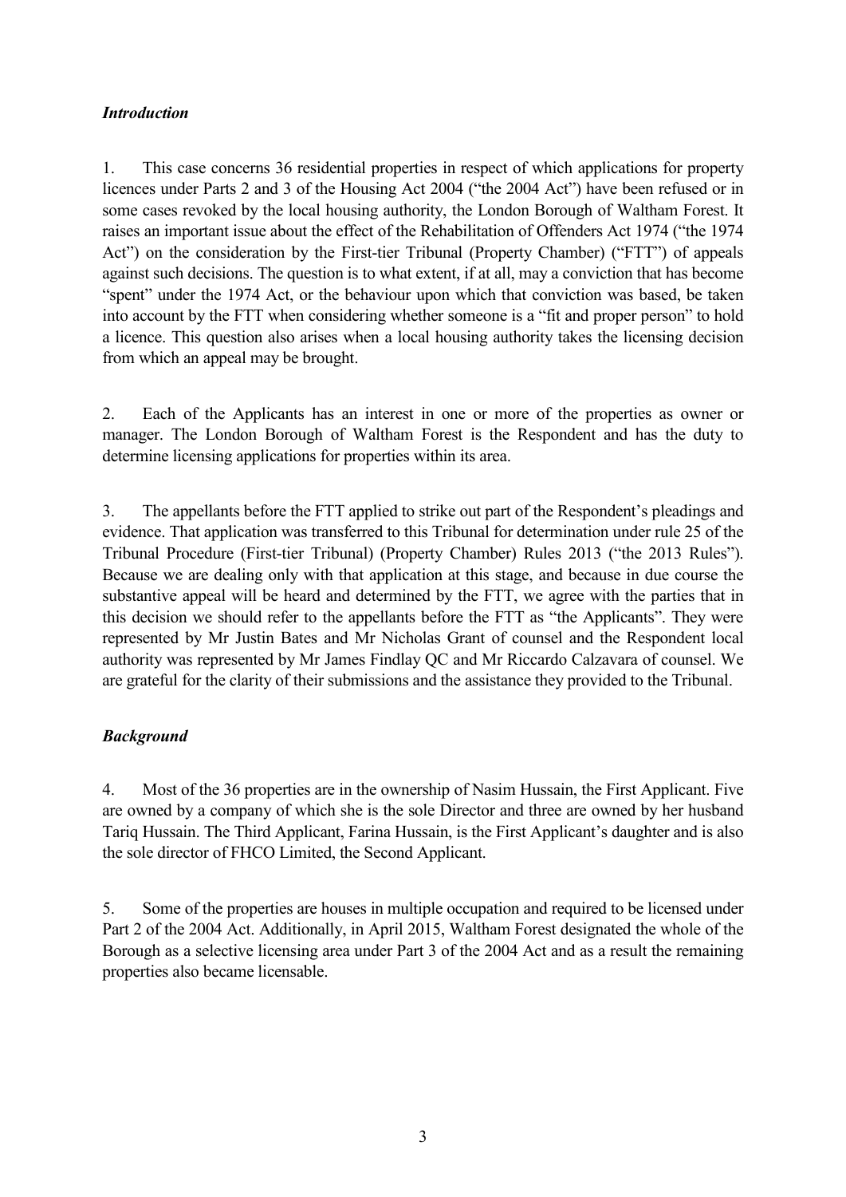### *Introduction*

1. This case concerns 36 residential properties in respect of which applications for property licences under Parts 2 and 3 of the Housing Act 2004 ("the 2004 Act") have been refused or in some cases revoked by the local housing authority, the London Borough of Waltham Forest. It raises an important issue about the effect of the Rehabilitation of Offenders Act 1974 ("the 1974 Act") on the consideration by the First-tier Tribunal (Property Chamber) ("FTT") of appeals against such decisions. The question is to what extent, if at all, may a conviction that has become "spent" under the 1974 Act, or the behaviour upon which that conviction was based, be taken into account by the FTT when considering whether someone is a "fit and proper person" to hold a licence. This question also arises when a local housing authority takes the licensing decision from which an appeal may be brought.

2. Each of the Applicants has an interest in one or more of the properties as owner or manager. The London Borough of Waltham Forest is the Respondent and has the duty to determine licensing applications for properties within its area.

3. The appellants before the FTT applied to strike out part of the Respondent's pleadings and evidence. That application was transferred to this Tribunal for determination under rule 25 of the Tribunal Procedure (First-tier Tribunal) (Property Chamber) Rules 2013 ("the 2013 Rules"). Because we are dealing only with that application at this stage, and because in due course the substantive appeal will be heard and determined by the FTT, we agree with the parties that in this decision we should refer to the appellants before the FTT as "the Applicants". They were represented by Mr Justin Bates and Mr Nicholas Grant of counsel and the Respondent local authority was represented by Mr James Findlay QC and Mr Riccardo Calzavara of counsel. We are grateful for the clarity of their submissions and the assistance they provided to the Tribunal.

### *Background*

4. Most of the 36 properties are in the ownership of Nasim Hussain, the First Applicant. Five are owned by a company of which she is the sole Director and three are owned by her husband Tariq Hussain. The Third Applicant, Farina Hussain, is the First Applicant's daughter and is also the sole director of FHCO Limited, the Second Applicant.

5. Some of the properties are houses in multiple occupation and required to be licensed under Part 2 of the 2004 Act. Additionally, in April 2015, Waltham Forest designated the whole of the Borough as a selective licensing area under Part 3 of the 2004 Act and as a result the remaining properties also became licensable.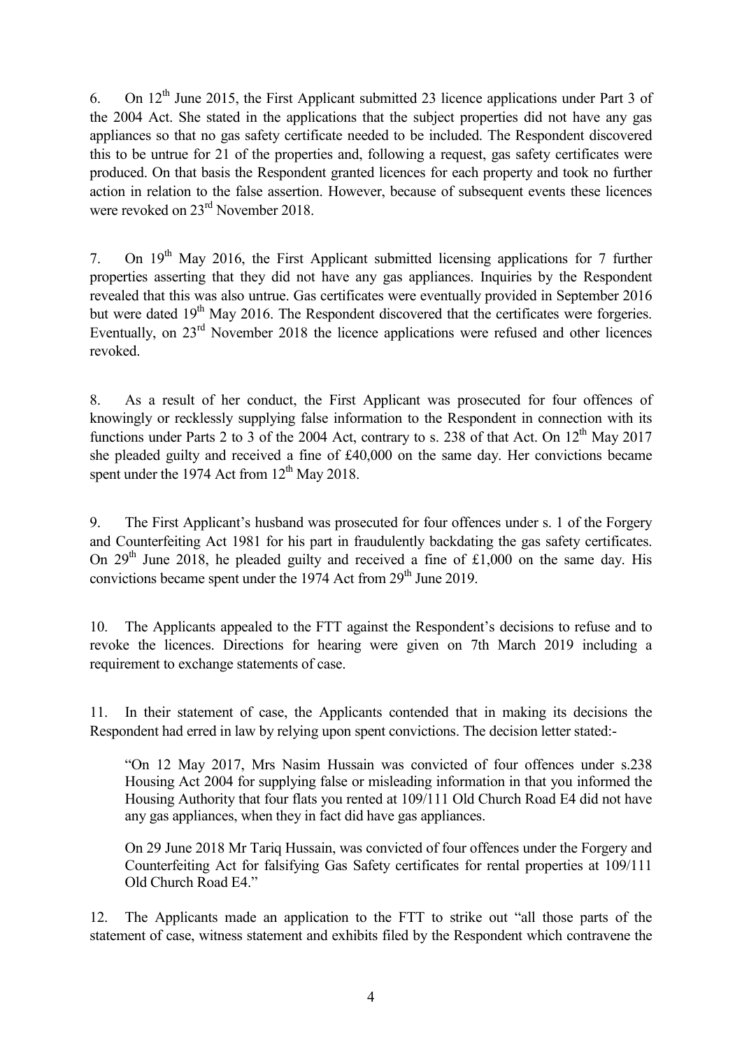6. On 12th June 2015, the First Applicant submitted 23 licence applications under Part 3 of the 2004 Act. She stated in the applications that the subject properties did not have any gas appliances so that no gas safety certificate needed to be included. The Respondent discovered this to be untrue for 21 of the properties and, following a request, gas safety certificates were produced. On that basis the Respondent granted licences for each property and took no further action in relation to the false assertion. However, because of subsequent events these licences were revoked on 23rd November 2018.

7. On 19th May 2016, the First Applicant submitted licensing applications for 7 further properties asserting that they did not have any gas appliances. Inquiries by the Respondent revealed that this was also untrue. Gas certificates were eventually provided in September 2016 but were dated 19th May 2016. The Respondent discovered that the certificates were forgeries. Eventually, on 23rd November 2018 the licence applications were refused and other licences revoked.

8. As a result of her conduct, the First Applicant was prosecuted for four offences of knowingly or recklessly supplying false information to the Respondent in connection with its functions under Parts 2 to 3 of the 2004 Act, contrary to s. 238 of that Act. On 12th May 2017 she pleaded guilty and received a fine of £40,000 on the same day. Her convictions became spent under the 1974 Act from 12th May 2018.

9. The First Applicant's husband was prosecuted for four offences under s. 1 of the Forgery and Counterfeiting Act 1981 for his part in fraudulently backdating the gas safety certificates. On 29th June 2018, he pleaded guilty and received a fine of £1,000 on the same day. His convictions became spent under the 1974 Act from 29th June 2019.

10. The Applicants appealed to the FTT against the Respondent's decisions to refuse and to revoke the licences. Directions for hearing were given on 7th March 2019 including a requirement to exchange statements of case.

11. In their statement of case, the Applicants contended that in making its decisions the Respondent had erred in law by relying upon spent convictions. The decision letter stated:-

> "On 12 May 2017, Mrs Nasim Hussain was convicted of four offences under s.238 Housing Act 2004 for supplying false or misleading information in that you informed the Housing Authority that four flats you rented at 109/111 Old Church Road E4 did not have any gas appliances, when they in fact did have gas appliances.
>
> On 29 June 2018 Mr Tariq Hussain, was convicted of four offences under the Forgery and Counterfeiting Act for falsifying Gas Safety certificates for rental properties at 109/111 Old Church Road E4."

12. The Applicants made an application to the FTT to strike out "all those parts of the statement of case, witness statement and exhibits filed by the Respondent which contravene the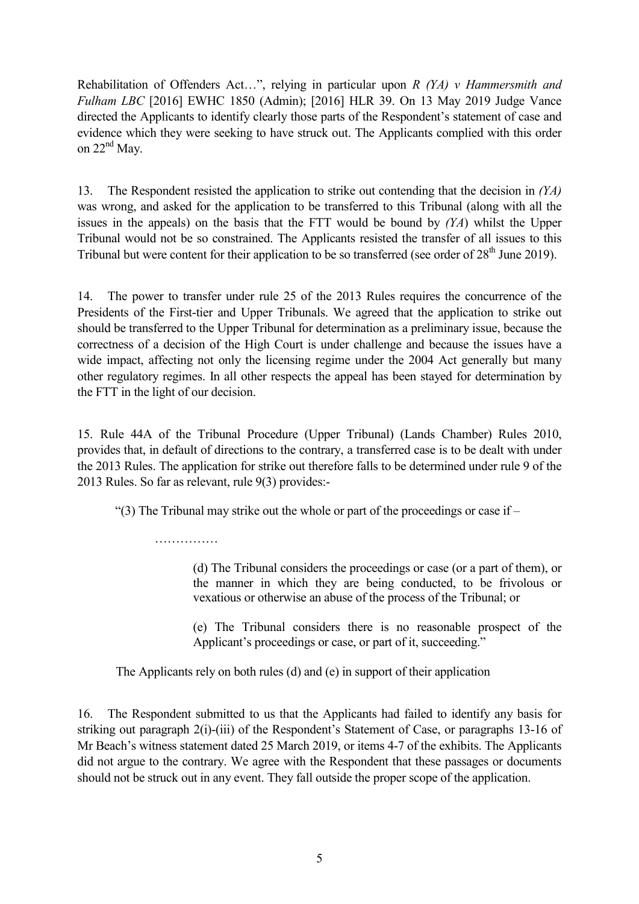Rehabilitation of Offenders Act…", relying in particular upon *R (YA) v Hammersmith and Fulham LBC* [2016] EWHC 1850 (Admin); [2016] HLR 39. On 13 May 2019 Judge Vance directed the Applicants to identify clearly those parts of the Respondent's statement of case and evidence which they were seeking to have struck out. The Applicants complied with this order on 22nd May.

13. The Respondent resisted the application to strike out contending that the decision in *(YA)* was wrong, and asked for the application to be transferred to this Tribunal (along with all the issues in the appeals) on the basis that the FTT would be bound by *(YA)* whilst the Upper Tribunal would not be so constrained. The Applicants resisted the transfer of all issues to this Tribunal but were content for their application to be so transferred (see order of 28th June 2019).

14. The power to transfer under rule 25 of the 2013 Rules requires the concurrence of the Presidents of the First-tier and Upper Tribunals. We agreed that the application to strike out should be transferred to the Upper Tribunal for determination as a preliminary issue, because the correctness of a decision of the High Court is under challenge and because the issues have a wide impact, affecting not only the licensing regime under the 2004 Act generally but many other regulatory regimes. In all other respects the appeal has been stayed for determination by the FTT in the light of our decision.

15. Rule 44A of the Tribunal Procedure (Upper Tribunal) (Lands Chamber) Rules 2010, provides that, in default of directions to the contrary, a transferred case is to be dealt with under the 2013 Rules. The application for strike out therefore falls to be determined under rule 9 of the 2013 Rules. So far as relevant, rule 9(3) provides:-

> "(3) The Tribunal may strike out the whole or part of the proceedings or case if –
>
> ……………
>
> (d) The Tribunal considers the proceedings or case (or a part of them), or the manner in which they are being conducted, to be frivolous or vexatious or otherwise an abuse of the process of the Tribunal; or
>
> (e) The Tribunal considers there is no reasonable prospect of the Applicant's proceedings or case, or part of it, succeeding."

The Applicants rely on both rules (d) and (e) in support of their application

16. The Respondent submitted to us that the Applicants had failed to identify any basis for striking out paragraph 2(i)-(iii) of the Respondent's Statement of Case, or paragraphs 13-16 of Mr Beach's witness statement dated 25 March 2019, or items 4-7 of the exhibits. The Applicants did not argue to the contrary. We agree with the Respondent that these passages or documents should not be struck out in any event. They fall outside the proper scope of the application.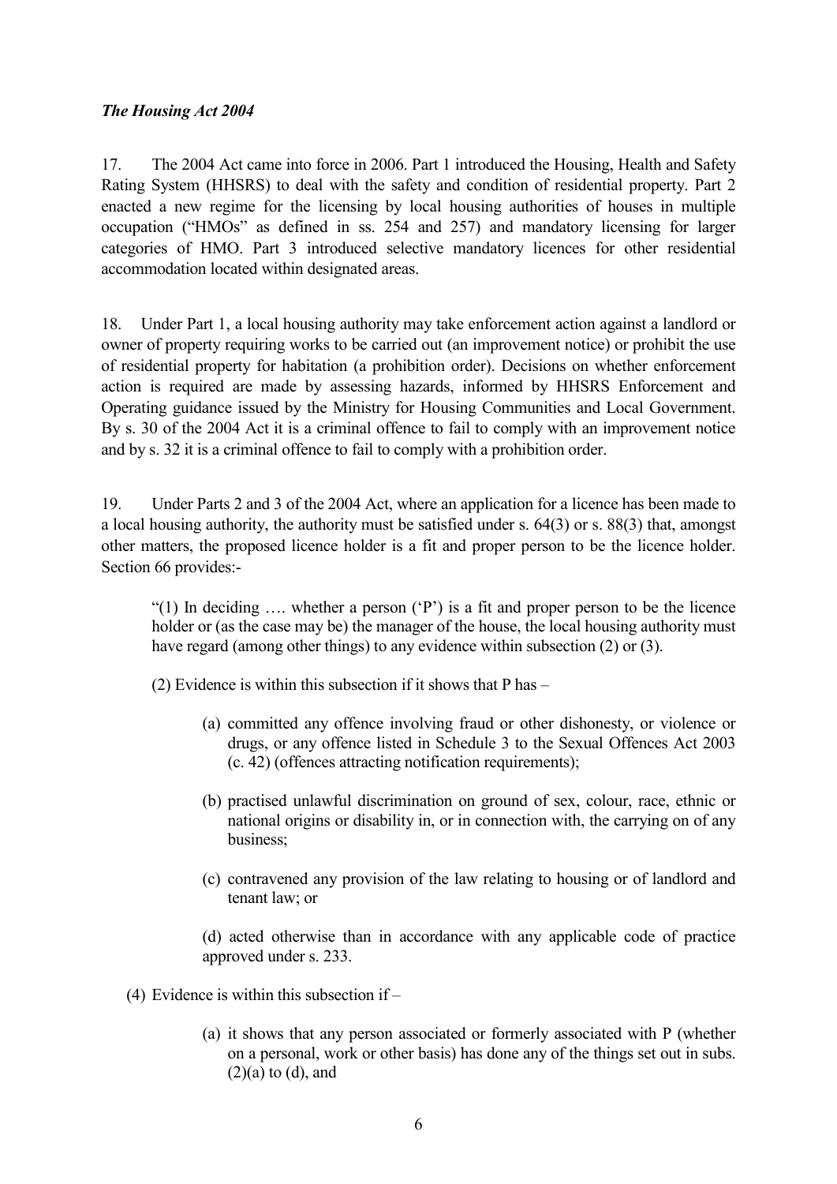***The Housing Act 2004***

17. The 2004 Act came into force in 2006. Part 1 introduced the Housing, Health and Safety Rating System (HHSRS) to deal with the safety and condition of residential property. Part 2 enacted a new regime for the licensing by local housing authorities of houses in multiple occupation ("HMOs" as defined in ss. 254 and 257) and mandatory licensing for larger categories of HMO. Part 3 introduced selective mandatory licences for other residential accommodation located within designated areas.

18. Under Part 1, a local housing authority may take enforcement action against a landlord or owner of property requiring works to be carried out (an improvement notice) or prohibit the use of residential property for habitation (a prohibition order). Decisions on whether enforcement action is required are made by assessing hazards, informed by HHSRS Enforcement and Operating guidance issued by the Ministry for Housing Communities and Local Government. By s. 30 of the 2004 Act it is a criminal offence to fail to comply with an improvement notice and by s. 32 it is a criminal offence to fail to comply with a prohibition order.

19. Under Parts 2 and 3 of the 2004 Act, where an application for a licence has been made to a local housing authority, the authority must be satisfied under s. 64(3) or s. 88(3) that, amongst other matters, the proposed licence holder is a fit and proper person to be the licence holder. Section 66 provides:-

> "(1) In deciding …. whether a person ('P') is a fit and proper person to be the licence holder or (as the case may be) the manager of the house, the local housing authority must have regard (among other things) to any evidence within subsection (2) or (3).
>
> (2) Evidence is within this subsection if it shows that P has –
>
> (a) committed any offence involving fraud or other dishonesty, or violence or drugs, or any offence listed in Schedule 3 to the Sexual Offences Act 2003 (c. 42) (offences attracting notification requirements);
>
> (b) practised unlawful discrimination on ground of sex, colour, race, ethnic or national origins or disability in, or in connection with, the carrying on of any business;
>
> (c) contravened any provision of the law relating to housing or of landlord and tenant law; or
>
> (d) acted otherwise than in accordance with any applicable code of practice approved under s. 233.
>
> (4) Evidence is within this subsection if –
>
> (a) it shows that any person associated or formerly associated with P (whether on a personal, work or other basis) has done any of the things set out in subs. (2)(a) to (d), and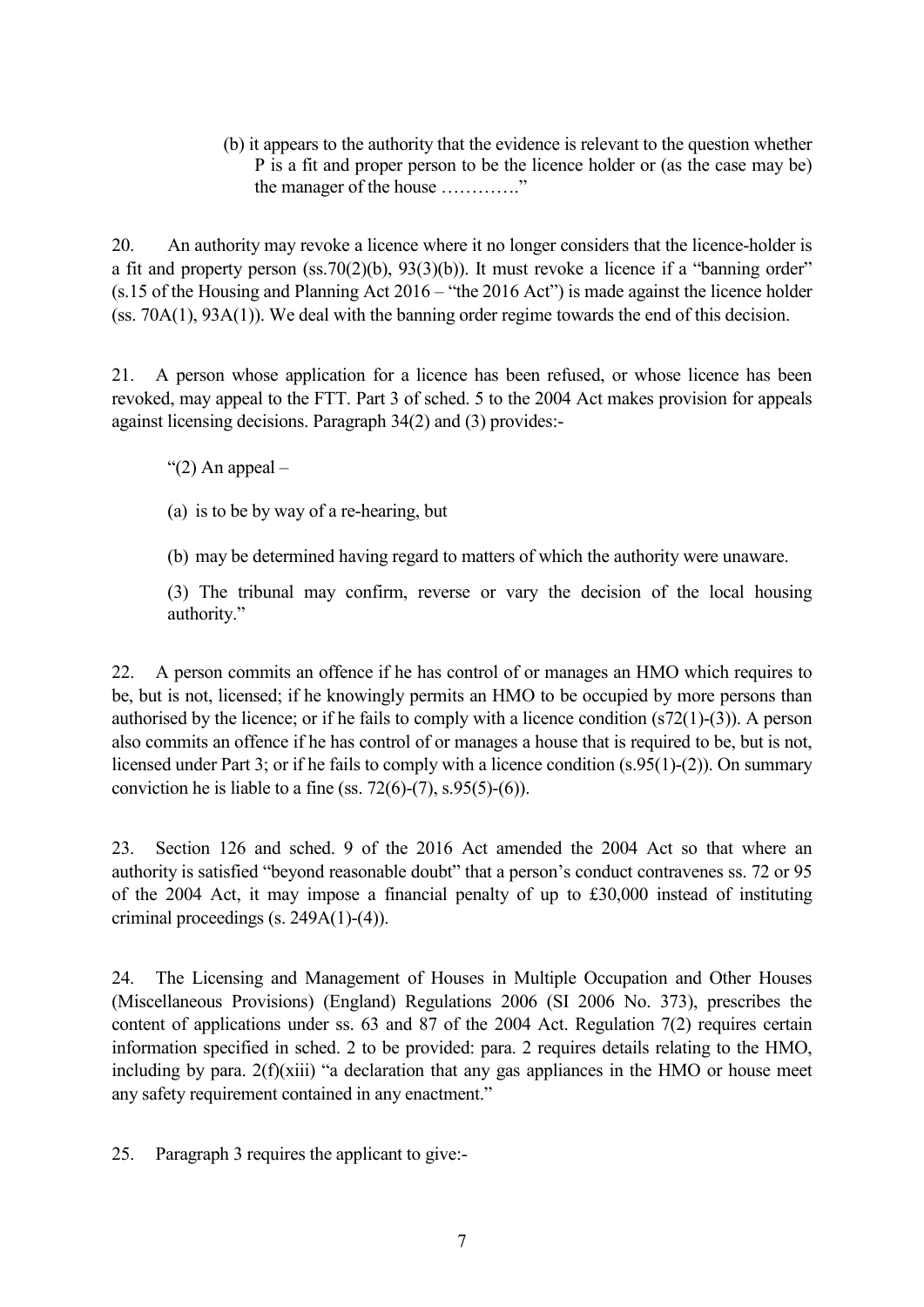(b) it appears to the authority that the evidence is relevant to the question whether P is a fit and proper person to be the licence holder or (as the case may be) the manager of the house …………."

20. An authority may revoke a licence where it no longer considers that the licence-holder is a fit and property person (ss.70(2)(b), 93(3)(b)). It must revoke a licence if a "banning order" (s.15 of the Housing and Planning Act 2016 – "the 2016 Act") is made against the licence holder (ss. 70A(1), 93A(1)). We deal with the banning order regime towards the end of this decision.

21. A person whose application for a licence has been refused, or whose licence has been revoked, may appeal to the FTT. Part 3 of sched. 5 to the 2004 Act makes provision for appeals against licensing decisions. Paragraph 34(2) and (3) provides:-

"(2) An appeal –

(a) is to be by way of a re-hearing, but

(b) may be determined having regard to matters of which the authority were unaware.

(3) The tribunal may confirm, reverse or vary the decision of the local housing authority."

22. A person commits an offence if he has control of or manages an HMO which requires to be, but is not, licensed; if he knowingly permits an HMO to be occupied by more persons than authorised by the licence; or if he fails to comply with a licence condition (s72(1)-(3)). A person also commits an offence if he has control of or manages a house that is required to be, but is not, licensed under Part 3; or if he fails to comply with a licence condition (s.95(1)-(2)). On summary conviction he is liable to a fine (ss. 72(6)-(7), s.95(5)-(6)).

23. Section 126 and sched. 9 of the 2016 Act amended the 2004 Act so that where an authority is satisfied "beyond reasonable doubt" that a person's conduct contravenes ss. 72 or 95 of the 2004 Act, it may impose a financial penalty of up to £30,000 instead of instituting criminal proceedings (s. 249A(1)-(4)).

24. The Licensing and Management of Houses in Multiple Occupation and Other Houses (Miscellaneous Provisions) (England) Regulations 2006 (SI 2006 No. 373), prescribes the content of applications under ss. 63 and 87 of the 2004 Act. Regulation 7(2) requires certain information specified in sched. 2 to be provided: para. 2 requires details relating to the HMO, including by para. 2(f)(xiii) "a declaration that any gas appliances in the HMO or house meet any safety requirement contained in any enactment."

25. Paragraph 3 requires the applicant to give:-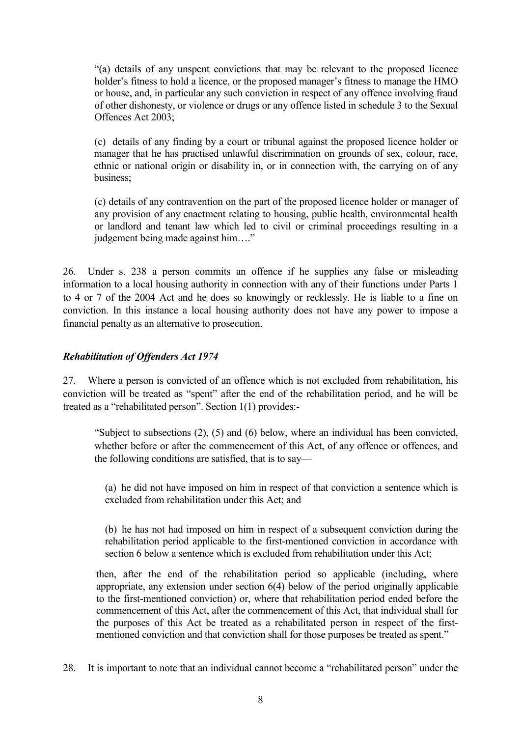> "(a) details of any unspent convictions that may be relevant to the proposed licence holder's fitness to hold a licence, or the proposed manager's fitness to manage the HMO or house, and, in particular any such conviction in respect of any offence involving fraud of other dishonesty, or violence or drugs or any offence listed in schedule 3 to the Sexual Offences Act 2003;
>
> (c) details of any finding by a court or tribunal against the proposed licence holder or manager that he has practised unlawful discrimination on grounds of sex, colour, race, ethnic or national origin or disability in, or in connection with, the carrying on of any business;
>
> (c) details of any contravention on the part of the proposed licence holder or manager of any provision of any enactment relating to housing, public health, environmental health or landlord and tenant law which led to civil or criminal proceedings resulting in a judgement being made against him…."

26. Under s. 238 a person commits an offence if he supplies any false or misleading information to a local housing authority in connection with any of their functions under Parts 1 to 4 or 7 of the 2004 Act and he does so knowingly or recklessly. He is liable to a fine on conviction. In this instance a local housing authority does not have any power to impose a financial penalty as an alternative to prosecution.

***Rehabilitation of Offenders Act 1974***

27. Where a person is convicted of an offence which is not excluded from rehabilitation, his conviction will be treated as "spent" after the end of the rehabilitation period, and he will be treated as a "rehabilitated person". Section 1(1) provides:-

> "Subject to subsections (2), (5) and (6) below, where an individual has been convicted, whether before or after the commencement of this Act, of any offence or offences, and the following conditions are satisfied, that is to say—
>
> (a) he did not have imposed on him in respect of that conviction a sentence which is excluded from rehabilitation under this Act; and
>
> (b) he has not had imposed on him in respect of a subsequent conviction during the rehabilitation period applicable to the first-mentioned conviction in accordance with section 6 below a sentence which is excluded from rehabilitation under this Act;
>
> then, after the end of the rehabilitation period so applicable (including, where appropriate, any extension under section 6(4) below of the period originally applicable to the first-mentioned conviction) or, where that rehabilitation period ended before the commencement of this Act, after the commencement of this Act, that individual shall for the purposes of this Act be treated as a rehabilitated person in respect of the first-mentioned conviction and that conviction shall for those purposes be treated as spent."

28. It is important to note that an individual cannot become a "rehabilitated person" under the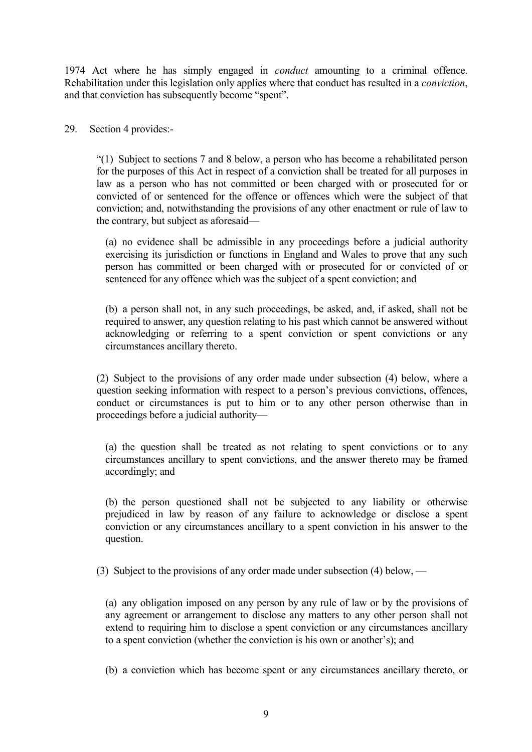1974 Act where he has simply engaged in *conduct* amounting to a criminal offence. Rehabilitation under this legislation only applies where that conduct has resulted in a *conviction*, and that conviction has subsequently become "spent".

29. Section 4 provides:-

> "(1) Subject to sections 7 and 8 below, a person who has become a rehabilitated person for the purposes of this Act in respect of a conviction shall be treated for all purposes in law as a person who has not committed or been charged with or prosecuted for or convicted of or sentenced for the offence or offences which were the subject of that conviction; and, notwithstanding the provisions of any other enactment or rule of law to the contrary, but subject as aforesaid—
>
> > (a) no evidence shall be admissible in any proceedings before a judicial authority exercising its jurisdiction or functions in England and Wales to prove that any such person has committed or been charged with or prosecuted for or convicted of or sentenced for any offence which was the subject of a spent conviction; and
> >
> > (b) a person shall not, in any such proceedings, be asked, and, if asked, shall not be required to answer, any question relating to his past which cannot be answered without acknowledging or referring to a spent conviction or spent convictions or any circumstances ancillary thereto.
>
> (2) Subject to the provisions of any order made under subsection (4) below, where a question seeking information with respect to a person's previous convictions, offences, conduct or circumstances is put to him or to any other person otherwise than in proceedings before a judicial authority—
>
> > (a) the question shall be treated as not relating to spent convictions or to any circumstances ancillary to spent convictions, and the answer thereto may be framed accordingly; and
> >
> > (b) the person questioned shall not be subjected to any liability or otherwise prejudiced in law by reason of any failure to acknowledge or disclose a spent conviction or any circumstances ancillary to a spent conviction in his answer to the question.
>
> (3) Subject to the provisions of any order made under subsection (4) below, —
>
> > (a) any obligation imposed on any person by any rule of law or by the provisions of any agreement or arrangement to disclose any matters to any other person shall not extend to requiring him to disclose a spent conviction or any circumstances ancillary to a spent conviction (whether the conviction is his own or another's); and
> >
> > (b) a conviction which has become spent or any circumstances ancillary thereto, or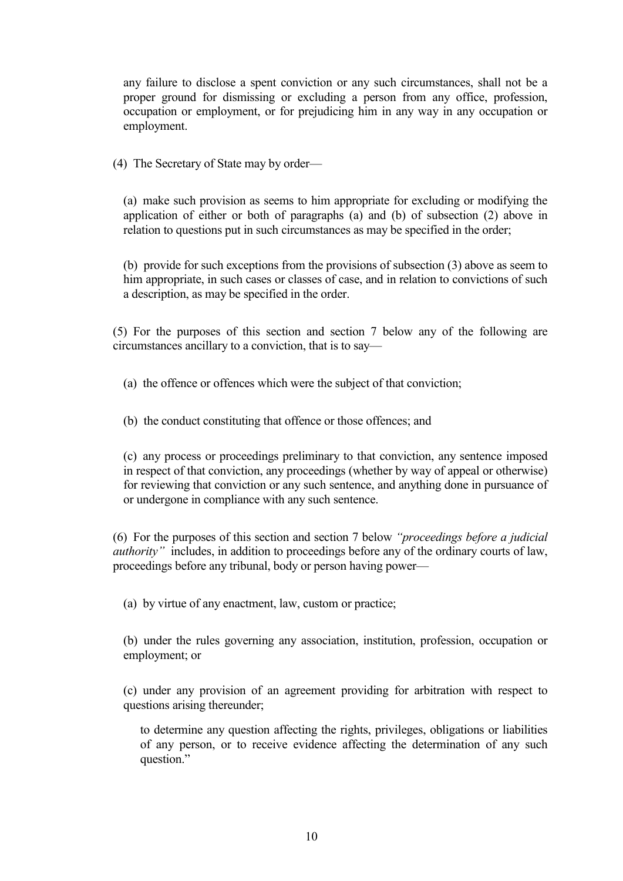any failure to disclose a spent conviction or any such circumstances, shall not be a proper ground for dismissing or excluding a person from any office, profession, occupation or employment, or for prejudicing him in any way in any occupation or employment.

(4) The Secretary of State may by order—

(a) make such provision as seems to him appropriate for excluding or modifying the application of either or both of paragraphs (a) and (b) of subsection (2) above in relation to questions put in such circumstances as may be specified in the order;

(b) provide for such exceptions from the provisions of subsection (3) above as seem to him appropriate, in such cases or classes of case, and in relation to convictions of such a description, as may be specified in the order.

(5) For the purposes of this section and section 7 below any of the following are circumstances ancillary to a conviction, that is to say—

(a) the offence or offences which were the subject of that conviction;

(b) the conduct constituting that offence or those offences; and

(c) any process or proceedings preliminary to that conviction, any sentence imposed in respect of that conviction, any proceedings (whether by way of appeal or otherwise) for reviewing that conviction or any such sentence, and anything done in pursuance of or undergone in compliance with any such sentence.

(6) For the purposes of this section and section 7 below *"proceedings before a judicial authority"* includes, in addition to proceedings before any of the ordinary courts of law, proceedings before any tribunal, body or person having power—

(a) by virtue of any enactment, law, custom or practice;

(b) under the rules governing any association, institution, profession, occupation or employment; or

(c) under any provision of an agreement providing for arbitration with respect to questions arising thereunder;

to determine any question affecting the rights, privileges, obligations or liabilities of any person, or to receive evidence affecting the determination of any such question."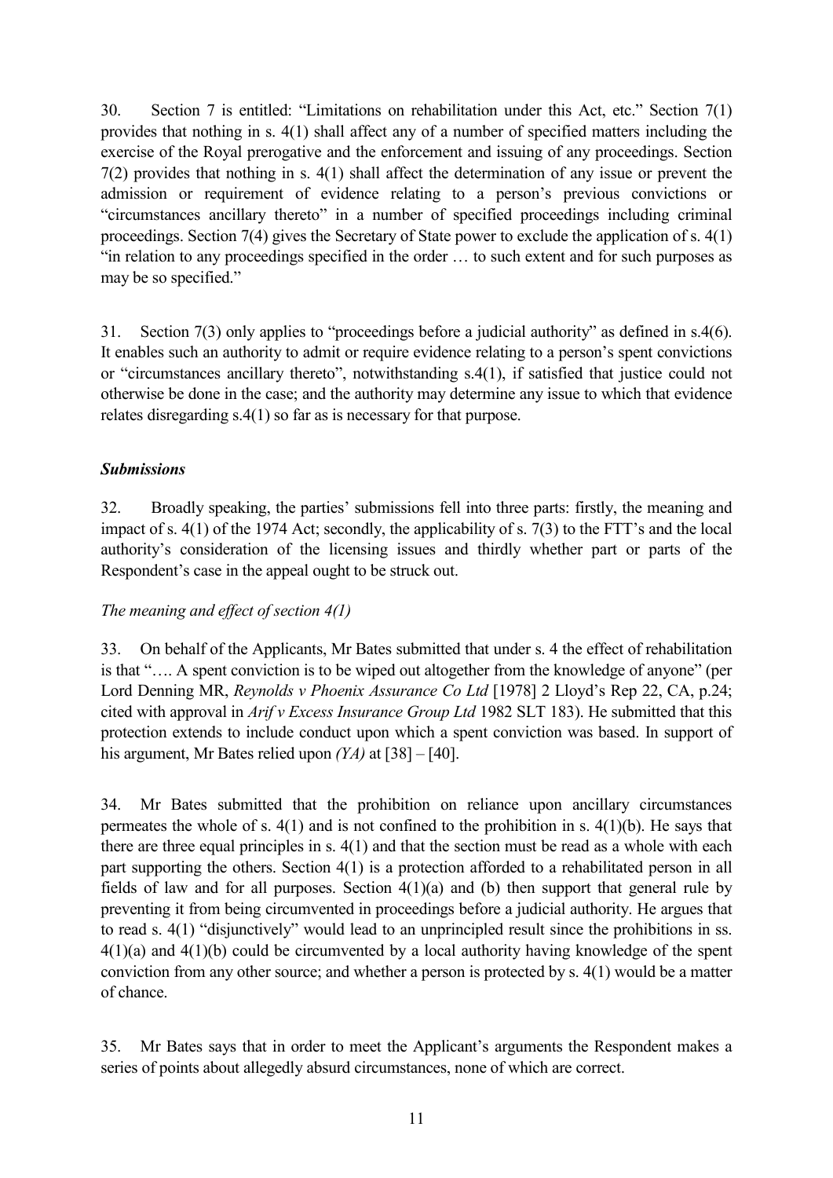30. Section 7 is entitled: "Limitations on rehabilitation under this Act, etc." Section 7(1) provides that nothing in s. 4(1) shall affect any of a number of specified matters including the exercise of the Royal prerogative and the enforcement and issuing of any proceedings. Section 7(2) provides that nothing in s. 4(1) shall affect the determination of any issue or prevent the admission or requirement of evidence relating to a person's previous convictions or "circumstances ancillary thereto" in a number of specified proceedings including criminal proceedings. Section 7(4) gives the Secretary of State power to exclude the application of s. 4(1) "in relation to any proceedings specified in the order … to such extent and for such purposes as may be so specified."

31. Section 7(3) only applies to "proceedings before a judicial authority" as defined in s.4(6). It enables such an authority to admit or require evidence relating to a person's spent convictions or "circumstances ancillary thereto", notwithstanding s.4(1), if satisfied that justice could not otherwise be done in the case; and the authority may determine any issue to which that evidence relates disregarding s.4(1) so far as is necessary for that purpose.

### ***Submissions***

32. Broadly speaking, the parties' submissions fell into three parts: firstly, the meaning and impact of s. 4(1) of the 1974 Act; secondly, the applicability of s. 7(3) to the FTT's and the local authority's consideration of the licensing issues and thirdly whether part or parts of the Respondent's case in the appeal ought to be struck out.

*The meaning and effect of section 4(1)*

33. On behalf of the Applicants, Mr Bates submitted that under s. 4 the effect of rehabilitation is that "…. A spent conviction is to be wiped out altogether from the knowledge of anyone" (per Lord Denning MR, *Reynolds v Phoenix Assurance Co Ltd* [1978] 2 Lloyd's Rep 22, CA, p.24; cited with approval in *Arif v Excess Insurance Group Ltd* 1982 SLT 183). He submitted that this protection extends to include conduct upon which a spent conviction was based. In support of his argument, Mr Bates relied upon *(YA)* at [38] – [40].

34. Mr Bates submitted that the prohibition on reliance upon ancillary circumstances permeates the whole of s. 4(1) and is not confined to the prohibition in s. 4(1)(b). He says that there are three equal principles in s. 4(1) and that the section must be read as a whole with each part supporting the others. Section 4(1) is a protection afforded to a rehabilitated person in all fields of law and for all purposes. Section 4(1)(a) and (b) then support that general rule by preventing it from being circumvented in proceedings before a judicial authority. He argues that to read s. 4(1) "disjunctively" would lead to an unprincipled result since the prohibitions in ss. 4(1)(a) and 4(1)(b) could be circumvented by a local authority having knowledge of the spent conviction from any other source; and whether a person is protected by s. 4(1) would be a matter of chance.

35. Mr Bates says that in order to meet the Applicant's arguments the Respondent makes a series of points about allegedly absurd circumstances, none of which are correct.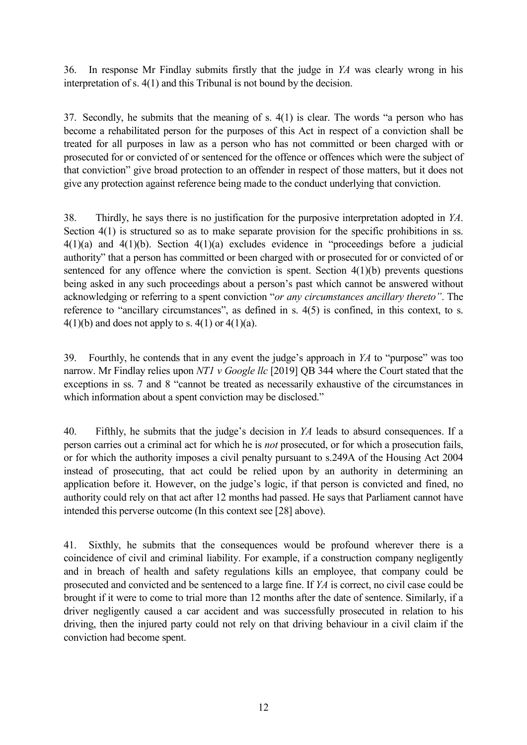36. In response Mr Findlay submits firstly that the judge in *YA* was clearly wrong in his interpretation of s. 4(1) and this Tribunal is not bound by the decision.

37. Secondly, he submits that the meaning of s. 4(1) is clear. The words "a person who has become a rehabilitated person for the purposes of this Act in respect of a conviction shall be treated for all purposes in law as a person who has not committed or been charged with or prosecuted for or convicted of or sentenced for the offence or offences which were the subject of that conviction" give broad protection to an offender in respect of those matters, but it does not give any protection against reference being made to the conduct underlying that conviction.

38. Thirdly, he says there is no justification for the purposive interpretation adopted in *YA*. Section 4(1) is structured so as to make separate provision for the specific prohibitions in ss. 4(1)(a) and 4(1)(b). Section 4(1)(a) excludes evidence in "proceedings before a judicial authority" that a person has committed or been charged with or prosecuted for or convicted of or sentenced for any offence where the conviction is spent. Section 4(1)(b) prevents questions being asked in any such proceedings about a person's past which cannot be answered without acknowledging or referring to a spent conviction "*or any circumstances ancillary thereto"*. The reference to "ancillary circumstances", as defined in s. 4(5) is confined, in this context, to s. 4(1)(b) and does not apply to s. 4(1) or 4(1)(a).

39. Fourthly, he contends that in any event the judge's approach in *YA* to "purpose" was too narrow. Mr Findlay relies upon *NT1 v Google llc* [2019] QB 344 where the Court stated that the exceptions in ss. 7 and 8 "cannot be treated as necessarily exhaustive of the circumstances in which information about a spent conviction may be disclosed."

40. Fifthly, he submits that the judge's decision in *YA* leads to absurd consequences. If a person carries out a criminal act for which he is *not* prosecuted, or for which a prosecution fails, or for which the authority imposes a civil penalty pursuant to s.249A of the Housing Act 2004 instead of prosecuting, that act could be relied upon by an authority in determining an application before it. However, on the judge's logic, if that person is convicted and fined, no authority could rely on that act after 12 months had passed. He says that Parliament cannot have intended this perverse outcome (In this context see [28] above).

41. Sixthly, he submits that the consequences would be profound wherever there is a coincidence of civil and criminal liability. For example, if a construction company negligently and in breach of health and safety regulations kills an employee, that company could be prosecuted and convicted and be sentenced to a large fine. If *YA* is correct, no civil case could be brought if it were to come to trial more than 12 months after the date of sentence. Similarly, if a driver negligently caused a car accident and was successfully prosecuted in relation to his driving, then the injured party could not rely on that driving behaviour in a civil claim if the conviction had become spent.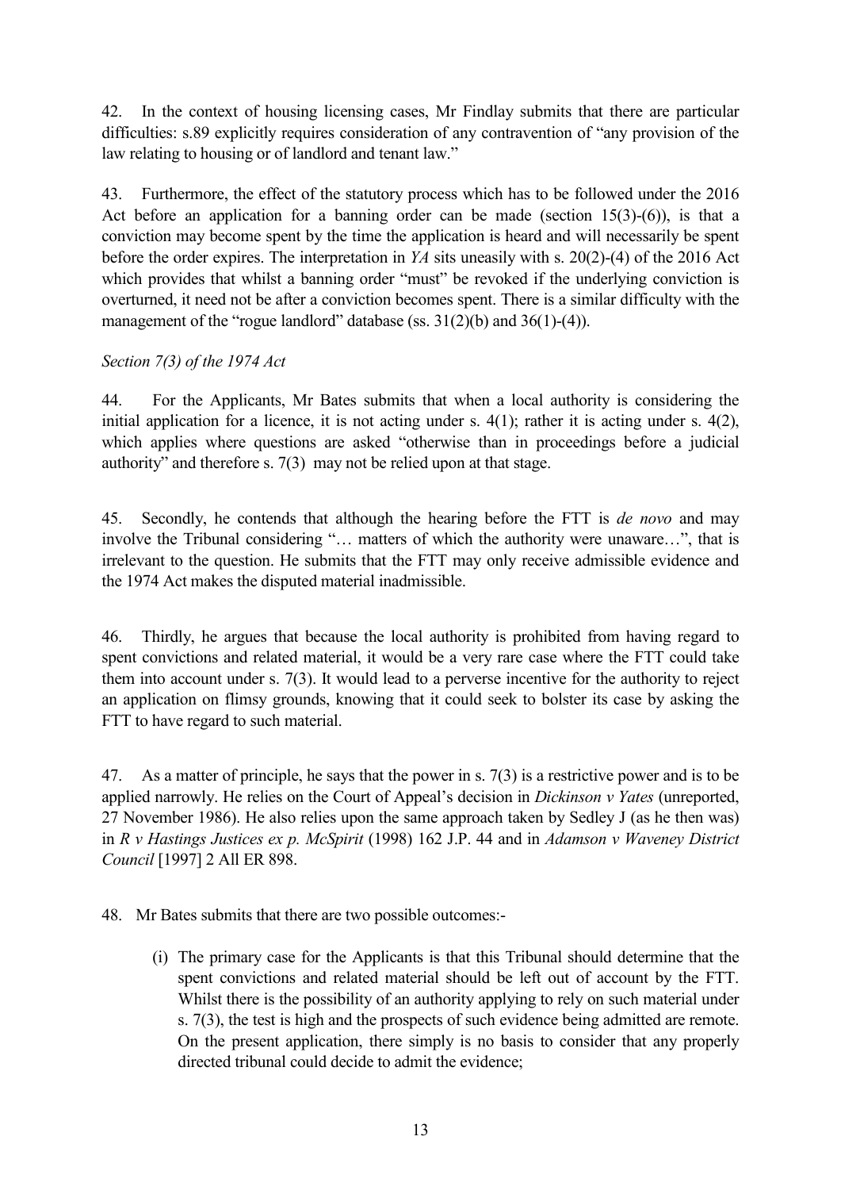42. In the context of housing licensing cases, Mr Findlay submits that there are particular difficulties: s.89 explicitly requires consideration of any contravention of "any provision of the law relating to housing or of landlord and tenant law."

43. Furthermore, the effect of the statutory process which has to be followed under the 2016 Act before an application for a banning order can be made (section 15(3)-(6)), is that a conviction may become spent by the time the application is heard and will necessarily be spent before the order expires. The interpretation in *YA* sits uneasily with s. 20(2)-(4) of the 2016 Act which provides that whilst a banning order "must" be revoked if the underlying conviction is overturned, it need not be after a conviction becomes spent. There is a similar difficulty with the management of the "rogue landlord" database (ss. 31(2)(b) and 36(1)-(4)).

*Section 7(3) of the 1974 Act*

44. For the Applicants, Mr Bates submits that when a local authority is considering the initial application for a licence, it is not acting under s. 4(1); rather it is acting under s. 4(2), which applies where questions are asked "otherwise than in proceedings before a judicial authority" and therefore s. 7(3) may not be relied upon at that stage.

45. Secondly, he contends that although the hearing before the FTT is *de novo* and may involve the Tribunal considering "… matters of which the authority were unaware…", that is irrelevant to the question. He submits that the FTT may only receive admissible evidence and the 1974 Act makes the disputed material inadmissible.

46. Thirdly, he argues that because the local authority is prohibited from having regard to spent convictions and related material, it would be a very rare case where the FTT could take them into account under s. 7(3). It would lead to a perverse incentive for the authority to reject an application on flimsy grounds, knowing that it could seek to bolster its case by asking the FTT to have regard to such material.

47. As a matter of principle, he says that the power in s. 7(3) is a restrictive power and is to be applied narrowly. He relies on the Court of Appeal's decision in *Dickinson v Yates* (unreported, 27 November 1986). He also relies upon the same approach taken by Sedley J (as he then was) in *R v Hastings Justices ex p. McSpirit* (1998) 162 J.P. 44 and in *Adamson v Waveney District Council* [1997] 2 All ER 898.

48. Mr Bates submits that there are two possible outcomes:-

(i) The primary case for the Applicants is that this Tribunal should determine that the spent convictions and related material should be left out of account by the FTT. Whilst there is the possibility of an authority applying to rely on such material under s. 7(3), the test is high and the prospects of such evidence being admitted are remote. On the present application, there simply is no basis to consider that any properly directed tribunal could decide to admit the evidence;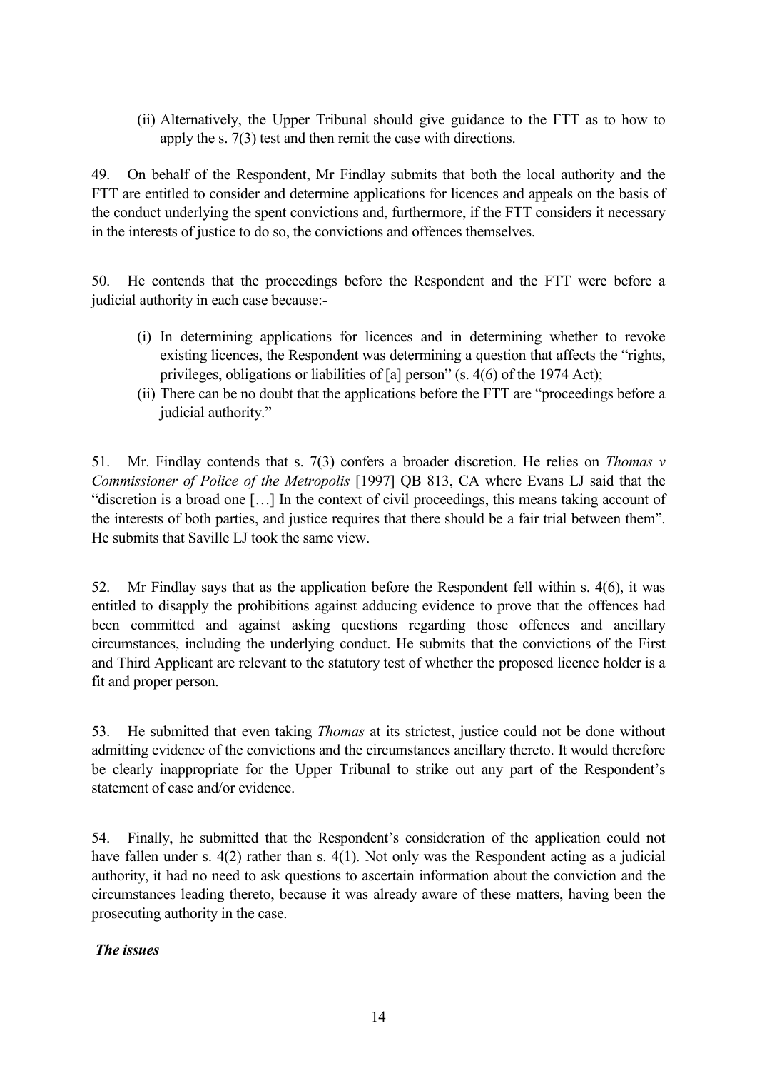(ii) Alternatively, the Upper Tribunal should give guidance to the FTT as to how to apply the s. 7(3) test and then remit the case with directions.

49. On behalf of the Respondent, Mr Findlay submits that both the local authority and the FTT are entitled to consider and determine applications for licences and appeals on the basis of the conduct underlying the spent convictions and, furthermore, if the FTT considers it necessary in the interests of justice to do so, the convictions and offences themselves.

50. He contends that the proceedings before the Respondent and the FTT were before a judicial authority in each case because:-

(i) In determining applications for licences and in determining whether to revoke existing licences, the Respondent was determining a question that affects the "rights, privileges, obligations or liabilities of [a] person" (s. 4(6) of the 1974 Act);

(ii) There can be no doubt that the applications before the FTT are "proceedings before a judicial authority."

51. Mr. Findlay contends that s. 7(3) confers a broader discretion. He relies on *Thomas v Commissioner of Police of the Metropolis* [1997] QB 813, CA where Evans LJ said that the "discretion is a broad one […] In the context of civil proceedings, this means taking account of the interests of both parties, and justice requires that there should be a fair trial between them". He submits that Saville LJ took the same view.

52. Mr Findlay says that as the application before the Respondent fell within s. 4(6), it was entitled to disapply the prohibitions against adducing evidence to prove that the offences had been committed and against asking questions regarding those offences and ancillary circumstances, including the underlying conduct. He submits that the convictions of the First and Third Applicant are relevant to the statutory test of whether the proposed licence holder is a fit and proper person.

53. He submitted that even taking *Thomas* at its strictest, justice could not be done without admitting evidence of the convictions and the circumstances ancillary thereto. It would therefore be clearly inappropriate for the Upper Tribunal to strike out any part of the Respondent's statement of case and/or evidence.

54. Finally, he submitted that the Respondent's consideration of the application could not have fallen under s. 4(2) rather than s. 4(1). Not only was the Respondent acting as a judicial authority, it had no need to ask questions to ascertain information about the conviction and the circumstances leading thereto, because it was already aware of these matters, having been the prosecuting authority in the case.

***The issues***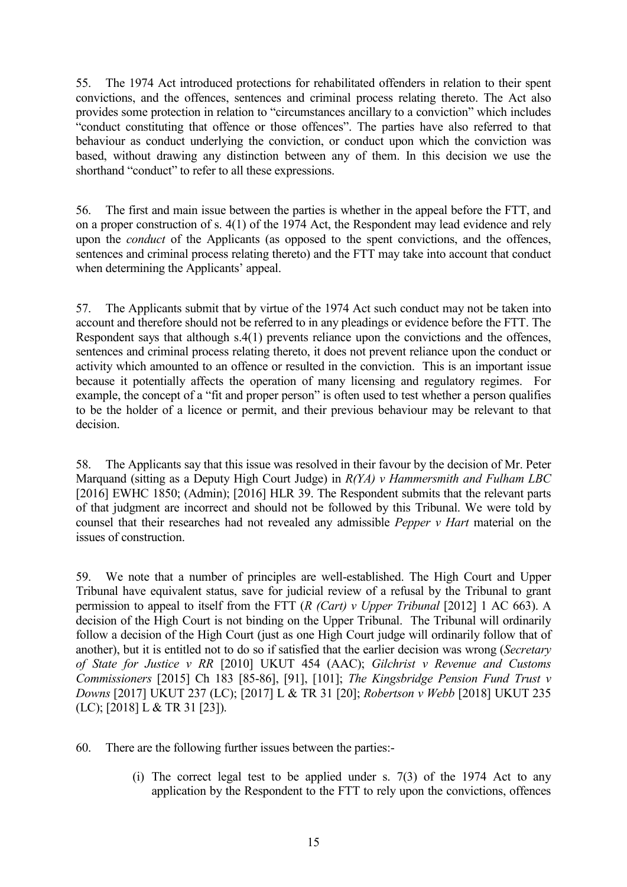55. The 1974 Act introduced protections for rehabilitated offenders in relation to their spent convictions, and the offences, sentences and criminal process relating thereto. The Act also provides some protection in relation to "circumstances ancillary to a conviction" which includes "conduct constituting that offence or those offences". The parties have also referred to that behaviour as conduct underlying the conviction, or conduct upon which the conviction was based, without drawing any distinction between any of them. In this decision we use the shorthand "conduct" to refer to all these expressions.

56. The first and main issue between the parties is whether in the appeal before the FTT, and on a proper construction of s. 4(1) of the 1974 Act, the Respondent may lead evidence and rely upon the *conduct* of the Applicants (as opposed to the spent convictions, and the offences, sentences and criminal process relating thereto) and the FTT may take into account that conduct when determining the Applicants' appeal.

57. The Applicants submit that by virtue of the 1974 Act such conduct may not be taken into account and therefore should not be referred to in any pleadings or evidence before the FTT. The Respondent says that although s.4(1) prevents reliance upon the convictions and the offences, sentences and criminal process relating thereto, it does not prevent reliance upon the conduct or activity which amounted to an offence or resulted in the conviction. This is an important issue because it potentially affects the operation of many licensing and regulatory regimes. For example, the concept of a "fit and proper person" is often used to test whether a person qualifies to be the holder of a licence or permit, and their previous behaviour may be relevant to that decision.

58. The Applicants say that this issue was resolved in their favour by the decision of Mr. Peter Marquand (sitting as a Deputy High Court Judge) in *R(YA) v Hammersmith and Fulham LBC* [2016] EWHC 1850; (Admin); [2016] HLR 39. The Respondent submits that the relevant parts of that judgment are incorrect and should not be followed by this Tribunal. We were told by counsel that their researches had not revealed any admissible *Pepper v Hart* material on the issues of construction.

59. We note that a number of principles are well-established. The High Court and Upper Tribunal have equivalent status, save for judicial review of a refusal by the Tribunal to grant permission to appeal to itself from the FTT (*R (Cart) v Upper Tribunal* [2012] 1 AC 663). A decision of the High Court is not binding on the Upper Tribunal. The Tribunal will ordinarily follow a decision of the High Court (just as one High Court judge will ordinarily follow that of another), but it is entitled not to do so if satisfied that the earlier decision was wrong (*Secretary of State for Justice v RR* [2010] UKUT 454 (AAC); *Gilchrist v Revenue and Customs Commissioners* [2015] Ch 183 [85-86], [91], [101]; *The Kingsbridge Pension Fund Trust v Downs* [2017] UKUT 237 (LC); [2017] L & TR 31 [20]; *Robertson v Webb* [2018] UKUT 235 (LC); [2018] L & TR 31 [23]).

60. There are the following further issues between the parties:-

(i) The correct legal test to be applied under s. 7(3) of the 1974 Act to any application by the Respondent to the FTT to rely upon the convictions, offences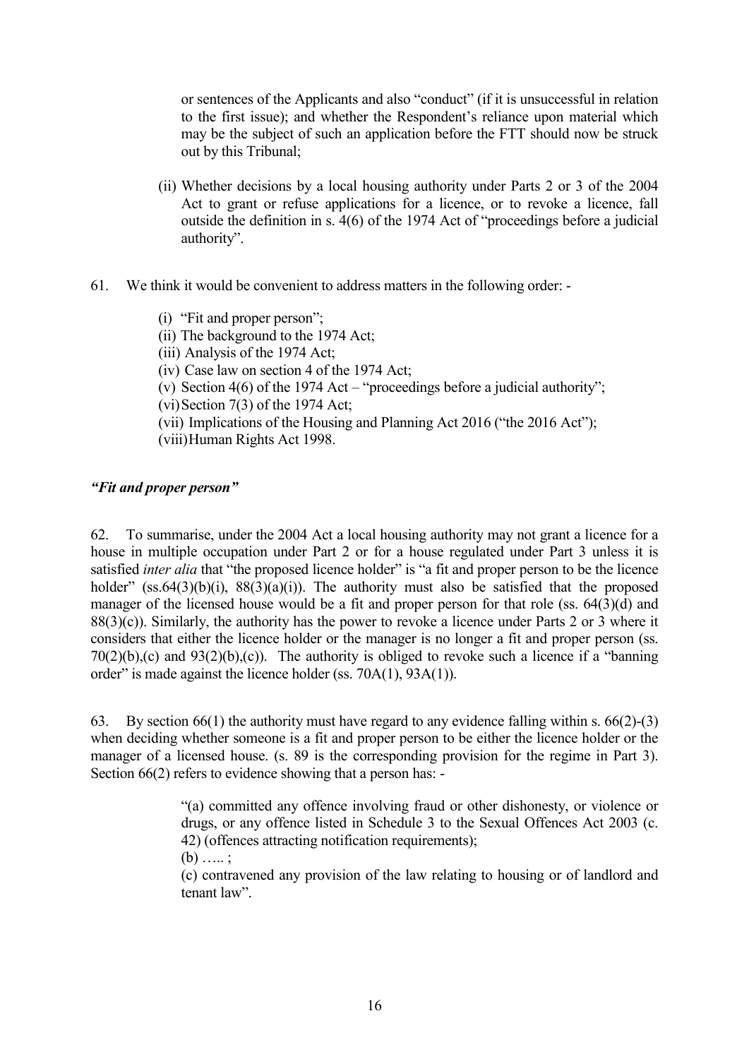or sentences of the Applicants and also "conduct" (if it is unsuccessful in relation to the first issue); and whether the Respondent's reliance upon material which may be the subject of such an application before the FTT should now be struck out by this Tribunal;

(ii) Whether decisions by a local housing authority under Parts 2 or 3 of the 2004 Act to grant or refuse applications for a licence, or to revoke a licence, fall outside the definition in s. 4(6) of the 1974 Act of "proceedings before a judicial authority".

61. We think it would be convenient to address matters in the following order: -

(i) "Fit and proper person";
(ii) The background to the 1974 Act;
(iii) Analysis of the 1974 Act;
(iv) Case law on section 4 of the 1974 Act;
(v) Section 4(6) of the 1974 Act – "proceedings before a judicial authority";
(vi) Section 7(3) of the 1974 Act;
(vii) Implications of the Housing and Planning Act 2016 ("the 2016 Act");
(viii) Human Rights Act 1998.

### *"Fit and proper person"*

62. To summarise, under the 2004 Act a local housing authority may not grant a licence for a house in multiple occupation under Part 2 or for a house regulated under Part 3 unless it is satisfied *inter alia* that "the proposed licence holder" is "a fit and proper person to be the licence holder" (ss.64(3)(b)(i), 88(3)(a)(i)). The authority must also be satisfied that the proposed manager of the licensed house would be a fit and proper person for that role (ss. 64(3)(d) and 88(3)(c)). Similarly, the authority has the power to revoke a licence under Parts 2 or 3 where it considers that either the licence holder or the manager is no longer a fit and proper person (ss. 70(2)(b),(c) and 93(2)(b),(c)). The authority is obliged to revoke such a licence if a "banning order" is made against the licence holder (ss. 70A(1), 93A(1)).

63. By section 66(1) the authority must have regard to any evidence falling within s. 66(2)-(3) when deciding whether someone is a fit and proper person to be either the licence holder or the manager of a licensed house. (s. 89 is the corresponding provision for the regime in Part 3). Section 66(2) refers to evidence showing that a person has: -

> "(a) committed any offence involving fraud or other dishonesty, or violence or drugs, or any offence listed in Schedule 3 to the Sexual Offences Act 2003 (c. 42) (offences attracting notification requirements);
> (b) ….. ;
> (c) contravened any provision of the law relating to housing or of landlord and tenant law".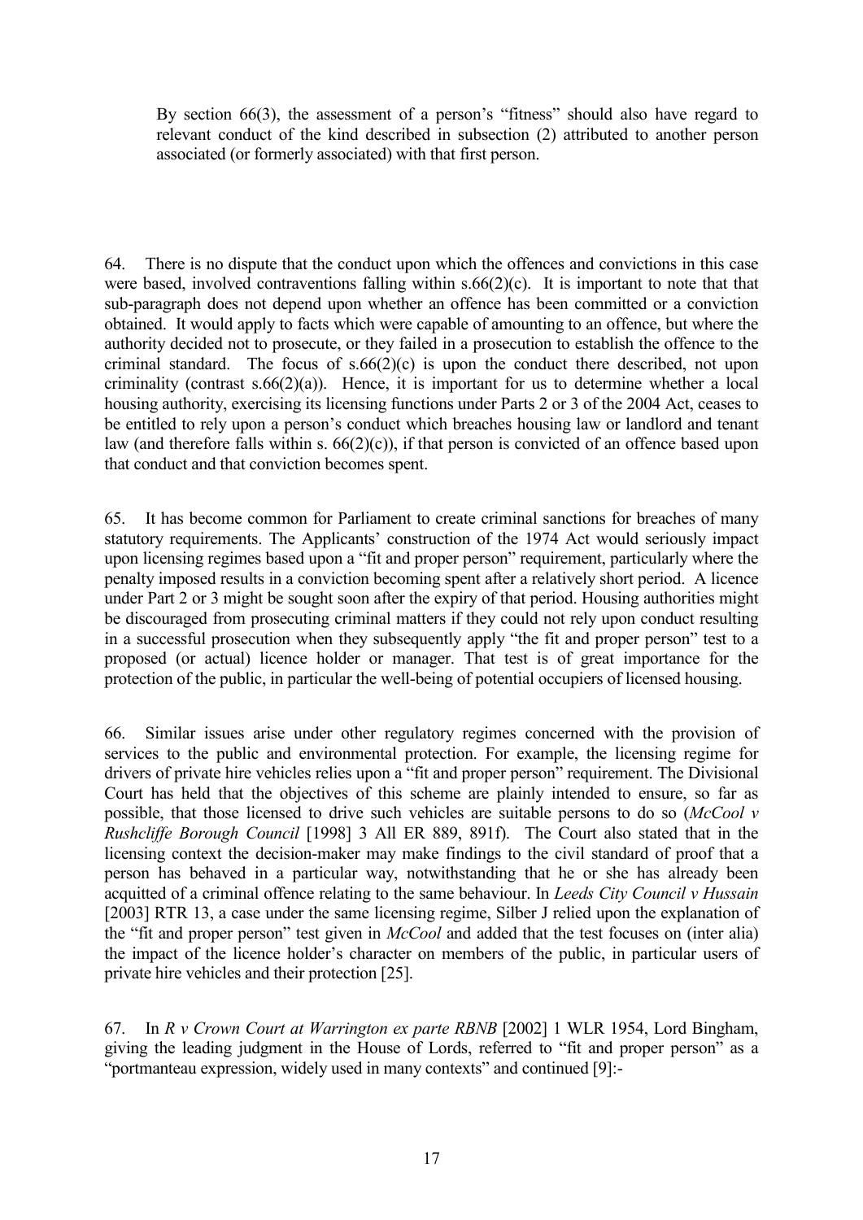> By section 66(3), the assessment of a person's "fitness" should also have regard to relevant conduct of the kind described in subsection (2) attributed to another person associated (or formerly associated) with that first person.

64. There is no dispute that the conduct upon which the offences and convictions in this case were based, involved contraventions falling within s.66(2)(c). It is important to note that that sub-paragraph does not depend upon whether an offence has been committed or a conviction obtained. It would apply to facts which were capable of amounting to an offence, but where the authority decided not to prosecute, or they failed in a prosecution to establish the offence to the criminal standard. The focus of s.66(2)(c) is upon the conduct there described, not upon criminality (contrast s.66(2)(a)). Hence, it is important for us to determine whether a local housing authority, exercising its licensing functions under Parts 2 or 3 of the 2004 Act, ceases to be entitled to rely upon a person's conduct which breaches housing law or landlord and tenant law (and therefore falls within s. 66(2)(c)), if that person is convicted of an offence based upon that conduct and that conviction becomes spent.

65. It has become common for Parliament to create criminal sanctions for breaches of many statutory requirements. The Applicants' construction of the 1974 Act would seriously impact upon licensing regimes based upon a "fit and proper person" requirement, particularly where the penalty imposed results in a conviction becoming spent after a relatively short period. A licence under Part 2 or 3 might be sought soon after the expiry of that period. Housing authorities might be discouraged from prosecuting criminal matters if they could not rely upon conduct resulting in a successful prosecution when they subsequently apply "the fit and proper person" test to a proposed (or actual) licence holder or manager. That test is of great importance for the protection of the public, in particular the well-being of potential occupiers of licensed housing.

66. Similar issues arise under other regulatory regimes concerned with the provision of services to the public and environmental protection. For example, the licensing regime for drivers of private hire vehicles relies upon a "fit and proper person" requirement. The Divisional Court has held that the objectives of this scheme are plainly intended to ensure, so far as possible, that those licensed to drive such vehicles are suitable persons to do so (*McCool v Rushcliffe Borough Council* [1998] 3 All ER 889, 891f). The Court also stated that in the licensing context the decision-maker may make findings to the civil standard of proof that a person has behaved in a particular way, notwithstanding that he or she has already been acquitted of a criminal offence relating to the same behaviour. In *Leeds City Council v Hussain* [2003] RTR 13, a case under the same licensing regime, Silber J relied upon the explanation of the "fit and proper person" test given in *McCool* and added that the test focuses on (inter alia) the impact of the licence holder's character on members of the public, in particular users of private hire vehicles and their protection [25].

67. In *R v Crown Court at Warrington ex parte RBNB* [2002] 1 WLR 1954, Lord Bingham, giving the leading judgment in the House of Lords, referred to "fit and proper person" as a "portmanteau expression, widely used in many contexts" and continued [9]:-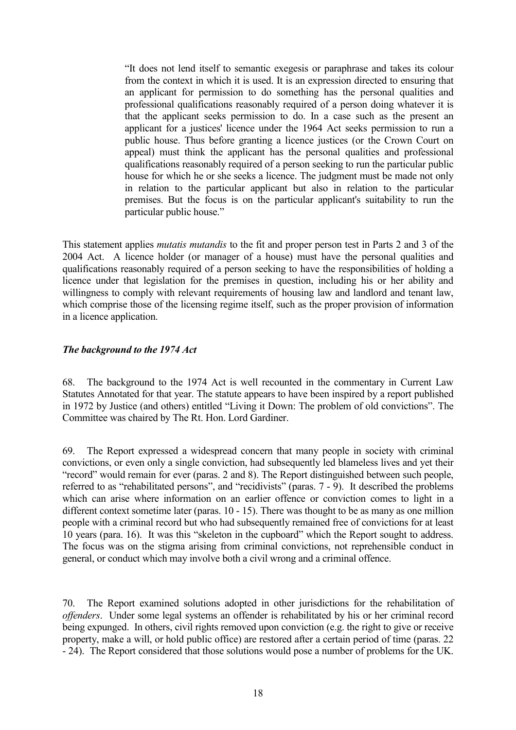> "It does not lend itself to semantic exegesis or paraphrase and takes its colour from the context in which it is used. It is an expression directed to ensuring that an applicant for permission to do something has the personal qualities and professional qualifications reasonably required of a person doing whatever it is that the applicant seeks permission to do. In a case such as the present an applicant for a justices' licence under the 1964 Act seeks permission to run a public house. Thus before granting a licence justices (or the Crown Court on appeal) must think the applicant has the personal qualities and professional qualifications reasonably required of a person seeking to run the particular public house for which he or she seeks a licence. The judgment must be made not only in relation to the particular applicant but also in relation to the particular premises. But the focus is on the particular applicant's suitability to run the particular public house."

This statement applies *mutatis mutandis* to the fit and proper person test in Parts 2 and 3 of the 2004 Act. A licence holder (or manager of a house) must have the personal qualities and qualifications reasonably required of a person seeking to have the responsibilities of holding a licence under that legislation for the premises in question, including his or her ability and willingness to comply with relevant requirements of housing law and landlord and tenant law, which comprise those of the licensing regime itself, such as the proper provision of information in a licence application.

### *The background to the 1974 Act*

68. The background to the 1974 Act is well recounted in the commentary in Current Law Statutes Annotated for that year. The statute appears to have been inspired by a report published in 1972 by Justice (and others) entitled "Living it Down: The problem of old convictions". The Committee was chaired by The Rt. Hon. Lord Gardiner.

69. The Report expressed a widespread concern that many people in society with criminal convictions, or even only a single conviction, had subsequently led blameless lives and yet their "record" would remain for ever (paras. 2 and 8). The Report distinguished between such people, referred to as "rehabilitated persons", and "recidivists" (paras. 7 - 9). It described the problems which can arise where information on an earlier offence or conviction comes to light in a different context sometime later (paras. 10 - 15). There was thought to be as many as one million people with a criminal record but who had subsequently remained free of convictions for at least 10 years (para. 16). It was this "skeleton in the cupboard" which the Report sought to address. The focus was on the stigma arising from criminal convictions, not reprehensible conduct in general, or conduct which may involve both a civil wrong and a criminal offence.

70. The Report examined solutions adopted in other jurisdictions for the rehabilitation of *offenders*. Under some legal systems an offender is rehabilitated by his or her criminal record being expunged. In others, civil rights removed upon conviction (e.g. the right to give or receive property, make a will, or hold public office) are restored after a certain period of time (paras. 22 - 24). The Report considered that those solutions would pose a number of problems for the UK.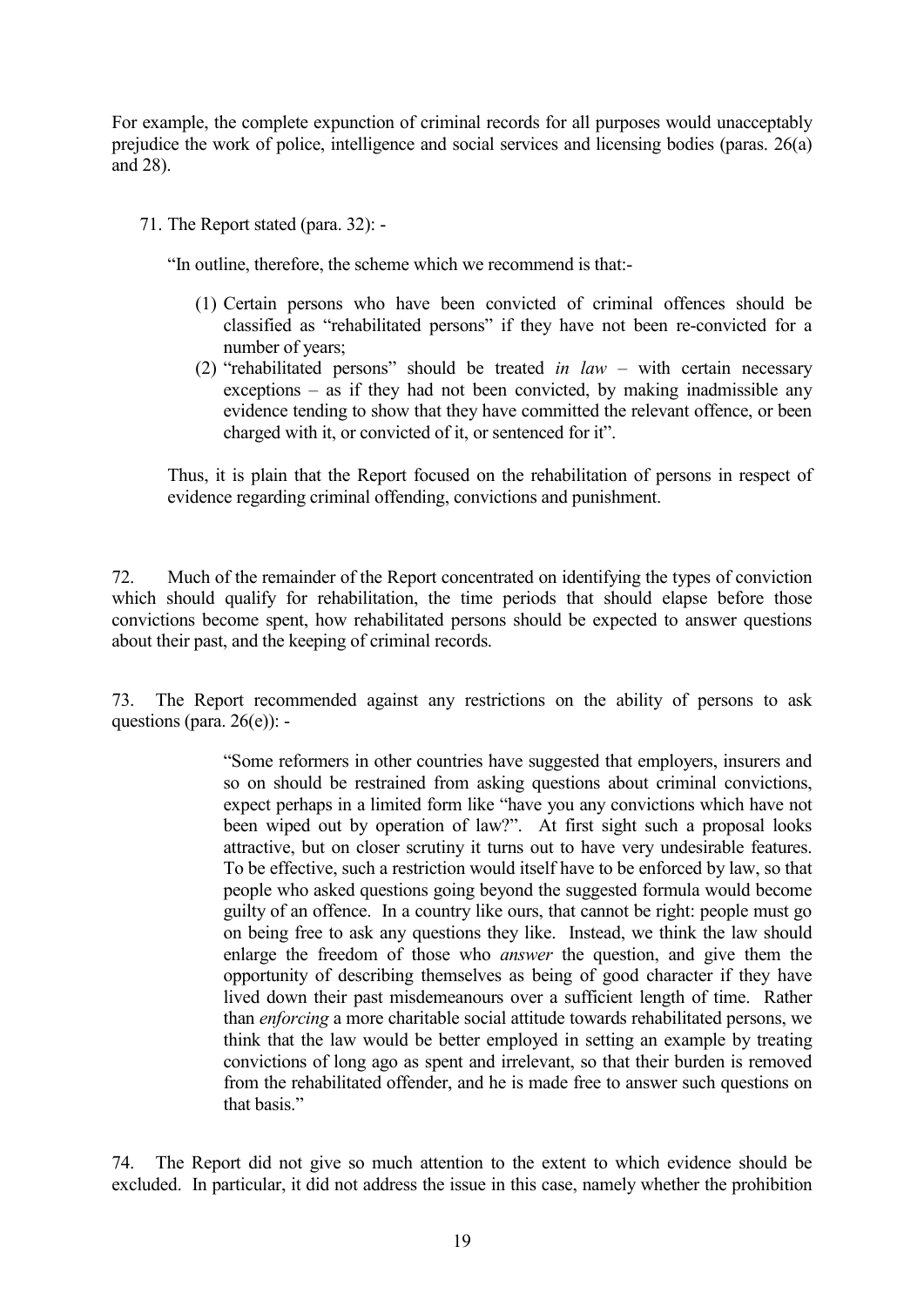For example, the complete expunction of criminal records for all purposes would unacceptably prejudice the work of police, intelligence and social services and licensing bodies (paras. 26(a) and 28).

71. The Report stated (para. 32): -

> "In outline, therefore, the scheme which we recommend is that:-
>
> (1) Certain persons who have been convicted of criminal offences should be classified as "rehabilitated persons" if they have not been re-convicted for a number of years;
> (2) "rehabilitated persons" should be treated *in law* – with certain necessary exceptions – as if they had not been convicted, by making inadmissible any evidence tending to show that they have committed the relevant offence, or been charged with it, or convicted of it, or sentenced for it".

Thus, it is plain that the Report focused on the rehabilitation of persons in respect of evidence regarding criminal offending, convictions and punishment.

72. Much of the remainder of the Report concentrated on identifying the types of conviction which should qualify for rehabilitation, the time periods that should elapse before those convictions become spent, how rehabilitated persons should be expected to answer questions about their past, and the keeping of criminal records.

73. The Report recommended against any restrictions on the ability of persons to ask questions (para. 26(e)): -

> "Some reformers in other countries have suggested that employers, insurers and so on should be restrained from asking questions about criminal convictions, expect perhaps in a limited form like "have you any convictions which have not been wiped out by operation of law?". At first sight such a proposal looks attractive, but on closer scrutiny it turns out to have very undesirable features. To be effective, such a restriction would itself have to be enforced by law, so that people who asked questions going beyond the suggested formula would become guilty of an offence. In a country like ours, that cannot be right: people must go on being free to ask any questions they like. Instead, we think the law should enlarge the freedom of those who *answer* the question, and give them the opportunity of describing themselves as being of good character if they have lived down their past misdemeanours over a sufficient length of time. Rather than *enforcing* a more charitable social attitude towards rehabilitated persons, we think that the law would be better employed in setting an example by treating convictions of long ago as spent and irrelevant, so that their burden is removed from the rehabilitated offender, and he is made free to answer such questions on that basis."

74. The Report did not give so much attention to the extent to which evidence should be excluded. In particular, it did not address the issue in this case, namely whether the prohibition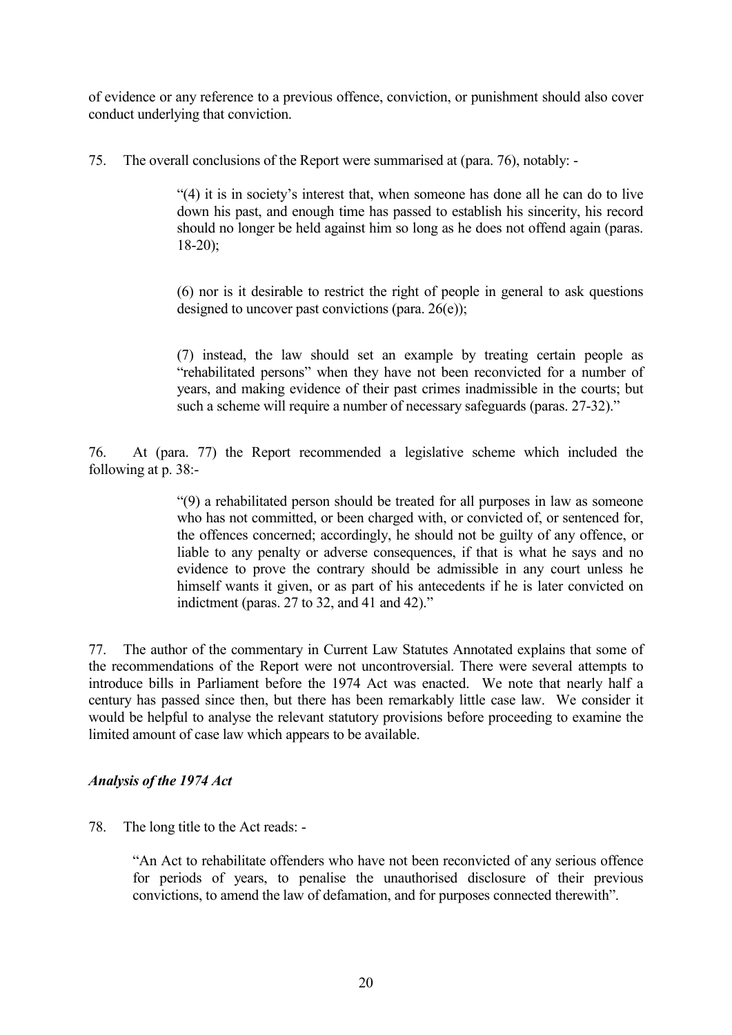of evidence or any reference to a previous offence, conviction, or punishment should also cover conduct underlying that conviction.

75. The overall conclusions of the Report were summarised at (para. 76), notably: -

> "(4) it is in society's interest that, when someone has done all he can do to live down his past, and enough time has passed to establish his sincerity, his record should no longer be held against him so long as he does not offend again (paras. 18-20);
>
> (6) nor is it desirable to restrict the right of people in general to ask questions designed to uncover past convictions (para. 26(e));
>
> (7) instead, the law should set an example by treating certain people as "rehabilitated persons" when they have not been reconvicted for a number of years, and making evidence of their past crimes inadmissible in the courts; but such a scheme will require a number of necessary safeguards (paras. 27-32)."

76. At (para. 77) the Report recommended a legislative scheme which included the following at p. 38:-

> "(9) a rehabilitated person should be treated for all purposes in law as someone who has not committed, or been charged with, or convicted of, or sentenced for, the offences concerned; accordingly, he should not be guilty of any offence, or liable to any penalty or adverse consequences, if that is what he says and no evidence to prove the contrary should be admissible in any court unless he himself wants it given, or as part of his antecedents if he is later convicted on indictment (paras. 27 to 32, and 41 and 42)."

77. The author of the commentary in Current Law Statutes Annotated explains that some of the recommendations of the Report were not uncontroversial. There were several attempts to introduce bills in Parliament before the 1974 Act was enacted. We note that nearly half a century has passed since then, but there has been remarkably little case law. We consider it would be helpful to analyse the relevant statutory provisions before proceeding to examine the limited amount of case law which appears to be available.

### *Analysis of the 1974 Act*

78. The long title to the Act reads: -

> "An Act to rehabilitate offenders who have not been reconvicted of any serious offence for periods of years, to penalise the unauthorised disclosure of their previous convictions, to amend the law of defamation, and for purposes connected therewith".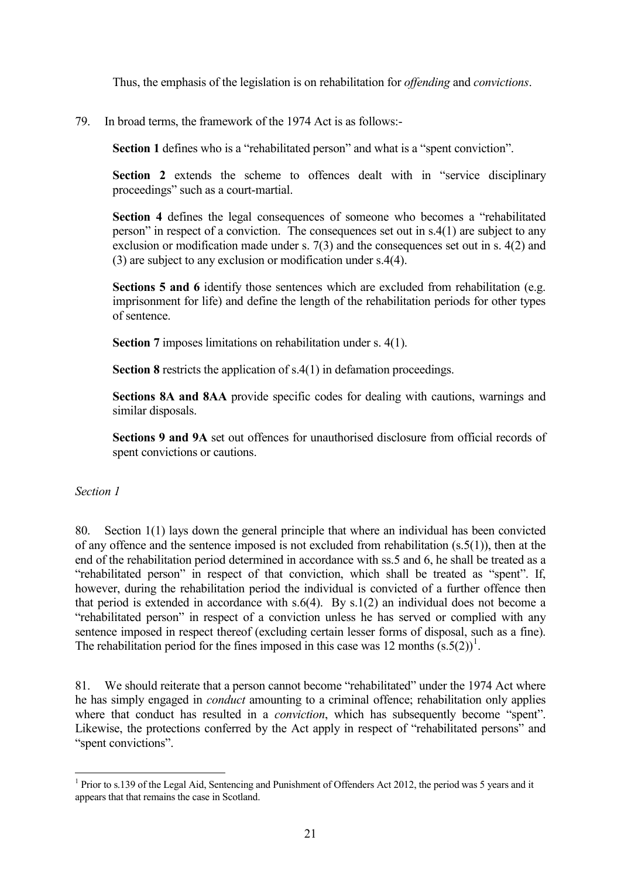Thus, the emphasis of the legislation is on rehabilitation for *offending* and *convictions*.

79. In broad terms, the framework of the 1974 Act is as follows:-

**Section 1** defines who is a "rehabilitated person" and what is a "spent conviction".

**Section 2** extends the scheme to offences dealt with in "service disciplinary proceedings" such as a court-martial.

**Section 4** defines the legal consequences of someone who becomes a "rehabilitated person" in respect of a conviction. The consequences set out in s.4(1) are subject to any exclusion or modification made under s. 7(3) and the consequences set out in s. 4(2) and (3) are subject to any exclusion or modification under s.4(4).

**Sections 5 and 6** identify those sentences which are excluded from rehabilitation (e.g. imprisonment for life) and define the length of the rehabilitation periods for other types of sentence.

**Section 7** imposes limitations on rehabilitation under s. 4(1).

**Section 8** restricts the application of s.4(1) in defamation proceedings.

**Sections 8A and 8AA** provide specific codes for dealing with cautions, warnings and similar disposals.

**Sections 9 and 9A** set out offences for unauthorised disclosure from official records of spent convictions or cautions.

*Section 1*

80. Section 1(1) lays down the general principle that where an individual has been convicted of any offence and the sentence imposed is not excluded from rehabilitation (s.5(1)), then at the end of the rehabilitation period determined in accordance with ss.5 and 6, he shall be treated as a "rehabilitated person" in respect of that conviction, which shall be treated as "spent". If, however, during the rehabilitation period the individual is convicted of a further offence then that period is extended in accordance with s.6(4). By s.1(2) an individual does not become a "rehabilitated person" in respect of a conviction unless he has served or complied with any sentence imposed in respect thereof (excluding certain lesser forms of disposal, such as a fine). The rehabilitation period for the fines imposed in this case was 12 months (s.5(2))[1].

81. We should reiterate that a person cannot become "rehabilitated" under the 1974 Act where he has simply engaged in *conduct* amounting to a criminal offence; rehabilitation only applies where that conduct has resulted in a *conviction*, which has subsequently become "spent". Likewise, the protections conferred by the Act apply in respect of "rehabilitated persons" and "spent convictions".

---

[1] Prior to s.139 of the Legal Aid, Sentencing and Punishment of Offenders Act 2012, the period was 5 years and it appears that that remains the case in Scotland.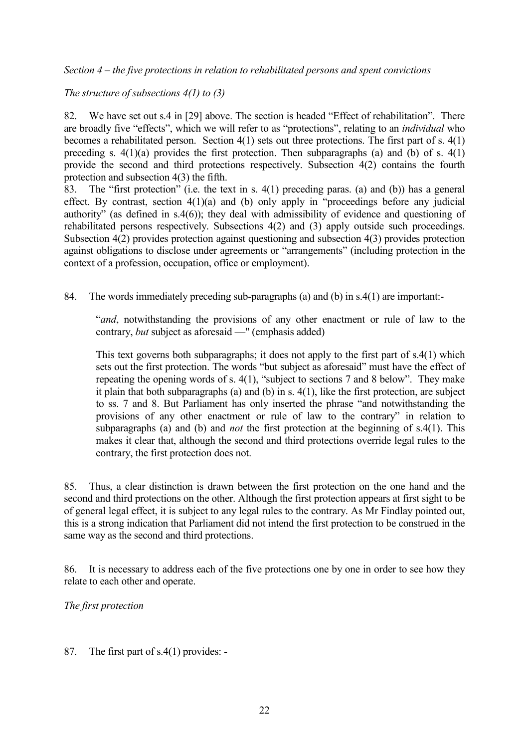*Section 4 – the five protections in relation to rehabilitated persons and spent convictions*

*The structure of subsections 4(1) to (3)*

82. We have set out s.4 in [29] above. The section is headed "Effect of rehabilitation". There are broadly five "effects", which we will refer to as "protections", relating to an *individual* who becomes a rehabilitated person. Section 4(1) sets out three protections. The first part of s. 4(1) preceding s. 4(1)(a) provides the first protection. Then subparagraphs (a) and (b) of s. 4(1) provide the second and third protections respectively. Subsection 4(2) contains the fourth protection and subsection 4(3) the fifth.

83. The "first protection" (i.e. the text in s. 4(1) preceding paras. (a) and (b)) has a general effect. By contrast, section 4(1)(a) and (b) only apply in "proceedings before any judicial authority" (as defined in s.4(6)); they deal with admissibility of evidence and questioning of rehabilitated persons respectively. Subsections 4(2) and (3) apply outside such proceedings. Subsection 4(2) provides protection against questioning and subsection 4(3) provides protection against obligations to disclose under agreements or "arrangements" (including protection in the context of a profession, occupation, office or employment).

84. The words immediately preceding sub-paragraphs (a) and (b) in s.4(1) are important:-

> "*and*, notwithstanding the provisions of any other enactment or rule of law to the contrary, *but* subject as aforesaid —" (emphasis added)
>
> This text governs both subparagraphs; it does not apply to the first part of s.4(1) which sets out the first protection. The words "but subject as aforesaid" must have the effect of repeating the opening words of s. 4(1), "subject to sections 7 and 8 below". They make it plain that both subparagraphs (a) and (b) in s. 4(1), like the first protection, are subject to ss. 7 and 8. But Parliament has only inserted the phrase "and notwithstanding the provisions of any other enactment or rule of law to the contrary" in relation to subparagraphs (a) and (b) and *not* the first protection at the beginning of s.4(1). This makes it clear that, although the second and third protections override legal rules to the contrary, the first protection does not.

85. Thus, a clear distinction is drawn between the first protection on the one hand and the second and third protections on the other. Although the first protection appears at first sight to be of general legal effect, it is subject to any legal rules to the contrary. As Mr Findlay pointed out, this is a strong indication that Parliament did not intend the first protection to be construed in the same way as the second and third protections.

86. It is necessary to address each of the five protections one by one in order to see how they relate to each other and operate.

*The first protection*

87. The first part of s.4(1) provides: -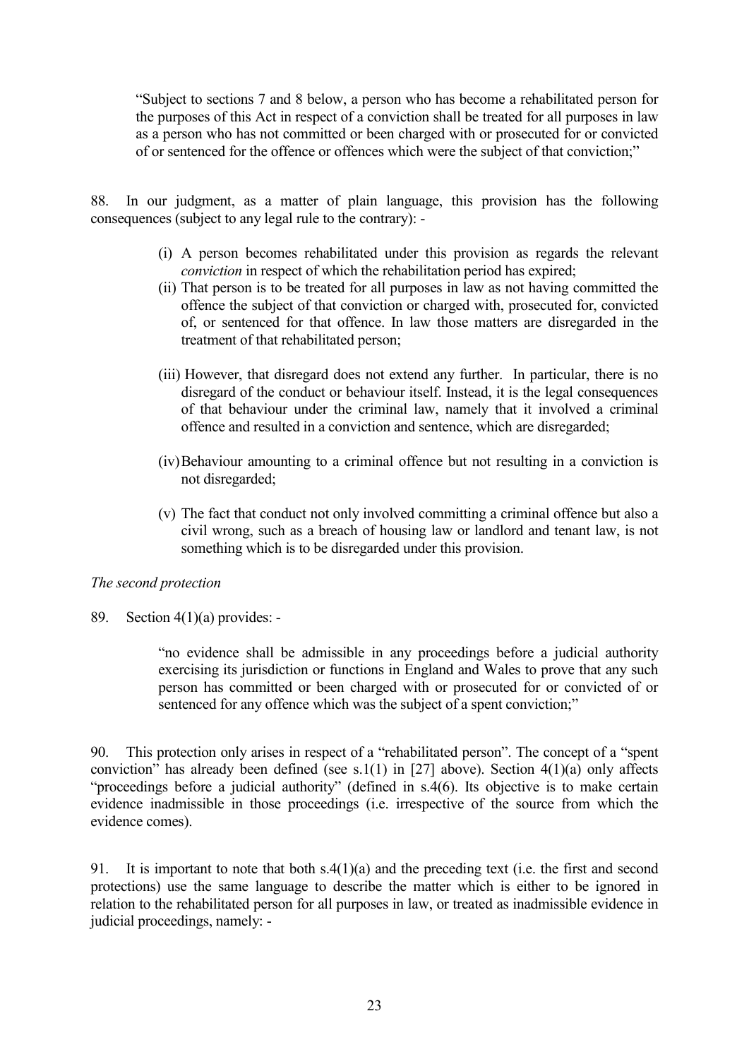> "Subject to sections 7 and 8 below, a person who has become a rehabilitated person for the purposes of this Act in respect of a conviction shall be treated for all purposes in law as a person who has not committed or been charged with or prosecuted for or convicted of or sentenced for the offence or offences which were the subject of that conviction;"

88. In our judgment, as a matter of plain language, this provision has the following consequences (subject to any legal rule to the contrary): -

> (i) A person becomes rehabilitated under this provision as regards the relevant *conviction* in respect of which the rehabilitation period has expired;
>
> (ii) That person is to be treated for all purposes in law as not having committed the offence the subject of that conviction or charged with, prosecuted for, convicted of, or sentenced for that offence. In law those matters are disregarded in the treatment of that rehabilitated person;
>
> (iii) However, that disregard does not extend any further. In particular, there is no disregard of the conduct or behaviour itself. Instead, it is the legal consequences of that behaviour under the criminal law, namely that it involved a criminal offence and resulted in a conviction and sentence, which are disregarded;
>
> (iv) Behaviour amounting to a criminal offence but not resulting in a conviction is not disregarded;
>
> (v) The fact that conduct not only involved committing a criminal offence but also a civil wrong, such as a breach of housing law or landlord and tenant law, is not something which is to be disregarded under this provision.

*The second protection*

89. Section 4(1)(a) provides: -

> "no evidence shall be admissible in any proceedings before a judicial authority exercising its jurisdiction or functions in England and Wales to prove that any such person has committed or been charged with or prosecuted for or convicted of or sentenced for any offence which was the subject of a spent conviction;"

90. This protection only arises in respect of a "rehabilitated person". The concept of a "spent conviction" has already been defined (see s.1(1) in [27] above). Section 4(1)(a) only affects "proceedings before a judicial authority" (defined in s.4(6). Its objective is to make certain evidence inadmissible in those proceedings (i.e. irrespective of the source from which the evidence comes).

91. It is important to note that both s.4(1)(a) and the preceding text (i.e. the first and second protections) use the same language to describe the matter which is either to be ignored in relation to the rehabilitated person for all purposes in law, or treated as inadmissible evidence in judicial proceedings, namely: -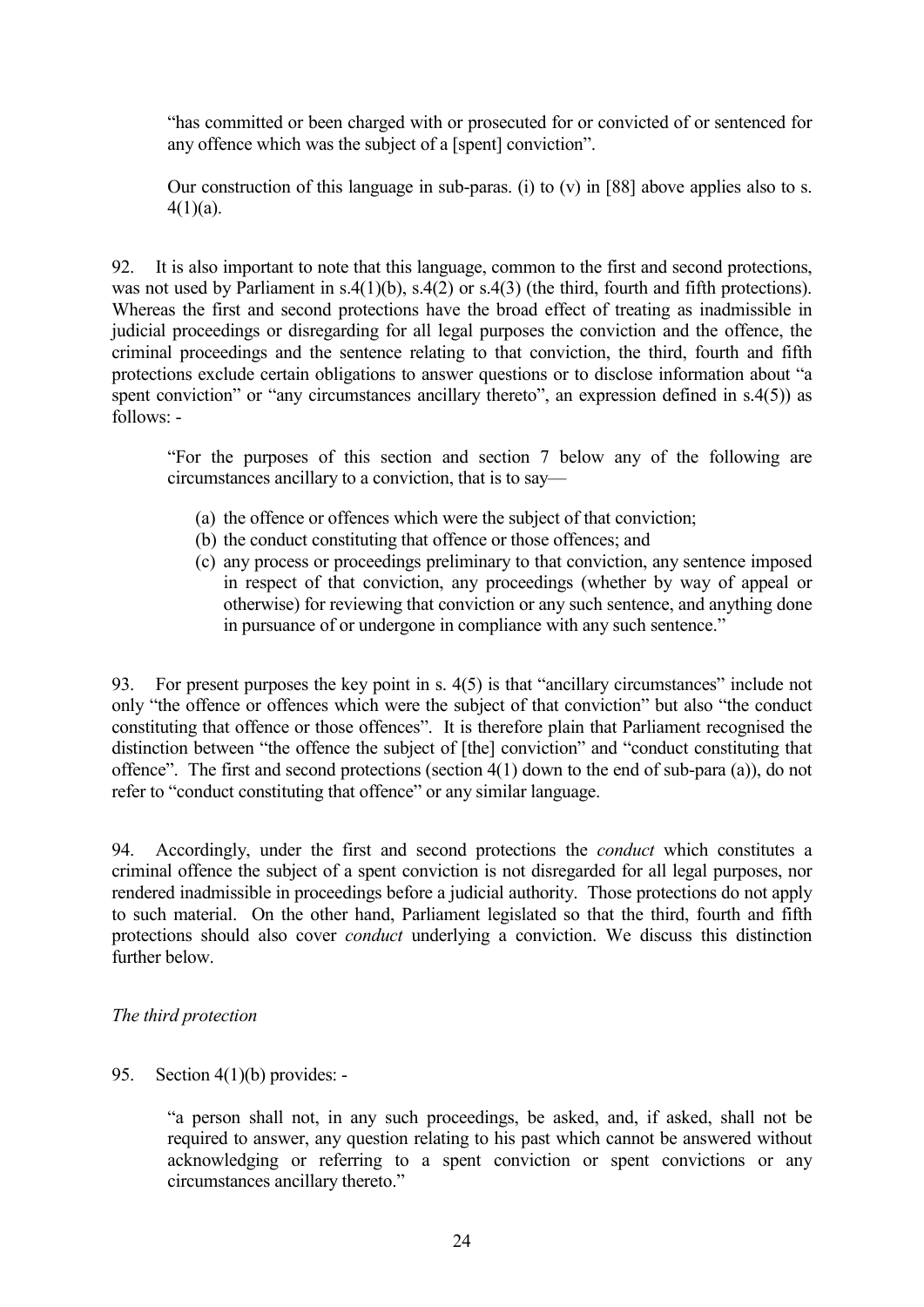> "has committed or been charged with or prosecuted for or convicted of or sentenced for any offence which was the subject of a [spent] conviction".
>
> Our construction of this language in sub-paras. (i) to (v) in [88] above applies also to s. 4(1)(a).

92. It is also important to note that this language, common to the first and second protections, was not used by Parliament in s.4(1)(b), s.4(2) or s.4(3) (the third, fourth and fifth protections). Whereas the first and second protections have the broad effect of treating as inadmissible in judicial proceedings or disregarding for all legal purposes the conviction and the offence, the criminal proceedings and the sentence relating to that conviction, the third, fourth and fifth protections exclude certain obligations to answer questions or to disclose information about "a spent conviction" or "any circumstances ancillary thereto", an expression defined in s.4(5)) as follows: -

> "For the purposes of this section and section 7 below any of the following are circumstances ancillary to a conviction, that is to say—
>
> (a) the offence or offences which were the subject of that conviction;
> (b) the conduct constituting that offence or those offences; and
> (c) any process or proceedings preliminary to that conviction, any sentence imposed in respect of that conviction, any proceedings (whether by way of appeal or otherwise) for reviewing that conviction or any such sentence, and anything done in pursuance of or undergone in compliance with any such sentence."

93. For present purposes the key point in s. 4(5) is that "ancillary circumstances" include not only "the offence or offences which were the subject of that conviction" but also "the conduct constituting that offence or those offences". It is therefore plain that Parliament recognised the distinction between "the offence the subject of [the] conviction" and "conduct constituting that offence". The first and second protections (section 4(1) down to the end of sub-para (a)), do not refer to "conduct constituting that offence" or any similar language.

94. Accordingly, under the first and second protections the *conduct* which constitutes a criminal offence the subject of a spent conviction is not disregarded for all legal purposes, nor rendered inadmissible in proceedings before a judicial authority. Those protections do not apply to such material. On the other hand, Parliament legislated so that the third, fourth and fifth protections should also cover *conduct* underlying a conviction. We discuss this distinction further below.

*The third protection*

95. Section 4(1)(b) provides: -

> "a person shall not, in any such proceedings, be asked, and, if asked, shall not be required to answer, any question relating to his past which cannot be answered without acknowledging or referring to a spent conviction or spent convictions or any circumstances ancillary thereto."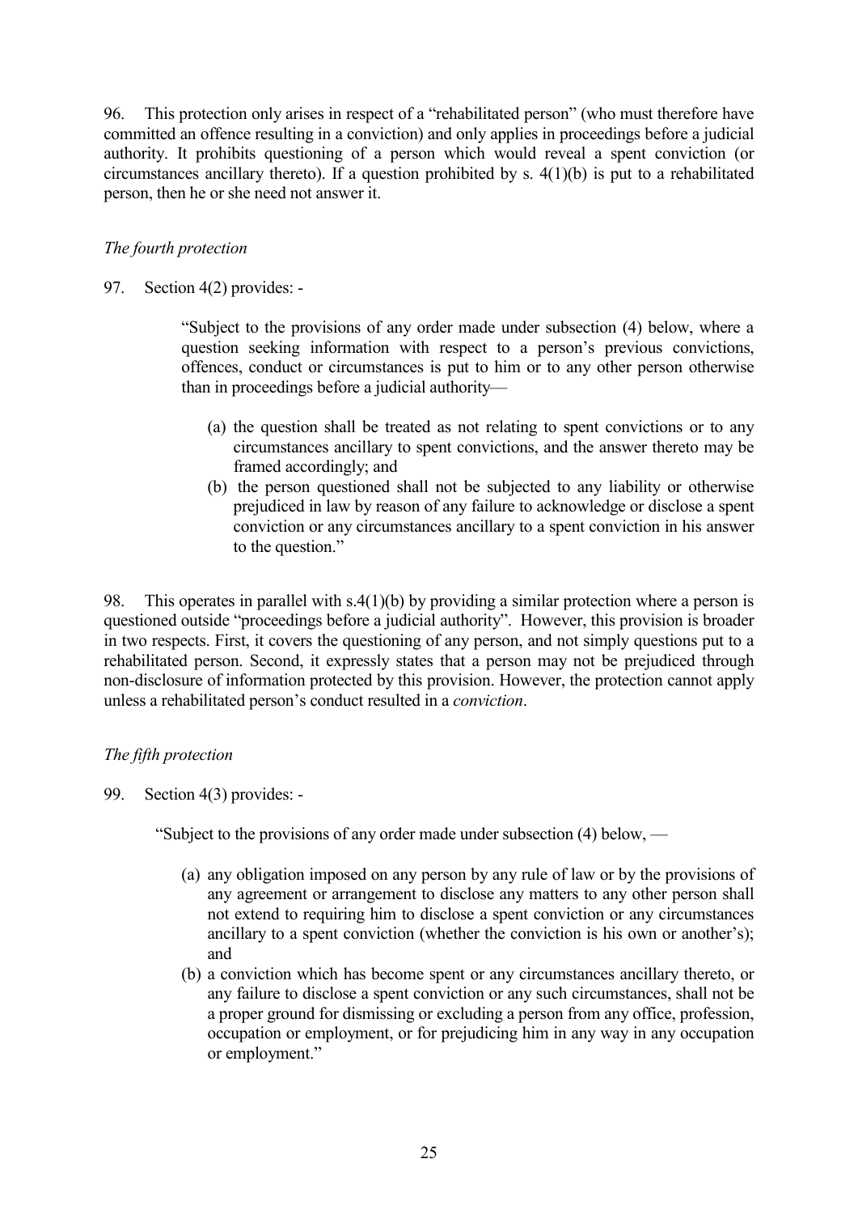96. This protection only arises in respect of a "rehabilitated person" (who must therefore have committed an offence resulting in a conviction) and only applies in proceedings before a judicial authority. It prohibits questioning of a person which would reveal a spent conviction (or circumstances ancillary thereto). If a question prohibited by s. 4(1)(b) is put to a rehabilitated person, then he or she need not answer it.

*The fourth protection*

97. Section 4(2) provides: -

> "Subject to the provisions of any order made under subsection (4) below, where a question seeking information with respect to a person's previous convictions, offences, conduct or circumstances is put to him or to any other person otherwise than in proceedings before a judicial authority—
>
> (a) the question shall be treated as not relating to spent convictions or to any circumstances ancillary to spent convictions, and the answer thereto may be framed accordingly; and
>
> (b) the person questioned shall not be subjected to any liability or otherwise prejudiced in law by reason of any failure to acknowledge or disclose a spent conviction or any circumstances ancillary to a spent conviction in his answer to the question."

98. This operates in parallel with s.4(1)(b) by providing a similar protection where a person is questioned outside "proceedings before a judicial authority". However, this provision is broader in two respects. First, it covers the questioning of any person, and not simply questions put to a rehabilitated person. Second, it expressly states that a person may not be prejudiced through non-disclosure of information protected by this provision. However, the protection cannot apply unless a rehabilitated person's conduct resulted in a *conviction*.

*The fifth protection*

99. Section 4(3) provides: -

> "Subject to the provisions of any order made under subsection (4) below, —
>
> (a) any obligation imposed on any person by any rule of law or by the provisions of any agreement or arrangement to disclose any matters to any other person shall not extend to requiring him to disclose a spent conviction or any circumstances ancillary to a spent conviction (whether the conviction is his own or another's); and
>
> (b) a conviction which has become spent or any circumstances ancillary thereto, or any failure to disclose a spent conviction or any such circumstances, shall not be a proper ground for dismissing or excluding a person from any office, profession, occupation or employment, or for prejudicing him in any way in any occupation or employment."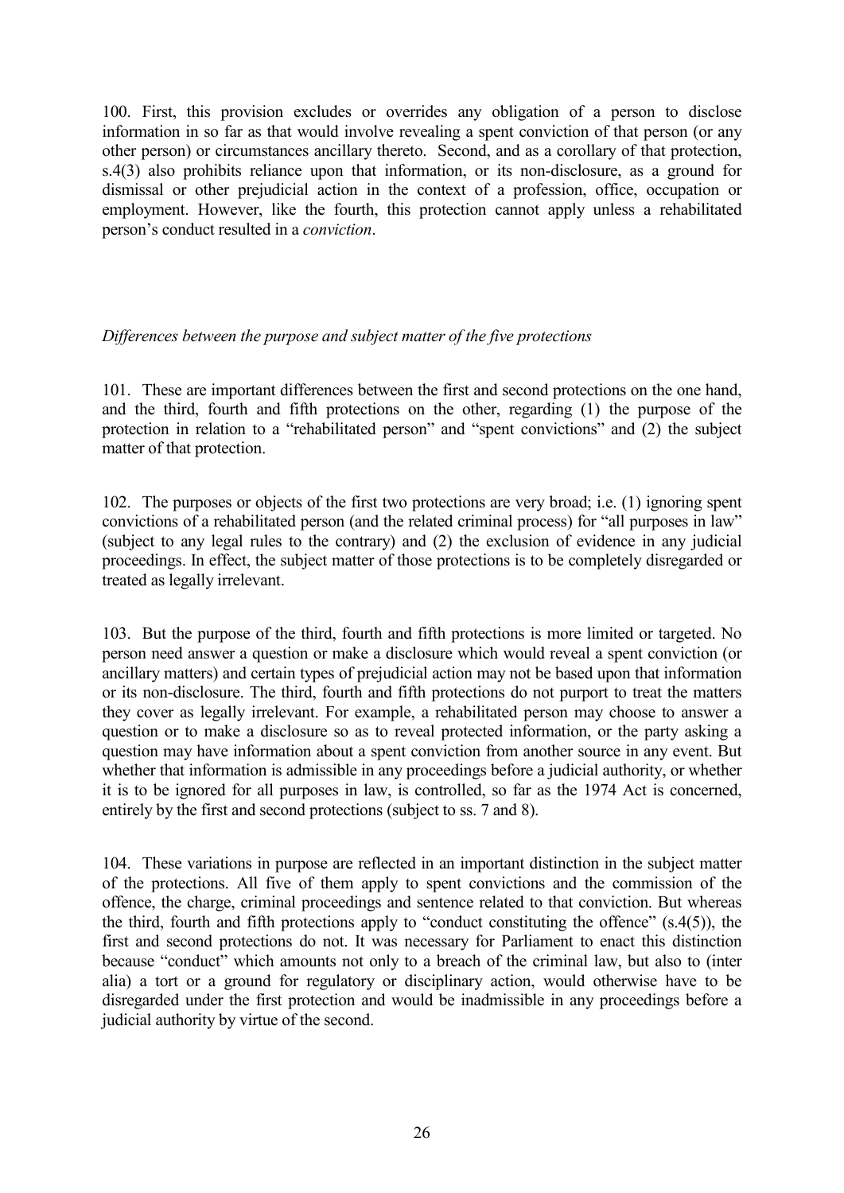100. First, this provision excludes or overrides any obligation of a person to disclose information in so far as that would involve revealing a spent conviction of that person (or any other person) or circumstances ancillary thereto. Second, and as a corollary of that protection, s.4(3) also prohibits reliance upon that information, or its non-disclosure, as a ground for dismissal or other prejudicial action in the context of a profession, office, occupation or employment. However, like the fourth, this protection cannot apply unless a rehabilitated person's conduct resulted in a *conviction*.

*Differences between the purpose and subject matter of the five protections*

101. These are important differences between the first and second protections on the one hand, and the third, fourth and fifth protections on the other, regarding (1) the purpose of the protection in relation to a "rehabilitated person" and "spent convictions" and (2) the subject matter of that protection.

102. The purposes or objects of the first two protections are very broad; i.e. (1) ignoring spent convictions of a rehabilitated person (and the related criminal process) for "all purposes in law" (subject to any legal rules to the contrary) and (2) the exclusion of evidence in any judicial proceedings. In effect, the subject matter of those protections is to be completely disregarded or treated as legally irrelevant.

103. But the purpose of the third, fourth and fifth protections is more limited or targeted. No person need answer a question or make a disclosure which would reveal a spent conviction (or ancillary matters) and certain types of prejudicial action may not be based upon that information or its non-disclosure. The third, fourth and fifth protections do not purport to treat the matters they cover as legally irrelevant. For example, a rehabilitated person may choose to answer a question or to make a disclosure so as to reveal protected information, or the party asking a question may have information about a spent conviction from another source in any event. But whether that information is admissible in any proceedings before a judicial authority, or whether it is to be ignored for all purposes in law, is controlled, so far as the 1974 Act is concerned, entirely by the first and second protections (subject to ss. 7 and 8).

104. These variations in purpose are reflected in an important distinction in the subject matter of the protections. All five of them apply to spent convictions and the commission of the offence, the charge, criminal proceedings and sentence related to that conviction. But whereas the third, fourth and fifth protections apply to "conduct constituting the offence" (s.4(5)), the first and second protections do not. It was necessary for Parliament to enact this distinction because "conduct" which amounts not only to a breach of the criminal law, but also to (inter alia) a tort or a ground for regulatory or disciplinary action, would otherwise have to be disregarded under the first protection and would be inadmissible in any proceedings before a judicial authority by virtue of the second.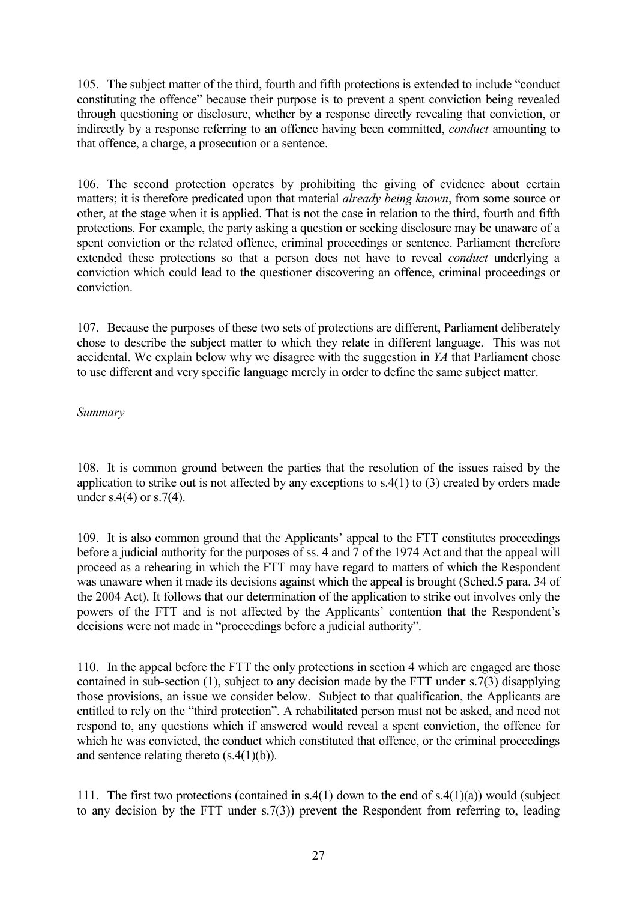105. The subject matter of the third, fourth and fifth protections is extended to include "conduct constituting the offence" because their purpose is to prevent a spent conviction being revealed through questioning or disclosure, whether by a response directly revealing that conviction, or indirectly by a response referring to an offence having been committed, *conduct* amounting to that offence, a charge, a prosecution or a sentence.

106. The second protection operates by prohibiting the giving of evidence about certain matters; it is therefore predicated upon that material *already being known*, from some source or other, at the stage when it is applied. That is not the case in relation to the third, fourth and fifth protections. For example, the party asking a question or seeking disclosure may be unaware of a spent conviction or the related offence, criminal proceedings or sentence. Parliament therefore extended these protections so that a person does not have to reveal *conduct* underlying a conviction which could lead to the questioner discovering an offence, criminal proceedings or conviction.

107. Because the purposes of these two sets of protections are different, Parliament deliberately chose to describe the subject matter to which they relate in different language. This was not accidental. We explain below why we disagree with the suggestion in *YA* that Parliament chose to use different and very specific language merely in order to define the same subject matter.

*Summary*

108. It is common ground between the parties that the resolution of the issues raised by the application to strike out is not affected by any exceptions to s.4(1) to (3) created by orders made under s.4(4) or s.7(4).

109. It is also common ground that the Applicants' appeal to the FTT constitutes proceedings before a judicial authority for the purposes of ss. 4 and 7 of the 1974 Act and that the appeal will proceed as a rehearing in which the FTT may have regard to matters of which the Respondent was unaware when it made its decisions against which the appeal is brought (Sched.5 para. 34 of the 2004 Act). It follows that our determination of the application to strike out involves only the powers of the FTT and is not affected by the Applicants' contention that the Respondent's decisions were not made in "proceedings before a judicial authority".

110. In the appeal before the FTT the only protections in section 4 which are engaged are those contained in sub-section (1), subject to any decision made by the FTT under s.7(3) disapplying those provisions, an issue we consider below. Subject to that qualification, the Applicants are entitled to rely on the "third protection". A rehabilitated person must not be asked, and need not respond to, any questions which if answered would reveal a spent conviction, the offence for which he was convicted, the conduct which constituted that offence, or the criminal proceedings and sentence relating thereto (s.4(1)(b)).

111. The first two protections (contained in s.4(1) down to the end of s.4(1)(a)) would (subject to any decision by the FTT under s.7(3)) prevent the Respondent from referring to, leading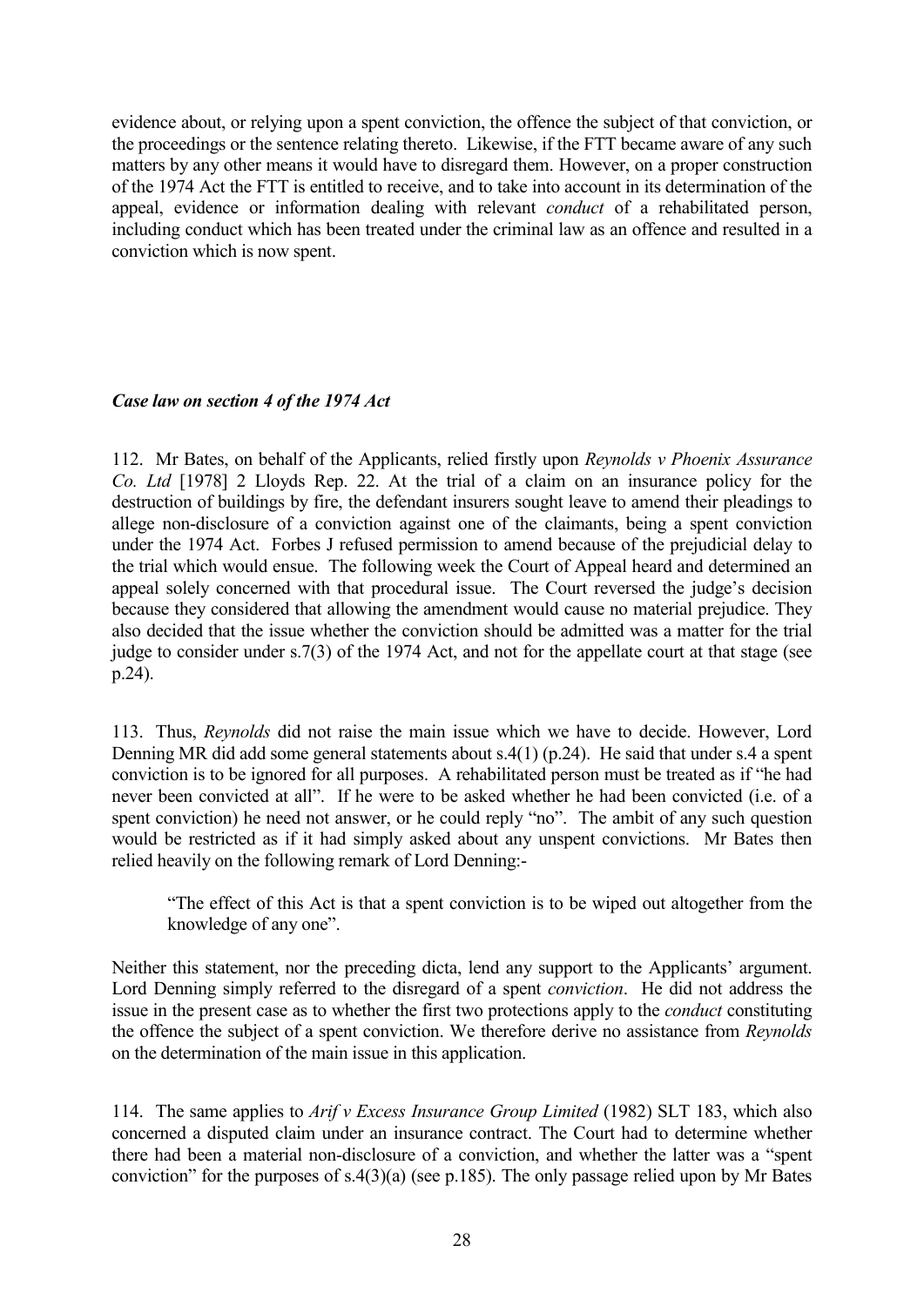evidence about, or relying upon a spent conviction, the offence the subject of that conviction, or the proceedings or the sentence relating thereto. Likewise, if the FTT became aware of any such matters by any other means it would have to disregard them. However, on a proper construction of the 1974 Act the FTT is entitled to receive, and to take into account in its determination of the appeal, evidence or information dealing with relevant *conduct* of a rehabilitated person, including conduct which has been treated under the criminal law as an offence and resulted in a conviction which is now spent.

### *Case law on section 4 of the 1974 Act*

112. Mr Bates, on behalf of the Applicants, relied firstly upon *Reynolds v Phoenix Assurance Co. Ltd* [1978] 2 Lloyds Rep. 22. At the trial of a claim on an insurance policy for the destruction of buildings by fire, the defendant insurers sought leave to amend their pleadings to allege non-disclosure of a conviction against one of the claimants, being a spent conviction under the 1974 Act. Forbes J refused permission to amend because of the prejudicial delay to the trial which would ensue. The following week the Court of Appeal heard and determined an appeal solely concerned with that procedural issue. The Court reversed the judge's decision because they considered that allowing the amendment would cause no material prejudice. They also decided that the issue whether the conviction should be admitted was a matter for the trial judge to consider under s.7(3) of the 1974 Act, and not for the appellate court at that stage (see p.24).

113. Thus, *Reynolds* did not raise the main issue which we have to decide. However, Lord Denning MR did add some general statements about s.4(1) (p.24). He said that under s.4 a spent conviction is to be ignored for all purposes. A rehabilitated person must be treated as if "he had never been convicted at all". If he were to be asked whether he had been convicted (i.e. of a spent conviction) he need not answer, or he could reply "no". The ambit of any such question would be restricted as if it had simply asked about any unspent convictions. Mr Bates then relied heavily on the following remark of Lord Denning:-

> "The effect of this Act is that a spent conviction is to be wiped out altogether from the knowledge of any one".

Neither this statement, nor the preceding dicta, lend any support to the Applicants' argument. Lord Denning simply referred to the disregard of a spent *conviction*. He did not address the issue in the present case as to whether the first two protections apply to the *conduct* constituting the offence the subject of a spent conviction. We therefore derive no assistance from *Reynolds* on the determination of the main issue in this application.

114. The same applies to *Arif v Excess Insurance Group Limited* (1982) SLT 183, which also concerned a disputed claim under an insurance contract. The Court had to determine whether there had been a material non-disclosure of a conviction, and whether the latter was a "spent conviction" for the purposes of s.4(3)(a) (see p.185). The only passage relied upon by Mr Bates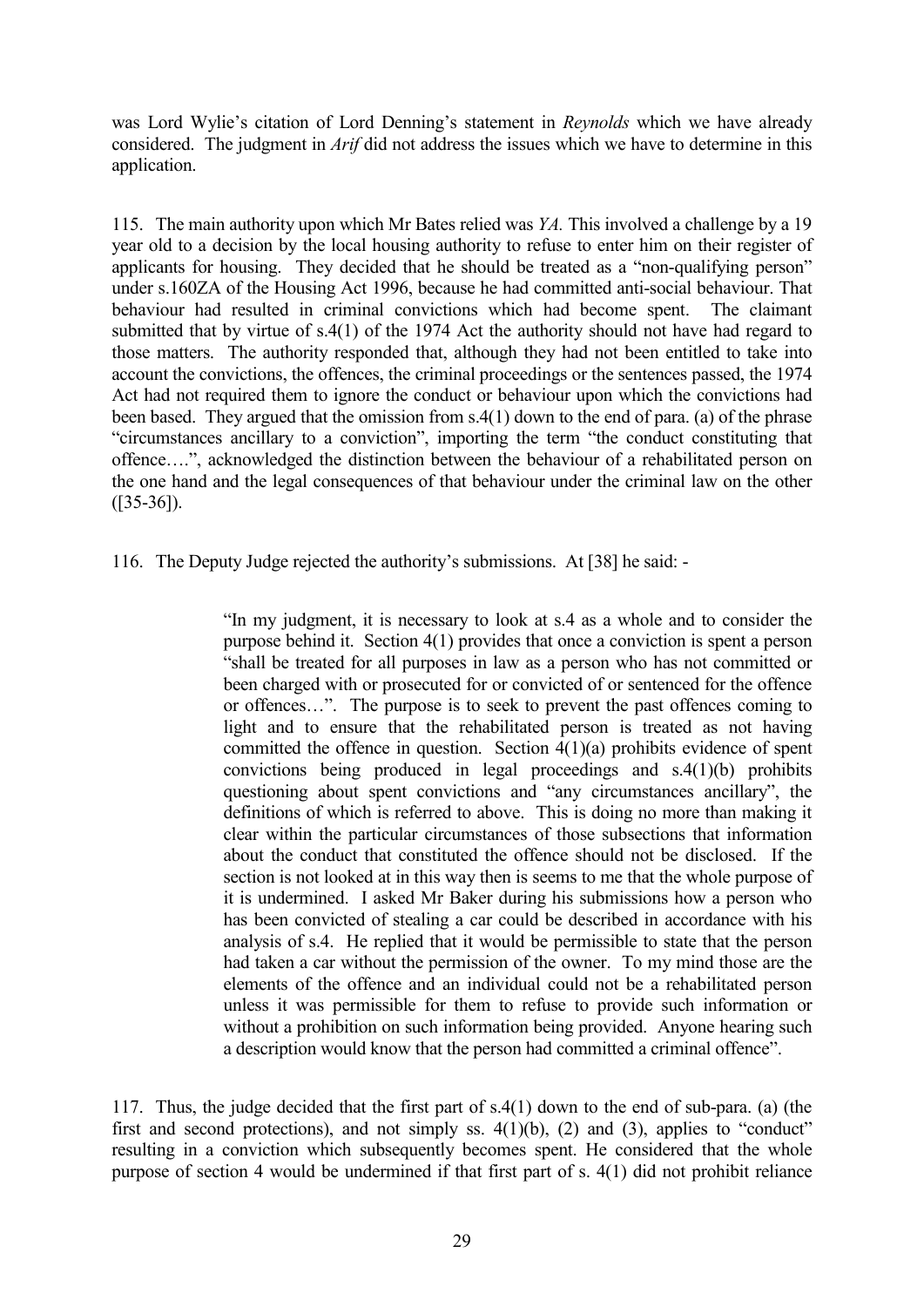was Lord Wylie's citation of Lord Denning's statement in *Reynolds* which we have already considered. The judgment in *Arif* did not address the issues which we have to determine in this application.

115. The main authority upon which Mr Bates relied was *YA*. This involved a challenge by a 19 year old to a decision by the local housing authority to refuse to enter him on their register of applicants for housing. They decided that he should be treated as a "non-qualifying person" under s.160ZA of the Housing Act 1996, because he had committed anti-social behaviour. That behaviour had resulted in criminal convictions which had become spent. The claimant submitted that by virtue of s.4(1) of the 1974 Act the authority should not have had regard to those matters. The authority responded that, although they had not been entitled to take into account the convictions, the offences, the criminal proceedings or the sentences passed, the 1974 Act had not required them to ignore the conduct or behaviour upon which the convictions had been based. They argued that the omission from s.4(1) down to the end of para. (a) of the phrase "circumstances ancillary to a conviction", importing the term "the conduct constituting that offence….", acknowledged the distinction between the behaviour of a rehabilitated person on the one hand and the legal consequences of that behaviour under the criminal law on the other ([35-36]).

116. The Deputy Judge rejected the authority's submissions. At [38] he said: -

> "In my judgment, it is necessary to look at s.4 as a whole and to consider the purpose behind it. Section 4(1) provides that once a conviction is spent a person "shall be treated for all purposes in law as a person who has not committed or been charged with or prosecuted for or convicted of or sentenced for the offence or offences…". The purpose is to seek to prevent the past offences coming to light and to ensure that the rehabilitated person is treated as not having committed the offence in question. Section 4(1)(a) prohibits evidence of spent convictions being produced in legal proceedings and s.4(1)(b) prohibits questioning about spent convictions and "any circumstances ancillary", the definitions of which is referred to above. This is doing no more than making it clear within the particular circumstances of those subsections that information about the conduct that constituted the offence should not be disclosed. If the section is not looked at in this way then is seems to me that the whole purpose of it is undermined. I asked Mr Baker during his submissions how a person who has been convicted of stealing a car could be described in accordance with his analysis of s.4. He replied that it would be permissible to state that the person had taken a car without the permission of the owner. To my mind those are the elements of the offence and an individual could not be a rehabilitated person unless it was permissible for them to refuse to provide such information or without a prohibition on such information being provided. Anyone hearing such a description would know that the person had committed a criminal offence".

117. Thus, the judge decided that the first part of s.4(1) down to the end of sub-para. (a) (the first and second protections), and not simply ss. 4(1)(b), (2) and (3), applies to "conduct" resulting in a conviction which subsequently becomes spent. He considered that the whole purpose of section 4 would be undermined if that first part of s. 4(1) did not prohibit reliance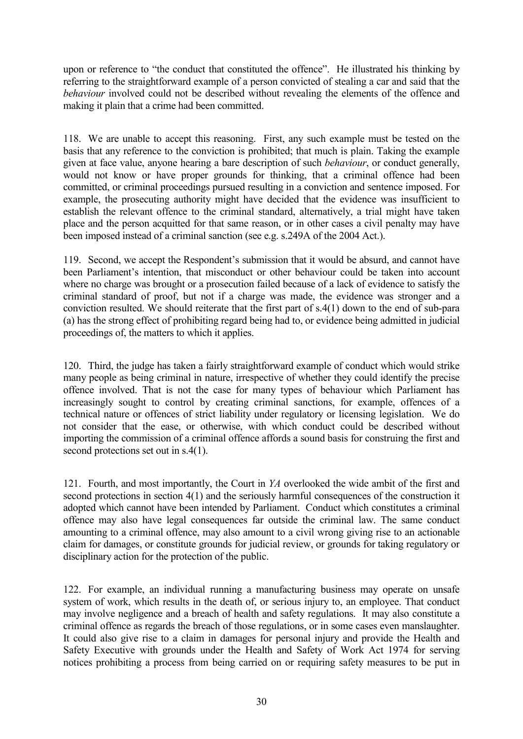upon or reference to "the conduct that constituted the offence". He illustrated his thinking by referring to the straightforward example of a person convicted of stealing a car and said that the *behaviour* involved could not be described without revealing the elements of the offence and making it plain that a crime had been committed.

118. We are unable to accept this reasoning. First, any such example must be tested on the basis that any reference to the conviction is prohibited; that much is plain. Taking the example given at face value, anyone hearing a bare description of such *behaviour*, or conduct generally, would not know or have proper grounds for thinking, that a criminal offence had been committed, or criminal proceedings pursued resulting in a conviction and sentence imposed. For example, the prosecuting authority might have decided that the evidence was insufficient to establish the relevant offence to the criminal standard, alternatively, a trial might have taken place and the person acquitted for that same reason, or in other cases a civil penalty may have been imposed instead of a criminal sanction (see e.g. s.249A of the 2004 Act.).

119. Second, we accept the Respondent's submission that it would be absurd, and cannot have been Parliament's intention, that misconduct or other behaviour could be taken into account where no charge was brought or a prosecution failed because of a lack of evidence to satisfy the criminal standard of proof, but not if a charge was made, the evidence was stronger and a conviction resulted. We should reiterate that the first part of s.4(1) down to the end of sub-para (a) has the strong effect of prohibiting regard being had to, or evidence being admitted in judicial proceedings of, the matters to which it applies.

120. Third, the judge has taken a fairly straightforward example of conduct which would strike many people as being criminal in nature, irrespective of whether they could identify the precise offence involved. That is not the case for many types of behaviour which Parliament has increasingly sought to control by creating criminal sanctions, for example, offences of a technical nature or offences of strict liability under regulatory or licensing legislation. We do not consider that the ease, or otherwise, with which conduct could be described without importing the commission of a criminal offence affords a sound basis for construing the first and second protections set out in s.4(1).

121. Fourth, and most importantly, the Court in *YA* overlooked the wide ambit of the first and second protections in section 4(1) and the seriously harmful consequences of the construction it adopted which cannot have been intended by Parliament. Conduct which constitutes a criminal offence may also have legal consequences far outside the criminal law. The same conduct amounting to a criminal offence, may also amount to a civil wrong giving rise to an actionable claim for damages, or constitute grounds for judicial review, or grounds for taking regulatory or disciplinary action for the protection of the public.

122. For example, an individual running a manufacturing business may operate on unsafe system of work, which results in the death of, or serious injury to, an employee. That conduct may involve negligence and a breach of health and safety regulations. It may also constitute a criminal offence as regards the breach of those regulations, or in some cases even manslaughter. It could also give rise to a claim in damages for personal injury and provide the Health and Safety Executive with grounds under the Health and Safety of Work Act 1974 for serving notices prohibiting a process from being carried on or requiring safety measures to be put in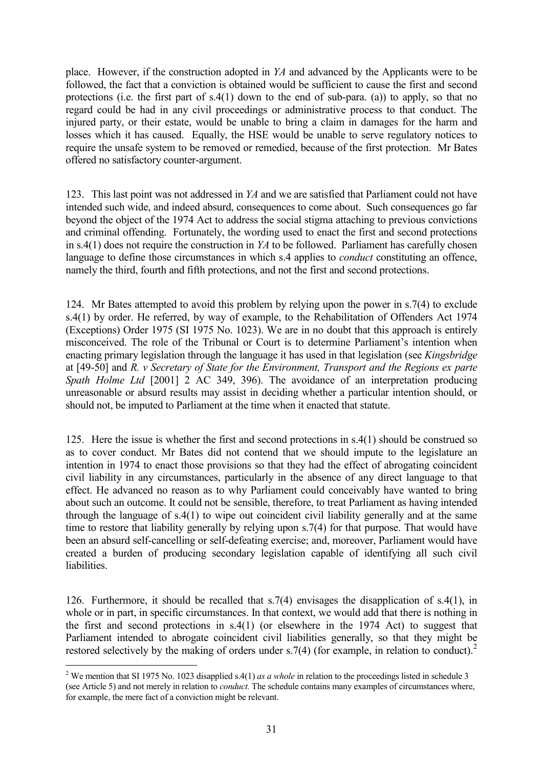place. However, if the construction adopted in *YA* and advanced by the Applicants were to be followed, the fact that a conviction is obtained would be sufficient to cause the first and second protections (i.e. the first part of s.4(1) down to the end of sub-para. (a)) to apply, so that no regard could be had in any civil proceedings or administrative process to that conduct. The injured party, or their estate, would be unable to bring a claim in damages for the harm and losses which it has caused. Equally, the HSE would be unable to serve regulatory notices to require the unsafe system to be removed or remedied, because of the first protection. Mr Bates offered no satisfactory counter-argument.

123. This last point was not addressed in *YA* and we are satisfied that Parliament could not have intended such wide, and indeed absurd, consequences to come about. Such consequences go far beyond the object of the 1974 Act to address the social stigma attaching to previous convictions and criminal offending. Fortunately, the wording used to enact the first and second protections in s.4(1) does not require the construction in *YA* to be followed. Parliament has carefully chosen language to define those circumstances in which s.4 applies to *conduct* constituting an offence, namely the third, fourth and fifth protections, and not the first and second protections.

124. Mr Bates attempted to avoid this problem by relying upon the power in s.7(4) to exclude s.4(1) by order. He referred, by way of example, to the Rehabilitation of Offenders Act 1974 (Exceptions) Order 1975 (SI 1975 No. 1023). We are in no doubt that this approach is entirely misconceived. The role of the Tribunal or Court is to determine Parliament's intention when enacting primary legislation through the language it has used in that legislation (see *Kingsbridge* at [49-50] and *R. v Secretary of State for the Environment, Transport and the Regions ex parte Spath Holme Ltd* [2001] 2 AC 349, 396). The avoidance of an interpretation producing unreasonable or absurd results may assist in deciding whether a particular intention should, or should not, be imputed to Parliament at the time when it enacted that statute.

125. Here the issue is whether the first and second protections in s.4(1) should be construed so as to cover conduct. Mr Bates did not contend that we should impute to the legislature an intention in 1974 to enact those provisions so that they had the effect of abrogating coincident civil liability in any circumstances, particularly in the absence of any direct language to that effect. He advanced no reason as to why Parliament could conceivably have wanted to bring about such an outcome. It could not be sensible, therefore, to treat Parliament as having intended through the language of s.4(1) to wipe out coincident civil liability generally and at the same time to restore that liability generally by relying upon s.7(4) for that purpose. That would have been an absurd self-cancelling or self-defeating exercise; and, moreover, Parliament would have created a burden of producing secondary legislation capable of identifying all such civil liabilities.

126. Furthermore, it should be recalled that s.7(4) envisages the disapplication of s.4(1), in whole or in part, in specific circumstances. In that context, we would add that there is nothing in the first and second protections in s.4(1) (or elsewhere in the 1974 Act) to suggest that Parliament intended to abrogate coincident civil liabilities generally, so that they might be restored selectively by the making of orders under s.7(4) (for example, in relation to conduct).[2]

[2] We mention that SI 1975 No. 1023 disapplied s.4(1) *as a whole* in relation to the proceedings listed in schedule 3 (see Article 5) and not merely in relation to *conduct.* The schedule contains many examples of circumstances where, for example, the mere fact of a conviction might be relevant.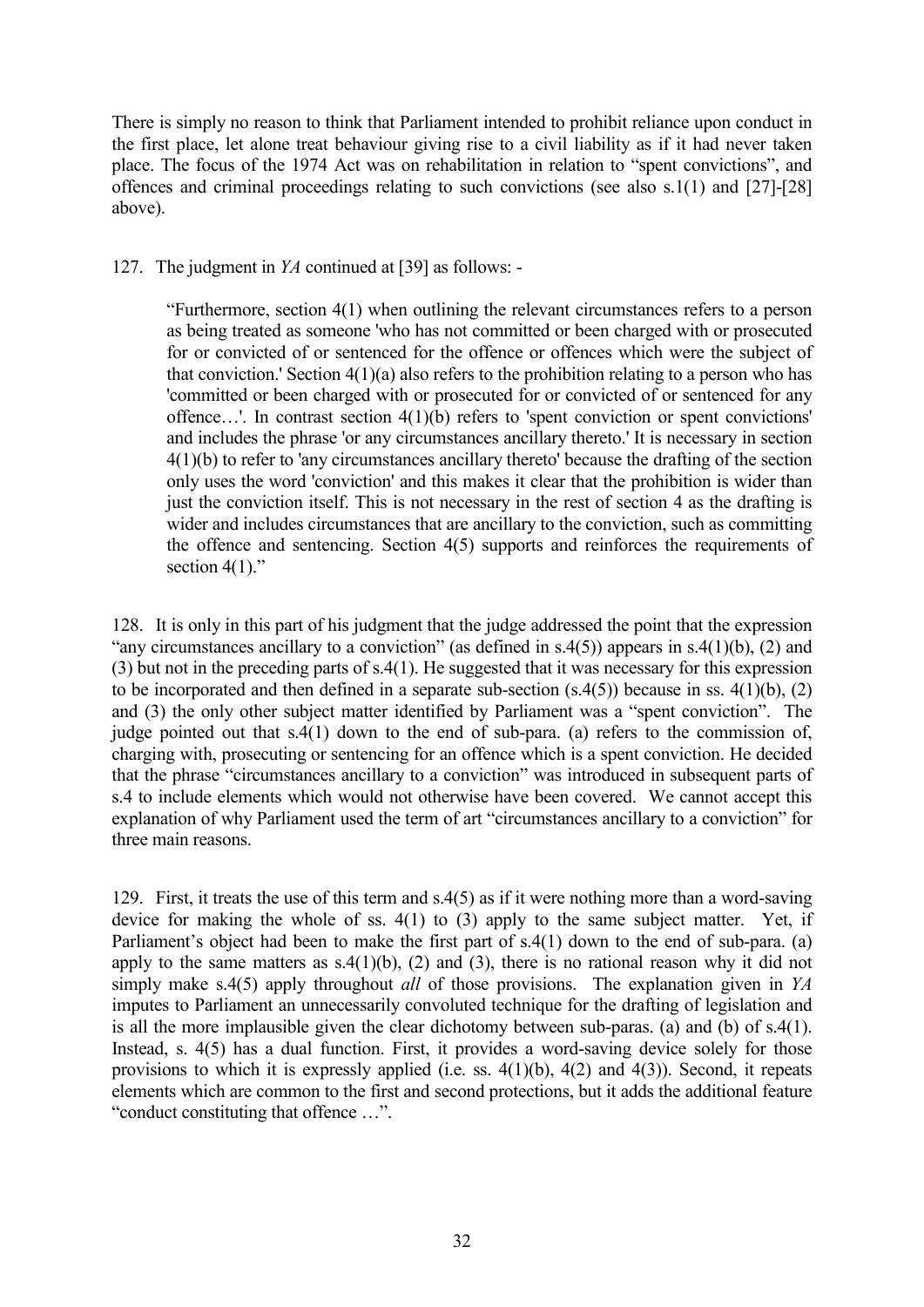There is simply no reason to think that Parliament intended to prohibit reliance upon conduct in the first place, let alone treat behaviour giving rise to a civil liability as if it had never taken place. The focus of the 1974 Act was on rehabilitation in relation to "spent convictions", and offences and criminal proceedings relating to such convictions (see also s.1(1) and [27]-[28] above).

127. The judgment in *YA* continued at [39] as follows: -

> "Furthermore, section 4(1) when outlining the relevant circumstances refers to a person as being treated as someone 'who has not committed or been charged with or prosecuted for or convicted of or sentenced for the offence or offences which were the subject of that conviction.' Section 4(1)(a) also refers to the prohibition relating to a person who has 'committed or been charged with or prosecuted for or convicted of or sentenced for any offence…'. In contrast section 4(1)(b) refers to 'spent conviction or spent convictions' and includes the phrase 'or any circumstances ancillary thereto.' It is necessary in section 4(1)(b) to refer to 'any circumstances ancillary thereto' because the drafting of the section only uses the word 'conviction' and this makes it clear that the prohibition is wider than just the conviction itself. This is not necessary in the rest of section 4 as the drafting is wider and includes circumstances that are ancillary to the conviction, such as committing the offence and sentencing. Section 4(5) supports and reinforces the requirements of section 4(1)."

128. It is only in this part of his judgment that the judge addressed the point that the expression "any circumstances ancillary to a conviction" (as defined in s.4(5)) appears in s.4(1)(b), (2) and (3) but not in the preceding parts of s.4(1). He suggested that it was necessary for this expression to be incorporated and then defined in a separate sub-section (s.4(5)) because in ss. 4(1)(b), (2) and (3) the only other subject matter identified by Parliament was a "spent conviction". The judge pointed out that s.4(1) down to the end of sub-para. (a) refers to the commission of, charging with, prosecuting or sentencing for an offence which is a spent conviction. He decided that the phrase "circumstances ancillary to a conviction" was introduced in subsequent parts of s.4 to include elements which would not otherwise have been covered. We cannot accept this explanation of why Parliament used the term of art "circumstances ancillary to a conviction" for three main reasons.

129. First, it treats the use of this term and s.4(5) as if it were nothing more than a word-saving device for making the whole of ss. 4(1) to (3) apply to the same subject matter. Yet, if Parliament's object had been to make the first part of s.4(1) down to the end of sub-para. (a) apply to the same matters as s.4(1)(b), (2) and (3), there is no rational reason why it did not simply make s.4(5) apply throughout *all* of those provisions. The explanation given in *YA* imputes to Parliament an unnecessarily convoluted technique for the drafting of legislation and is all the more implausible given the clear dichotomy between sub-paras. (a) and (b) of s.4(1). Instead, s. 4(5) has a dual function. First, it provides a word-saving device solely for those provisions to which it is expressly applied (i.e. ss. 4(1)(b), 4(2) and 4(3)). Second, it repeats elements which are common to the first and second protections, but it adds the additional feature "conduct constituting that offence …".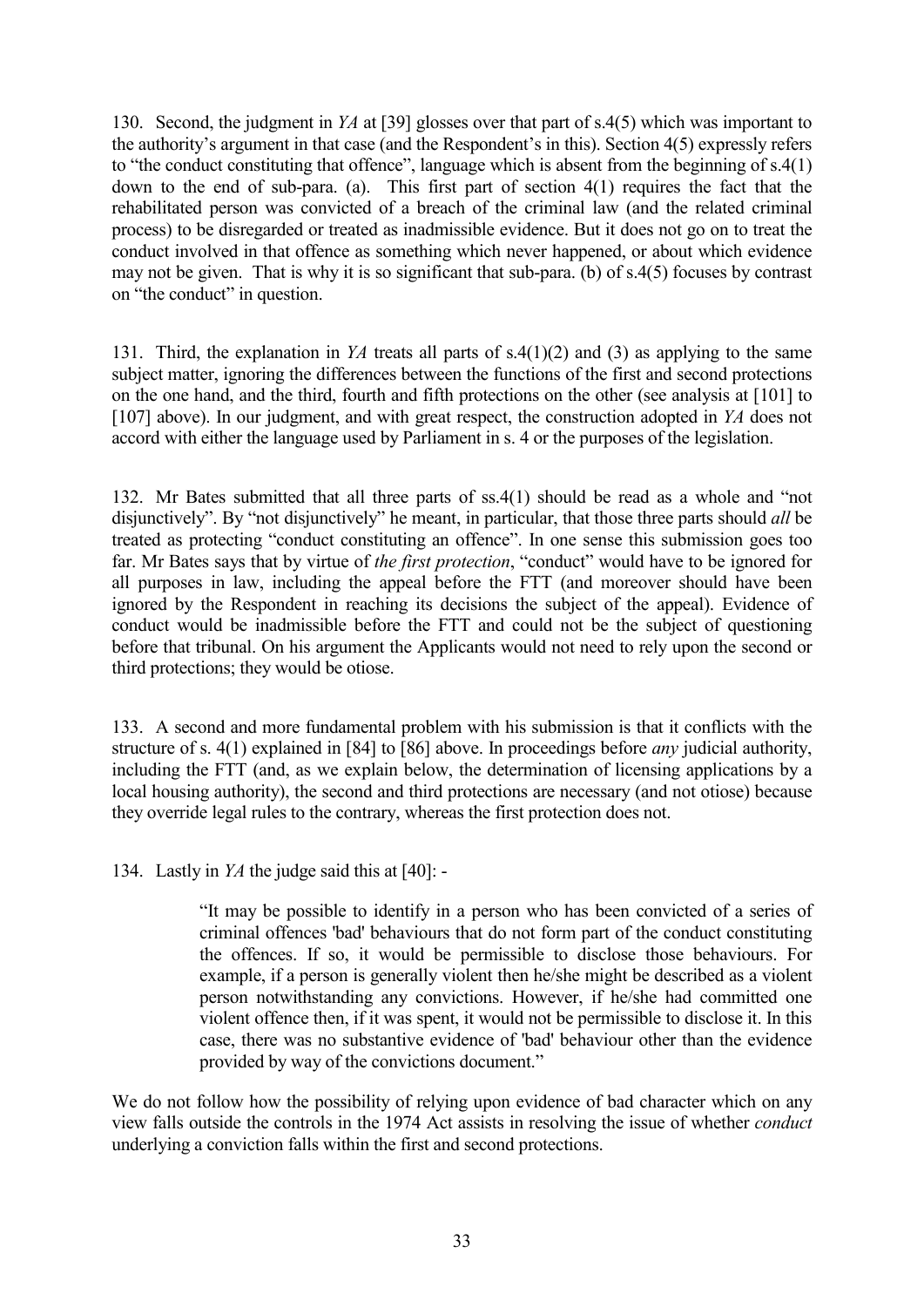130. Second, the judgment in *YA* at [39] glosses over that part of s.4(5) which was important to the authority's argument in that case (and the Respondent's in this). Section 4(5) expressly refers to "the conduct constituting that offence", language which is absent from the beginning of s.4(1) down to the end of sub-para. (a). This first part of section 4(1) requires the fact that the rehabilitated person was convicted of a breach of the criminal law (and the related criminal process) to be disregarded or treated as inadmissible evidence. But it does not go on to treat the conduct involved in that offence as something which never happened, or about which evidence may not be given. That is why it is so significant that sub-para. (b) of s.4(5) focuses by contrast on "the conduct" in question.

131. Third, the explanation in *YA* treats all parts of s.4(1)(2) and (3) as applying to the same subject matter, ignoring the differences between the functions of the first and second protections on the one hand, and the third, fourth and fifth protections on the other (see analysis at [101] to [107] above). In our judgment, and with great respect, the construction adopted in *YA* does not accord with either the language used by Parliament in s. 4 or the purposes of the legislation.

132. Mr Bates submitted that all three parts of ss.4(1) should be read as a whole and "not disjunctively". By "not disjunctively" he meant, in particular, that those three parts should *all* be treated as protecting "conduct constituting an offence". In one sense this submission goes too far. Mr Bates says that by virtue of *the first protection*, "conduct" would have to be ignored for all purposes in law, including the appeal before the FTT (and moreover should have been ignored by the Respondent in reaching its decisions the subject of the appeal). Evidence of conduct would be inadmissible before the FTT and could not be the subject of questioning before that tribunal. On his argument the Applicants would not need to rely upon the second or third protections; they would be otiose.

133. A second and more fundamental problem with his submission is that it conflicts with the structure of s. 4(1) explained in [84] to [86] above. In proceedings before *any* judicial authority, including the FTT (and, as we explain below, the determination of licensing applications by a local housing authority), the second and third protections are necessary (and not otiose) because they override legal rules to the contrary, whereas the first protection does not.

134. Lastly in *YA* the judge said this at [40]: -

> "It may be possible to identify in a person who has been convicted of a series of criminal offences 'bad' behaviours that do not form part of the conduct constituting the offences. If so, it would be permissible to disclose those behaviours. For example, if a person is generally violent then he/she might be described as a violent person notwithstanding any convictions. However, if he/she had committed one violent offence then, if it was spent, it would not be permissible to disclose it. In this case, there was no substantive evidence of 'bad' behaviour other than the evidence provided by way of the convictions document."

We do not follow how the possibility of relying upon evidence of bad character which on any view falls outside the controls in the 1974 Act assists in resolving the issue of whether *conduct* underlying a conviction falls within the first and second protections.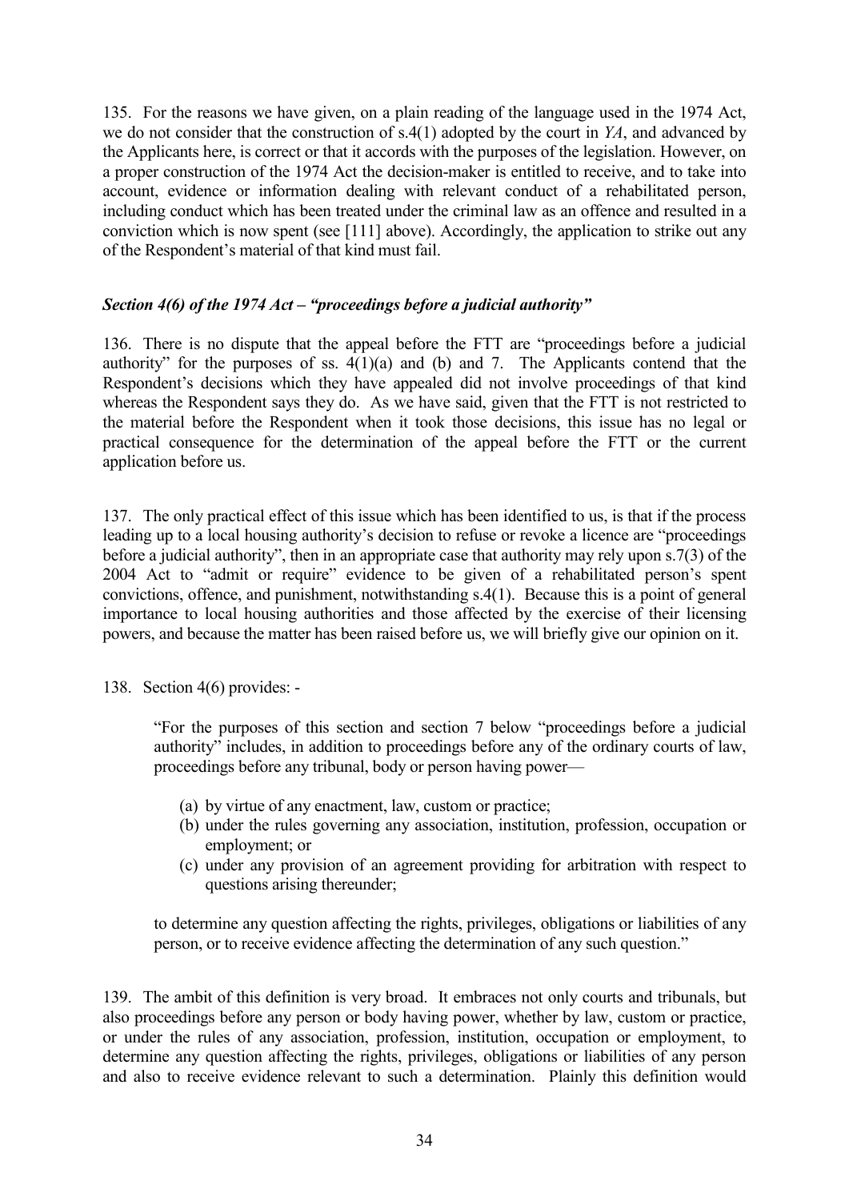135. For the reasons we have given, on a plain reading of the language used in the 1974 Act, we do not consider that the construction of s.4(1) adopted by the court in *YA*, and advanced by the Applicants here, is correct or that it accords with the purposes of the legislation. However, on a proper construction of the 1974 Act the decision-maker is entitled to receive, and to take into account, evidence or information dealing with relevant conduct of a rehabilitated person, including conduct which has been treated under the criminal law as an offence and resulted in a conviction which is now spent (see [111] above). Accordingly, the application to strike out any of the Respondent's material of that kind must fail.

### *Section 4(6) of the 1974 Act – "proceedings before a judicial authority"*

136. There is no dispute that the appeal before the FTT are "proceedings before a judicial authority" for the purposes of ss. 4(1)(a) and (b) and 7. The Applicants contend that the Respondent's decisions which they have appealed did not involve proceedings of that kind whereas the Respondent says they do. As we have said, given that the FTT is not restricted to the material before the Respondent when it took those decisions, this issue has no legal or practical consequence for the determination of the appeal before the FTT or the current application before us.

137. The only practical effect of this issue which has been identified to us, is that if the process leading up to a local housing authority's decision to refuse or revoke a licence are "proceedings before a judicial authority", then in an appropriate case that authority may rely upon s.7(3) of the 2004 Act to "admit or require" evidence to be given of a rehabilitated person's spent convictions, offence, and punishment, notwithstanding s.4(1). Because this is a point of general importance to local housing authorities and those affected by the exercise of their licensing powers, and because the matter has been raised before us, we will briefly give our opinion on it.

138. Section 4(6) provides: -

> "For the purposes of this section and section 7 below "proceedings before a judicial authority" includes, in addition to proceedings before any of the ordinary courts of law, proceedings before any tribunal, body or person having power—
>
> (a) by virtue of any enactment, law, custom or practice;
> (b) under the rules governing any association, institution, profession, occupation or employment; or
> (c) under any provision of an agreement providing for arbitration with respect to questions arising thereunder;
>
> to determine any question affecting the rights, privileges, obligations or liabilities of any person, or to receive evidence affecting the determination of any such question."

139. The ambit of this definition is very broad. It embraces not only courts and tribunals, but also proceedings before any person or body having power, whether by law, custom or practice, or under the rules of any association, profession, institution, occupation or employment, to determine any question affecting the rights, privileges, obligations or liabilities of any person and also to receive evidence relevant to such a determination. Plainly this definition would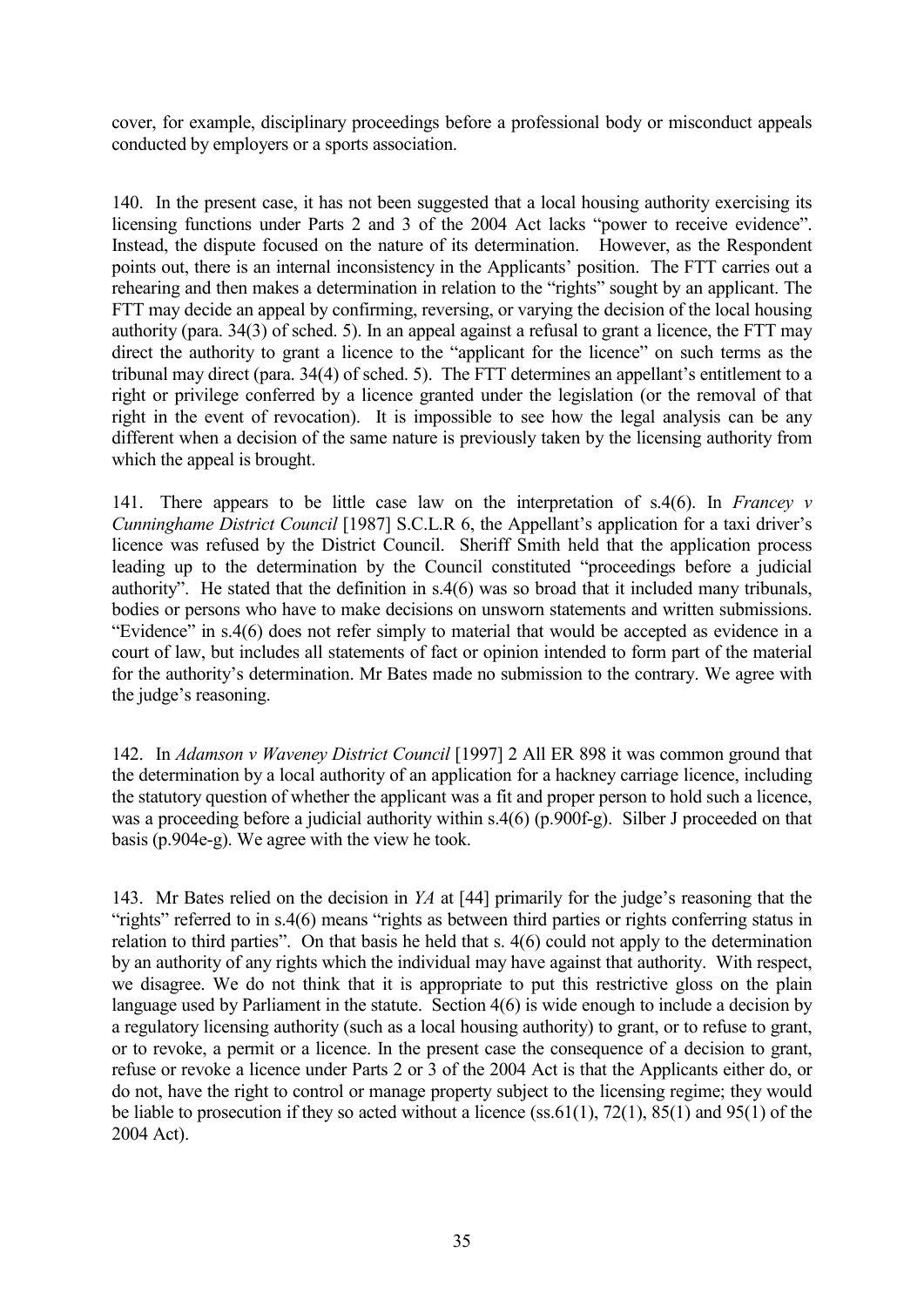cover, for example, disciplinary proceedings before a professional body or misconduct appeals conducted by employers or a sports association.

140. In the present case, it has not been suggested that a local housing authority exercising its licensing functions under Parts 2 and 3 of the 2004 Act lacks "power to receive evidence". Instead, the dispute focused on the nature of its determination. However, as the Respondent points out, there is an internal inconsistency in the Applicants' position. The FTT carries out a rehearing and then makes a determination in relation to the "rights" sought by an applicant. The FTT may decide an appeal by confirming, reversing, or varying the decision of the local housing authority (para. 34(3) of sched. 5). In an appeal against a refusal to grant a licence, the FTT may direct the authority to grant a licence to the "applicant for the licence" on such terms as the tribunal may direct (para. 34(4) of sched. 5). The FTT determines an appellant's entitlement to a right or privilege conferred by a licence granted under the legislation (or the removal of that right in the event of revocation). It is impossible to see how the legal analysis can be any different when a decision of the same nature is previously taken by the licensing authority from which the appeal is brought.

141. There appears to be little case law on the interpretation of s.4(6). In *Francey v Cunninghame District Council* [1987] S.C.L.R 6, the Appellant's application for a taxi driver's licence was refused by the District Council. Sheriff Smith held that the application process leading up to the determination by the Council constituted "proceedings before a judicial authority". He stated that the definition in s.4(6) was so broad that it included many tribunals, bodies or persons who have to make decisions on unsworn statements and written submissions. "Evidence" in s.4(6) does not refer simply to material that would be accepted as evidence in a court of law, but includes all statements of fact or opinion intended to form part of the material for the authority's determination. Mr Bates made no submission to the contrary. We agree with the judge's reasoning.

142. In *Adamson v Waveney District Council* [1997] 2 All ER 898 it was common ground that the determination by a local authority of an application for a hackney carriage licence, including the statutory question of whether the applicant was a fit and proper person to hold such a licence, was a proceeding before a judicial authority within s.4(6) (p.900f-g). Silber J proceeded on that basis (p.904e-g). We agree with the view he took.

143. Mr Bates relied on the decision in *YA* at [44] primarily for the judge's reasoning that the "rights" referred to in s.4(6) means "rights as between third parties or rights conferring status in relation to third parties". On that basis he held that s. 4(6) could not apply to the determination by an authority of any rights which the individual may have against that authority. With respect, we disagree. We do not think that it is appropriate to put this restrictive gloss on the plain language used by Parliament in the statute. Section 4(6) is wide enough to include a decision by a regulatory licensing authority (such as a local housing authority) to grant, or to refuse to grant, or to revoke, a permit or a licence. In the present case the consequence of a decision to grant, refuse or revoke a licence under Parts 2 or 3 of the 2004 Act is that the Applicants either do, or do not, have the right to control or manage property subject to the licensing regime; they would be liable to prosecution if they so acted without a licence (ss.61(1), 72(1), 85(1) and 95(1) of the 2004 Act).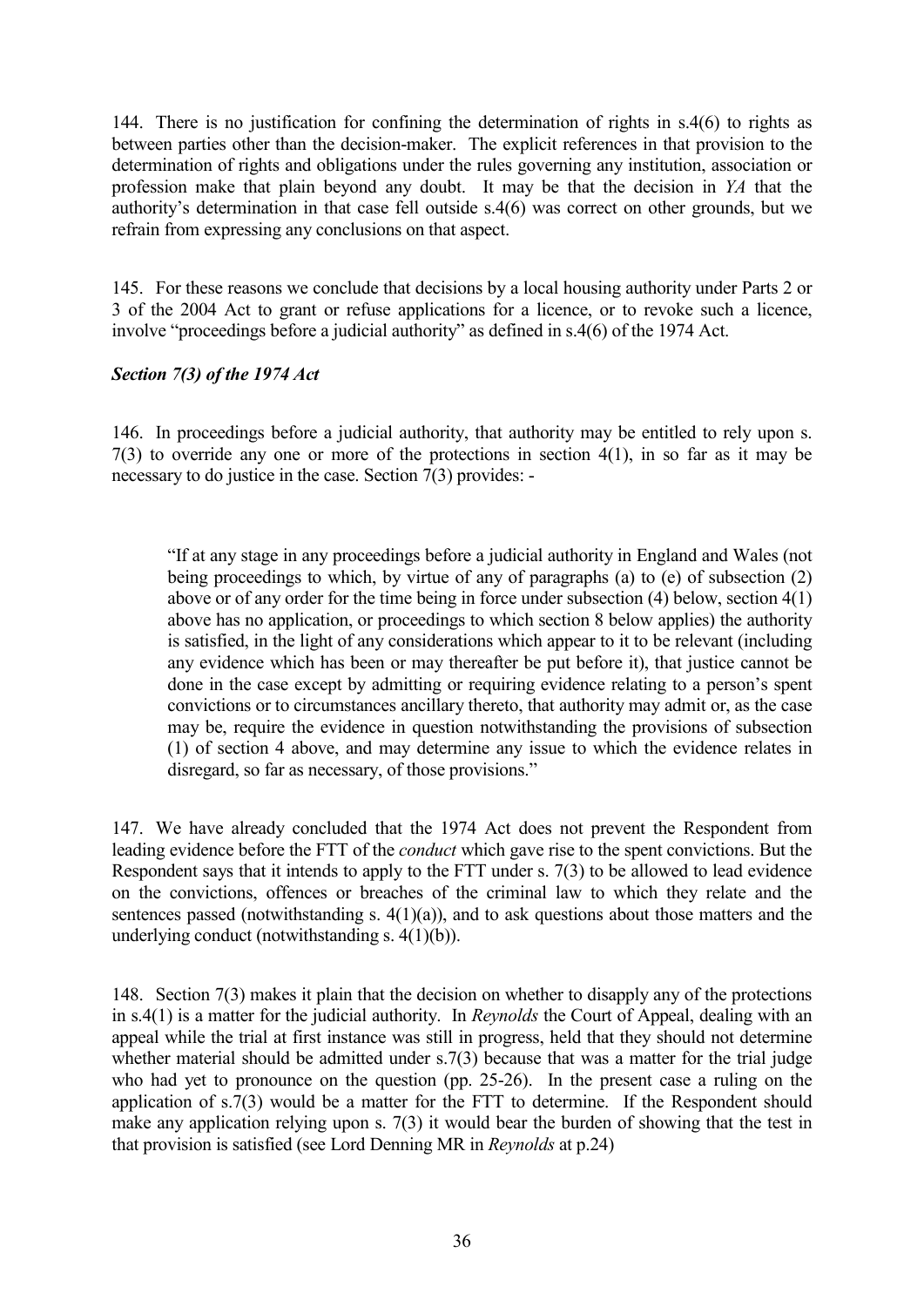144. There is no justification for confining the determination of rights in s.4(6) to rights as between parties other than the decision-maker. The explicit references in that provision to the determination of rights and obligations under the rules governing any institution, association or profession make that plain beyond any doubt. It may be that the decision in *YA* that the authority's determination in that case fell outside s.4(6) was correct on other grounds, but we refrain from expressing any conclusions on that aspect.

145. For these reasons we conclude that decisions by a local housing authority under Parts 2 or 3 of the 2004 Act to grant or refuse applications for a licence, or to revoke such a licence, involve "proceedings before a judicial authority" as defined in s.4(6) of the 1974 Act.

### *Section 7(3) of the 1974 Act*

146. In proceedings before a judicial authority, that authority may be entitled to rely upon s. 7(3) to override any one or more of the protections in section 4(1), in so far as it may be necessary to do justice in the case. Section 7(3) provides: -

> "If at any stage in any proceedings before a judicial authority in England and Wales (not being proceedings to which, by virtue of any of paragraphs (a) to (e) of subsection (2) above or of any order for the time being in force under subsection (4) below, section 4(1) above has no application, or proceedings to which section 8 below applies) the authority is satisfied, in the light of any considerations which appear to it to be relevant (including any evidence which has been or may thereafter be put before it), that justice cannot be done in the case except by admitting or requiring evidence relating to a person's spent convictions or to circumstances ancillary thereto, that authority may admit or, as the case may be, require the evidence in question notwithstanding the provisions of subsection (1) of section 4 above, and may determine any issue to which the evidence relates in disregard, so far as necessary, of those provisions."

147. We have already concluded that the 1974 Act does not prevent the Respondent from leading evidence before the FTT of the *conduct* which gave rise to the spent convictions. But the Respondent says that it intends to apply to the FTT under s. 7(3) to be allowed to lead evidence on the convictions, offences or breaches of the criminal law to which they relate and the sentences passed (notwithstanding s. 4(1)(a)), and to ask questions about those matters and the underlying conduct (notwithstanding s. 4(1)(b)).

148. Section 7(3) makes it plain that the decision on whether to disapply any of the protections in s.4(1) is a matter for the judicial authority. In *Reynolds* the Court of Appeal, dealing with an appeal while the trial at first instance was still in progress, held that they should not determine whether material should be admitted under s.7(3) because that was a matter for the trial judge who had yet to pronounce on the question (pp. 25-26). In the present case a ruling on the application of s.7(3) would be a matter for the FTT to determine. If the Respondent should make any application relying upon s. 7(3) it would bear the burden of showing that the test in that provision is satisfied (see Lord Denning MR in *Reynolds* at p.24)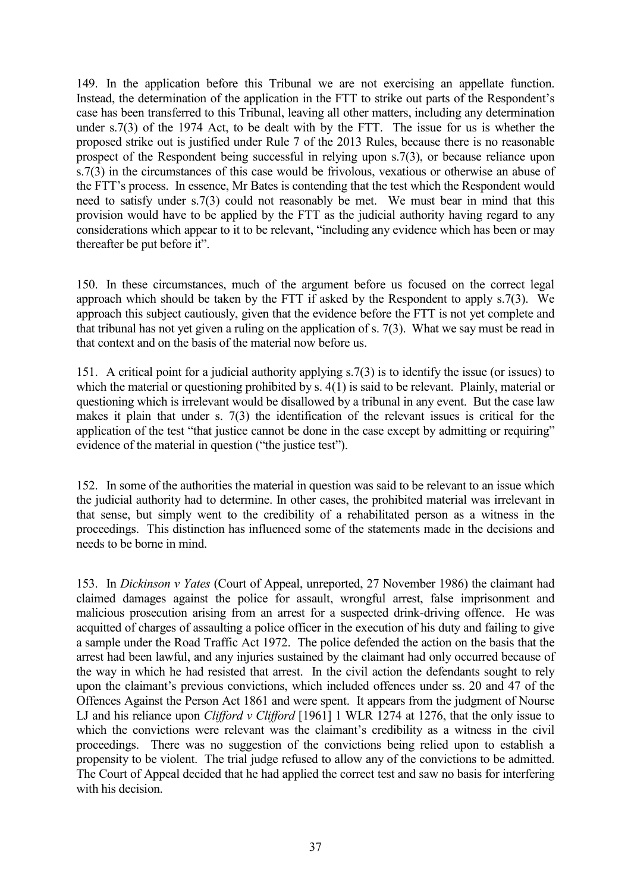149. In the application before this Tribunal we are not exercising an appellate function. Instead, the determination of the application in the FTT to strike out parts of the Respondent's case has been transferred to this Tribunal, leaving all other matters, including any determination under s.7(3) of the 1974 Act, to be dealt with by the FTT. The issue for us is whether the proposed strike out is justified under Rule 7 of the 2013 Rules, because there is no reasonable prospect of the Respondent being successful in relying upon s.7(3), or because reliance upon s.7(3) in the circumstances of this case would be frivolous, vexatious or otherwise an abuse of the FTT's process. In essence, Mr Bates is contending that the test which the Respondent would need to satisfy under s.7(3) could not reasonably be met. We must bear in mind that this provision would have to be applied by the FTT as the judicial authority having regard to any considerations which appear to it to be relevant, "including any evidence which has been or may thereafter be put before it".

150. In these circumstances, much of the argument before us focused on the correct legal approach which should be taken by the FTT if asked by the Respondent to apply s.7(3). We approach this subject cautiously, given that the evidence before the FTT is not yet complete and that tribunal has not yet given a ruling on the application of s. 7(3). What we say must be read in that context and on the basis of the material now before us.

151. A critical point for a judicial authority applying s.7(3) is to identify the issue (or issues) to which the material or questioning prohibited by s. 4(1) is said to be relevant. Plainly, material or questioning which is irrelevant would be disallowed by a tribunal in any event. But the case law makes it plain that under s. 7(3) the identification of the relevant issues is critical for the application of the test "that justice cannot be done in the case except by admitting or requiring" evidence of the material in question ("the justice test").

152. In some of the authorities the material in question was said to be relevant to an issue which the judicial authority had to determine. In other cases, the prohibited material was irrelevant in that sense, but simply went to the credibility of a rehabilitated person as a witness in the proceedings. This distinction has influenced some of the statements made in the decisions and needs to be borne in mind.

153. In *Dickinson v Yates* (Court of Appeal, unreported, 27 November 1986) the claimant had claimed damages against the police for assault, wrongful arrest, false imprisonment and malicious prosecution arising from an arrest for a suspected drink-driving offence. He was acquitted of charges of assaulting a police officer in the execution of his duty and failing to give a sample under the Road Traffic Act 1972. The police defended the action on the basis that the arrest had been lawful, and any injuries sustained by the claimant had only occurred because of the way in which he had resisted that arrest. In the civil action the defendants sought to rely upon the claimant's previous convictions, which included offences under ss. 20 and 47 of the Offences Against the Person Act 1861 and were spent. It appears from the judgment of Nourse LJ and his reliance upon *Clifford v Clifford* [1961] 1 WLR 1274 at 1276, that the only issue to which the convictions were relevant was the claimant's credibility as a witness in the civil proceedings. There was no suggestion of the convictions being relied upon to establish a propensity to be violent. The trial judge refused to allow any of the convictions to be admitted. The Court of Appeal decided that he had applied the correct test and saw no basis for interfering with his decision.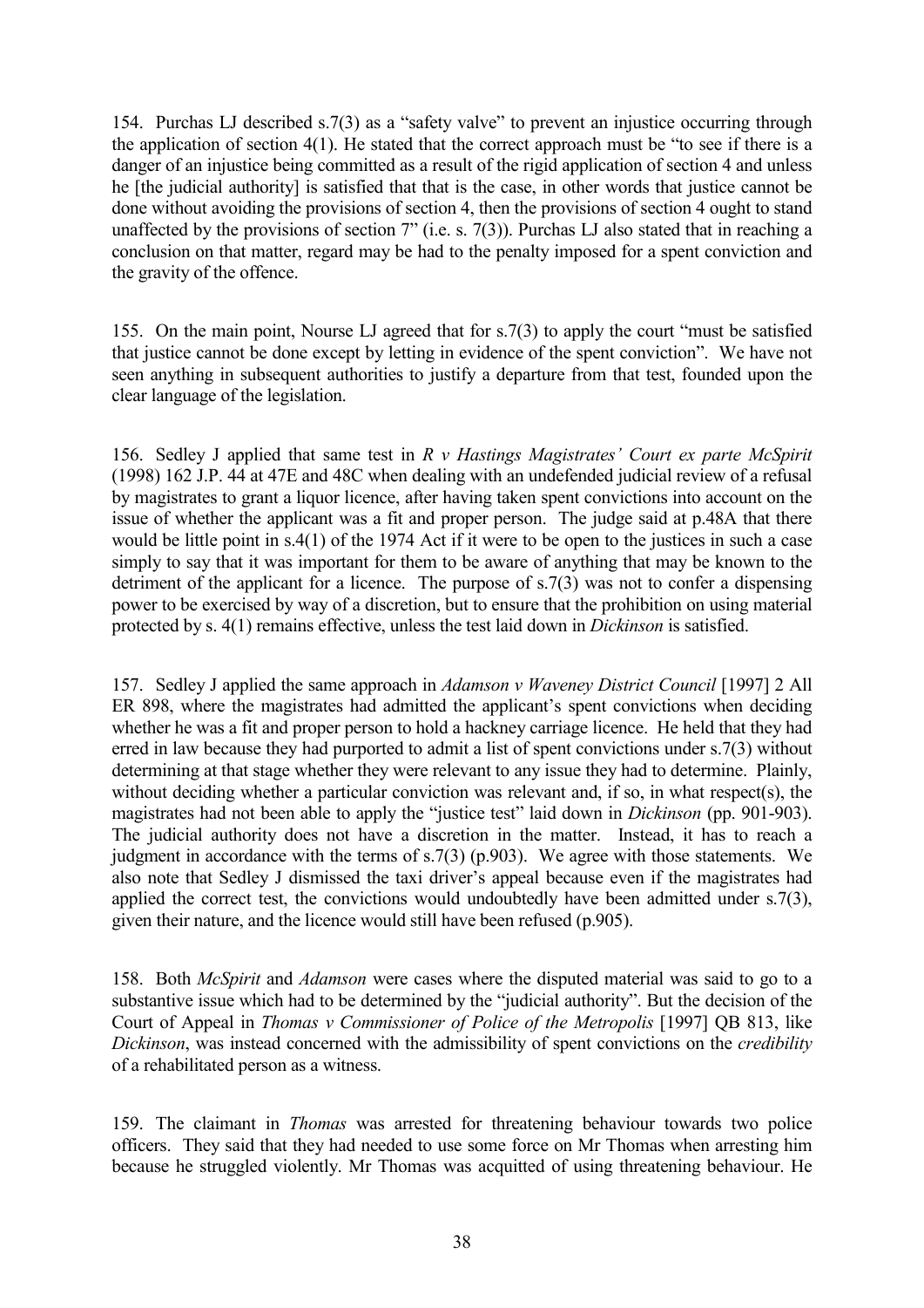154. Purchas LJ described s.7(3) as a "safety valve" to prevent an injustice occurring through the application of section 4(1). He stated that the correct approach must be "to see if there is a danger of an injustice being committed as a result of the rigid application of section 4 and unless he [the judicial authority] is satisfied that that is the case, in other words that justice cannot be done without avoiding the provisions of section 4, then the provisions of section 4 ought to stand unaffected by the provisions of section 7" (i.e. s. 7(3)). Purchas LJ also stated that in reaching a conclusion on that matter, regard may be had to the penalty imposed for a spent conviction and the gravity of the offence.

155. On the main point, Nourse LJ agreed that for s.7(3) to apply the court "must be satisfied that justice cannot be done except by letting in evidence of the spent conviction". We have not seen anything in subsequent authorities to justify a departure from that test, founded upon the clear language of the legislation.

156. Sedley J applied that same test in *R v Hastings Magistrates' Court ex parte McSpirit* (1998) 162 J.P. 44 at 47E and 48C when dealing with an undefended judicial review of a refusal by magistrates to grant a liquor licence, after having taken spent convictions into account on the issue of whether the applicant was a fit and proper person. The judge said at p.48A that there would be little point in s.4(1) of the 1974 Act if it were to be open to the justices in such a case simply to say that it was important for them to be aware of anything that may be known to the detriment of the applicant for a licence. The purpose of s.7(3) was not to confer a dispensing power to be exercised by way of a discretion, but to ensure that the prohibition on using material protected by s. 4(1) remains effective, unless the test laid down in *Dickinson* is satisfied.

157. Sedley J applied the same approach in *Adamson v Waveney District Council* [1997] 2 All ER 898, where the magistrates had admitted the applicant's spent convictions when deciding whether he was a fit and proper person to hold a hackney carriage licence. He held that they had erred in law because they had purported to admit a list of spent convictions under s.7(3) without determining at that stage whether they were relevant to any issue they had to determine. Plainly, without deciding whether a particular conviction was relevant and, if so, in what respect(s), the magistrates had not been able to apply the "justice test" laid down in *Dickinson* (pp. 901-903). The judicial authority does not have a discretion in the matter. Instead, it has to reach a judgment in accordance with the terms of s.7(3) (p.903). We agree with those statements. We also note that Sedley J dismissed the taxi driver's appeal because even if the magistrates had applied the correct test, the convictions would undoubtedly have been admitted under s.7(3), given their nature, and the licence would still have been refused (p.905).

158. Both *McSpirit* and *Adamson* were cases where the disputed material was said to go to a substantive issue which had to be determined by the "judicial authority". But the decision of the Court of Appeal in *Thomas v Commissioner of Police of the Metropolis* [1997] QB 813, like *Dickinson*, was instead concerned with the admissibility of spent convictions on the *credibility* of a rehabilitated person as a witness.

159. The claimant in *Thomas* was arrested for threatening behaviour towards two police officers. They said that they had needed to use some force on Mr Thomas when arresting him because he struggled violently. Mr Thomas was acquitted of using threatening behaviour. He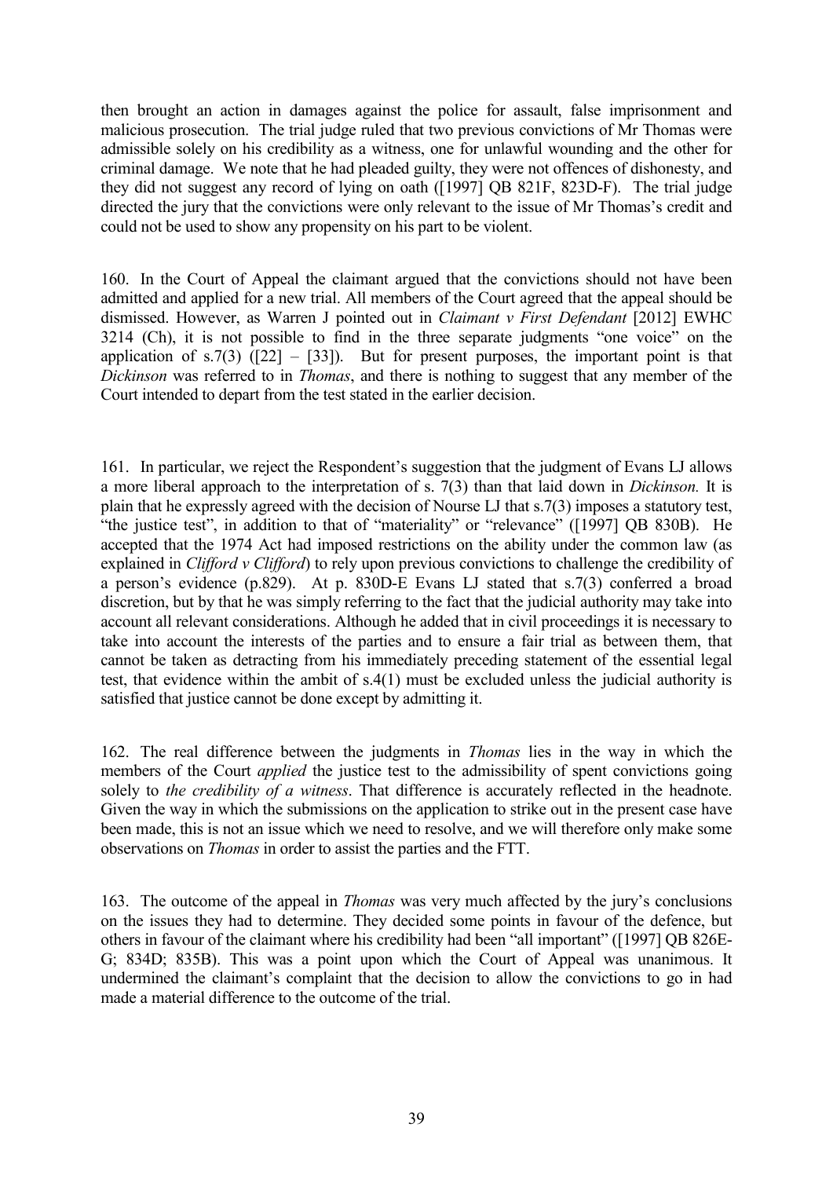then brought an action in damages against the police for assault, false imprisonment and malicious prosecution. The trial judge ruled that two previous convictions of Mr Thomas were admissible solely on his credibility as a witness, one for unlawful wounding and the other for criminal damage. We note that he had pleaded guilty, they were not offences of dishonesty, and they did not suggest any record of lying on oath ([1997] QB 821F, 823D-F). The trial judge directed the jury that the convictions were only relevant to the issue of Mr Thomas's credit and could not be used to show any propensity on his part to be violent.

160. In the Court of Appeal the claimant argued that the convictions should not have been admitted and applied for a new trial. All members of the Court agreed that the appeal should be dismissed. However, as Warren J pointed out in *Claimant v First Defendant* [2012] EWHC 3214 (Ch), it is not possible to find in the three separate judgments "one voice" on the application of s.7(3) ([22] – [33]). But for present purposes, the important point is that *Dickinson* was referred to in *Thomas*, and there is nothing to suggest that any member of the Court intended to depart from the test stated in the earlier decision.

161. In particular, we reject the Respondent's suggestion that the judgment of Evans LJ allows a more liberal approach to the interpretation of s. 7(3) than that laid down in *Dickinson.* It is plain that he expressly agreed with the decision of Nourse LJ that s.7(3) imposes a statutory test, "the justice test", in addition to that of "materiality" or "relevance" ([1997] QB 830B). He accepted that the 1974 Act had imposed restrictions on the ability under the common law (as explained in *Clifford v Clifford*) to rely upon previous convictions to challenge the credibility of a person's evidence (p.829). At p. 830D-E Evans LJ stated that s.7(3) conferred a broad discretion, but by that he was simply referring to the fact that the judicial authority may take into account all relevant considerations. Although he added that in civil proceedings it is necessary to take into account the interests of the parties and to ensure a fair trial as between them, that cannot be taken as detracting from his immediately preceding statement of the essential legal test, that evidence within the ambit of s.4(1) must be excluded unless the judicial authority is satisfied that justice cannot be done except by admitting it.

162. The real difference between the judgments in *Thomas* lies in the way in which the members of the Court *applied* the justice test to the admissibility of spent convictions going solely to *the credibility of a witness*. That difference is accurately reflected in the headnote. Given the way in which the submissions on the application to strike out in the present case have been made, this is not an issue which we need to resolve, and we will therefore only make some observations on *Thomas* in order to assist the parties and the FTT.

163. The outcome of the appeal in *Thomas* was very much affected by the jury's conclusions on the issues they had to determine. They decided some points in favour of the defence, but others in favour of the claimant where his credibility had been "all important" ([1997] QB 826E-G; 834D; 835B). This was a point upon which the Court of Appeal was unanimous. It undermined the claimant's complaint that the decision to allow the convictions to go in had made a material difference to the outcome of the trial.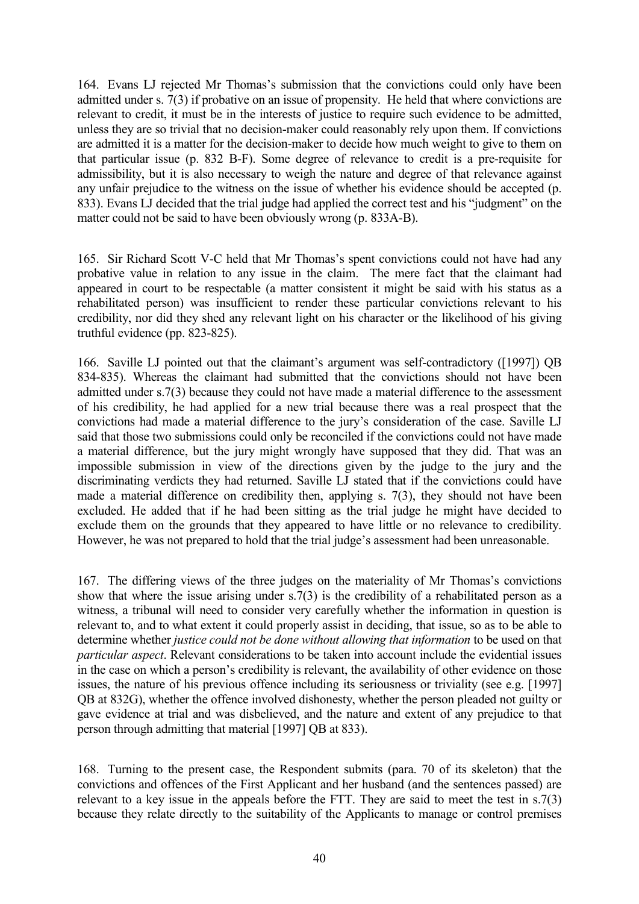164. Evans LJ rejected Mr Thomas's submission that the convictions could only have been admitted under s. 7(3) if probative on an issue of propensity. He held that where convictions are relevant to credit, it must be in the interests of justice to require such evidence to be admitted, unless they are so trivial that no decision-maker could reasonably rely upon them. If convictions are admitted it is a matter for the decision-maker to decide how much weight to give to them on that particular issue (p. 832 B-F). Some degree of relevance to credit is a pre-requisite for admissibility, but it is also necessary to weigh the nature and degree of that relevance against any unfair prejudice to the witness on the issue of whether his evidence should be accepted (p. 833). Evans LJ decided that the trial judge had applied the correct test and his "judgment" on the matter could not be said to have been obviously wrong (p. 833A-B).

165. Sir Richard Scott V-C held that Mr Thomas's spent convictions could not have had any probative value in relation to any issue in the claim. The mere fact that the claimant had appeared in court to be respectable (a matter consistent it might be said with his status as a rehabilitated person) was insufficient to render these particular convictions relevant to his credibility, nor did they shed any relevant light on his character or the likelihood of his giving truthful evidence (pp. 823-825).

166. Saville LJ pointed out that the claimant's argument was self-contradictory ([1997]) QB 834-835). Whereas the claimant had submitted that the convictions should not have been admitted under s.7(3) because they could not have made a material difference to the assessment of his credibility, he had applied for a new trial because there was a real prospect that the convictions had made a material difference to the jury's consideration of the case. Saville LJ said that those two submissions could only be reconciled if the convictions could not have made a material difference, but the jury might wrongly have supposed that they did. That was an impossible submission in view of the directions given by the judge to the jury and the discriminating verdicts they had returned. Saville LJ stated that if the convictions could have made a material difference on credibility then, applying s. 7(3), they should not have been excluded. He added that if he had been sitting as the trial judge he might have decided to exclude them on the grounds that they appeared to have little or no relevance to credibility. However, he was not prepared to hold that the trial judge's assessment had been unreasonable.

167. The differing views of the three judges on the materiality of Mr Thomas's convictions show that where the issue arising under s.7(3) is the credibility of a rehabilitated person as a witness, a tribunal will need to consider very carefully whether the information in question is relevant to, and to what extent it could properly assist in deciding, that issue, so as to be able to determine whether *justice could not be done without allowing that information* to be used on that *particular aspect*. Relevant considerations to be taken into account include the evidential issues in the case on which a person's credibility is relevant, the availability of other evidence on those issues, the nature of his previous offence including its seriousness or triviality (see e.g. [1997] QB at 832G), whether the offence involved dishonesty, whether the person pleaded not guilty or gave evidence at trial and was disbelieved, and the nature and extent of any prejudice to that person through admitting that material [1997] QB at 833).

168. Turning to the present case, the Respondent submits (para. 70 of its skeleton) that the convictions and offences of the First Applicant and her husband (and the sentences passed) are relevant to a key issue in the appeals before the FTT. They are said to meet the test in s.7(3) because they relate directly to the suitability of the Applicants to manage or control premises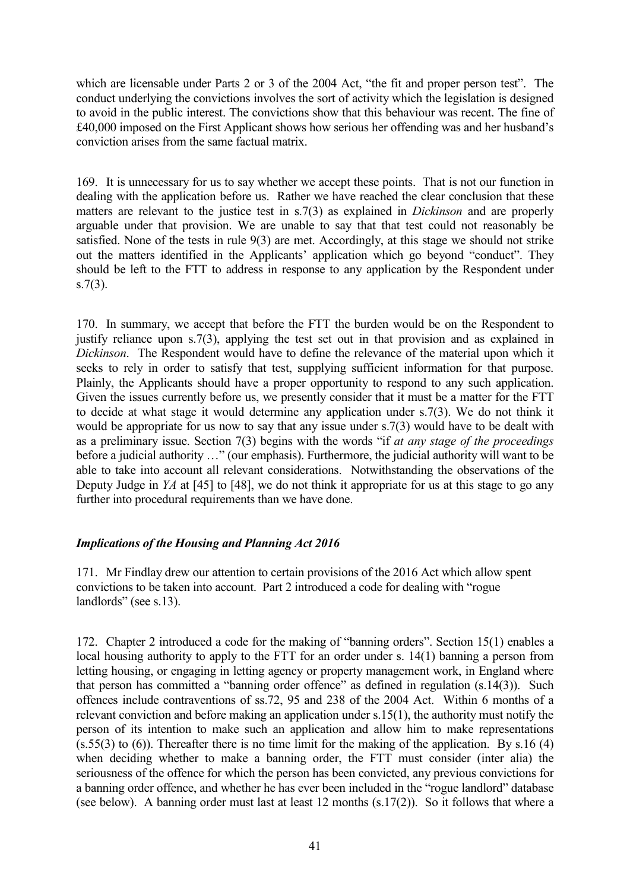which are licensable under Parts 2 or 3 of the 2004 Act, "the fit and proper person test". The conduct underlying the convictions involves the sort of activity which the legislation is designed to avoid in the public interest. The convictions show that this behaviour was recent. The fine of £40,000 imposed on the First Applicant shows how serious her offending was and her husband's conviction arises from the same factual matrix.

169. It is unnecessary for us to say whether we accept these points. That is not our function in dealing with the application before us. Rather we have reached the clear conclusion that these matters are relevant to the justice test in s.7(3) as explained in *Dickinson* and are properly arguable under that provision. We are unable to say that that test could not reasonably be satisfied. None of the tests in rule 9(3) are met. Accordingly, at this stage we should not strike out the matters identified in the Applicants' application which go beyond "conduct". They should be left to the FTT to address in response to any application by the Respondent under s.7(3).

170. In summary, we accept that before the FTT the burden would be on the Respondent to justify reliance upon s.7(3), applying the test set out in that provision and as explained in *Dickinson*. The Respondent would have to define the relevance of the material upon which it seeks to rely in order to satisfy that test, supplying sufficient information for that purpose. Plainly, the Applicants should have a proper opportunity to respond to any such application. Given the issues currently before us, we presently consider that it must be a matter for the FTT to decide at what stage it would determine any application under s.7(3). We do not think it would be appropriate for us now to say that any issue under s.7(3) would have to be dealt with as a preliminary issue. Section 7(3) begins with the words "if *at any stage of the proceedings* before a judicial authority …" (our emphasis). Furthermore, the judicial authority will want to be able to take into account all relevant considerations. Notwithstanding the observations of the Deputy Judge in *YA* at [45] to [48], we do not think it appropriate for us at this stage to go any further into procedural requirements than we have done.

### *Implications of the Housing and Planning Act 2016*

171. Mr Findlay drew our attention to certain provisions of the 2016 Act which allow spent convictions to be taken into account. Part 2 introduced a code for dealing with "rogue landlords" (see s.13).

172. Chapter 2 introduced a code for the making of "banning orders". Section 15(1) enables a local housing authority to apply to the FTT for an order under s. 14(1) banning a person from letting housing, or engaging in letting agency or property management work, in England where that person has committed a "banning order offence" as defined in regulation (s.14(3)). Such offences include contraventions of ss.72, 95 and 238 of the 2004 Act. Within 6 months of a relevant conviction and before making an application under s.15(1), the authority must notify the person of its intention to make such an application and allow him to make representations (s.55(3) to (6)). Thereafter there is no time limit for the making of the application. By s.16 (4) when deciding whether to make a banning order, the FTT must consider (inter alia) the seriousness of the offence for which the person has been convicted, any previous convictions for a banning order offence, and whether he has ever been included in the "rogue landlord" database (see below). A banning order must last at least 12 months (s.17(2)). So it follows that where a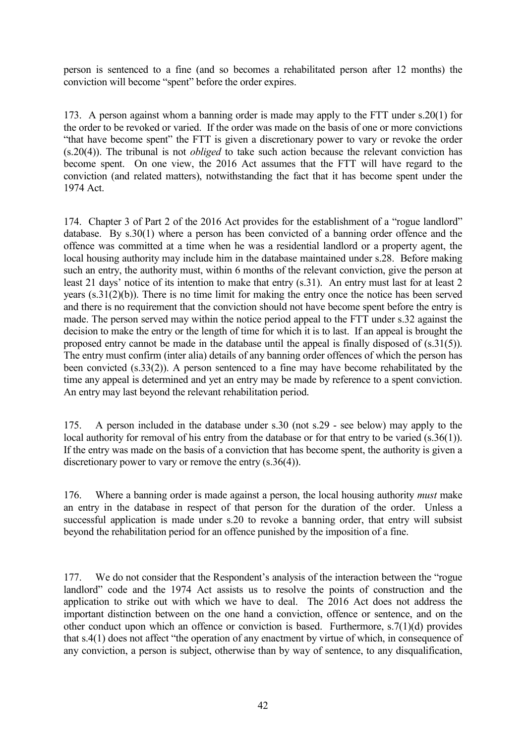person is sentenced to a fine (and so becomes a rehabilitated person after 12 months) the conviction will become "spent" before the order expires.

173. A person against whom a banning order is made may apply to the FTT under s.20(1) for the order to be revoked or varied. If the order was made on the basis of one or more convictions "that have become spent" the FTT is given a discretionary power to vary or revoke the order (s.20(4)). The tribunal is not *obliged* to take such action because the relevant conviction has become spent. On one view, the 2016 Act assumes that the FTT will have regard to the conviction (and related matters), notwithstanding the fact that it has become spent under the 1974 Act.

174. Chapter 3 of Part 2 of the 2016 Act provides for the establishment of a "rogue landlord" database. By s.30(1) where a person has been convicted of a banning order offence and the offence was committed at a time when he was a residential landlord or a property agent, the local housing authority may include him in the database maintained under s.28. Before making such an entry, the authority must, within 6 months of the relevant conviction, give the person at least 21 days' notice of its intention to make that entry (s.31). An entry must last for at least 2 years (s.31(2)(b)). There is no time limit for making the entry once the notice has been served and there is no requirement that the conviction should not have become spent before the entry is made. The person served may within the notice period appeal to the FTT under s.32 against the decision to make the entry or the length of time for which it is to last. If an appeal is brought the proposed entry cannot be made in the database until the appeal is finally disposed of (s.31(5)). The entry must confirm (inter alia) details of any banning order offences of which the person has been convicted (s.33(2)). A person sentenced to a fine may have become rehabilitated by the time any appeal is determined and yet an entry may be made by reference to a spent conviction. An entry may last beyond the relevant rehabilitation period.

175. A person included in the database under s.30 (not s.29 - see below) may apply to the local authority for removal of his entry from the database or for that entry to be varied (s.36(1)). If the entry was made on the basis of a conviction that has become spent, the authority is given a discretionary power to vary or remove the entry (s.36(4)).

176. Where a banning order is made against a person, the local housing authority *must* make an entry in the database in respect of that person for the duration of the order. Unless a successful application is made under s.20 to revoke a banning order, that entry will subsist beyond the rehabilitation period for an offence punished by the imposition of a fine.

177. We do not consider that the Respondent's analysis of the interaction between the "rogue landlord" code and the 1974 Act assists us to resolve the points of construction and the application to strike out with which we have to deal. The 2016 Act does not address the important distinction between on the one hand a conviction, offence or sentence, and on the other conduct upon which an offence or conviction is based. Furthermore, s.7(1)(d) provides that s.4(1) does not affect "the operation of any enactment by virtue of which, in consequence of any conviction, a person is subject, otherwise than by way of sentence, to any disqualification,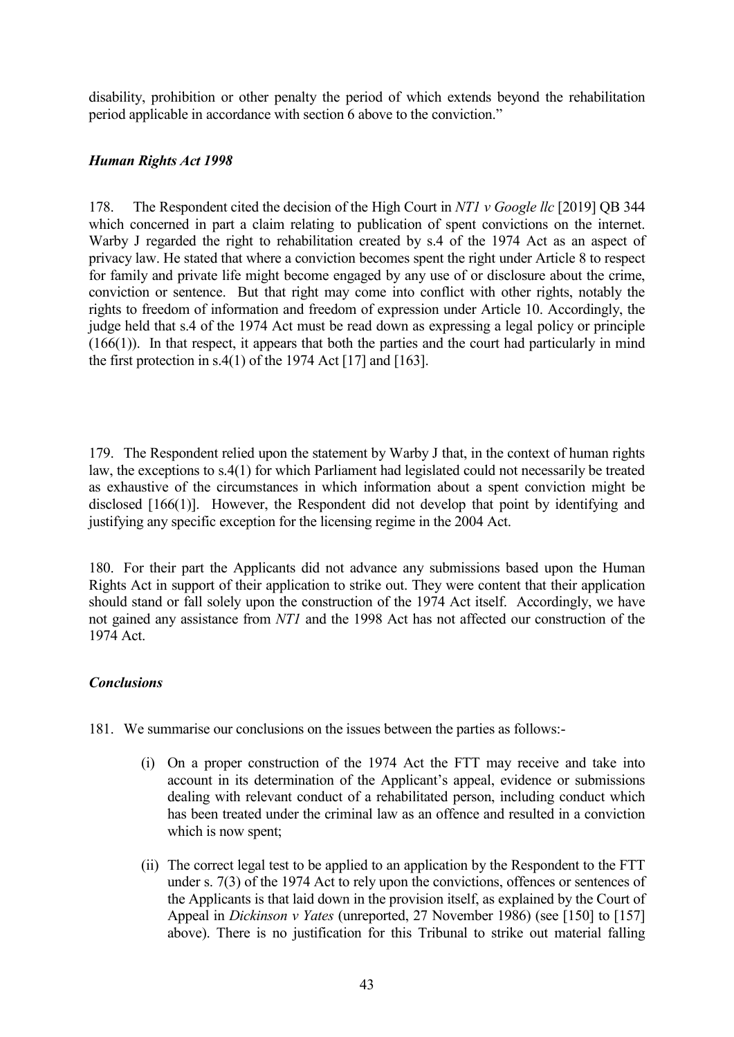disability, prohibition or other penalty the period of which extends beyond the rehabilitation period applicable in accordance with section 6 above to the conviction."

### *Human Rights Act 1998*

178. The Respondent cited the decision of the High Court in *NT1 v Google llc* [2019] QB 344 which concerned in part a claim relating to publication of spent convictions on the internet. Warby J regarded the right to rehabilitation created by s.4 of the 1974 Act as an aspect of privacy law. He stated that where a conviction becomes spent the right under Article 8 to respect for family and private life might become engaged by any use of or disclosure about the crime, conviction or sentence. But that right may come into conflict with other rights, notably the rights to freedom of information and freedom of expression under Article 10. Accordingly, the judge held that s.4 of the 1974 Act must be read down as expressing a legal policy or principle (166(1)). In that respect, it appears that both the parties and the court had particularly in mind the first protection in s.4(1) of the 1974 Act [17] and [163].

179. The Respondent relied upon the statement by Warby J that, in the context of human rights law, the exceptions to s.4(1) for which Parliament had legislated could not necessarily be treated as exhaustive of the circumstances in which information about a spent conviction might be disclosed [166(1)]. However, the Respondent did not develop that point by identifying and justifying any specific exception for the licensing regime in the 2004 Act.

180. For their part the Applicants did not advance any submissions based upon the Human Rights Act in support of their application to strike out. They were content that their application should stand or fall solely upon the construction of the 1974 Act itself. Accordingly, we have not gained any assistance from *NT1* and the 1998 Act has not affected our construction of the 1974 Act.

### *Conclusions*

181. We summarise our conclusions on the issues between the parties as follows:-

(i) On a proper construction of the 1974 Act the FTT may receive and take into account in its determination of the Applicant's appeal, evidence or submissions dealing with relevant conduct of a rehabilitated person, including conduct which has been treated under the criminal law as an offence and resulted in a conviction which is now spent;

(ii) The correct legal test to be applied to an application by the Respondent to the FTT under s. 7(3) of the 1974 Act to rely upon the convictions, offences or sentences of the Applicants is that laid down in the provision itself, as explained by the Court of Appeal in *Dickinson v Yates* (unreported, 27 November 1986) (see [150] to [157] above). There is no justification for this Tribunal to strike out material falling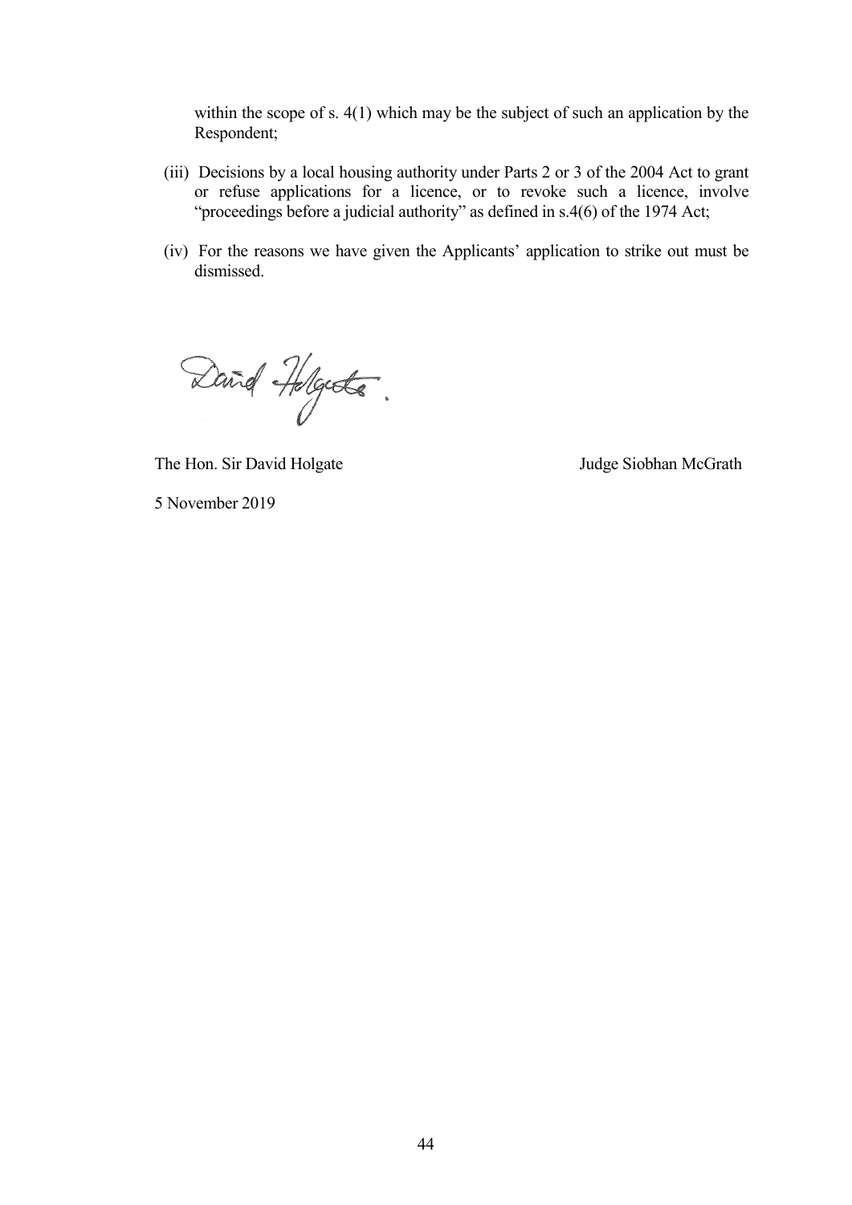within the scope of s. 4(1) which may be the subject of such an application by the Respondent;

(iii) Decisions by a local housing authority under Parts 2 or 3 of the 2004 Act to grant or refuse applications for a licence, or to revoke such a licence, involve "proceedings before a judicial authority" as defined in s.4(6) of the 1974 Act;

(iv) For the reasons we have given the Applicants' application to strike out must be dismissed.

David Holgate.

The Hon. Sir David Holgate &nbsp;&nbsp;&nbsp;&nbsp;&nbsp;&nbsp;&nbsp;&nbsp;&nbsp;&nbsp;&nbsp;&nbsp;&nbsp;&nbsp;&nbsp;&nbsp; Judge Siobhan McGrath

5 November 2019